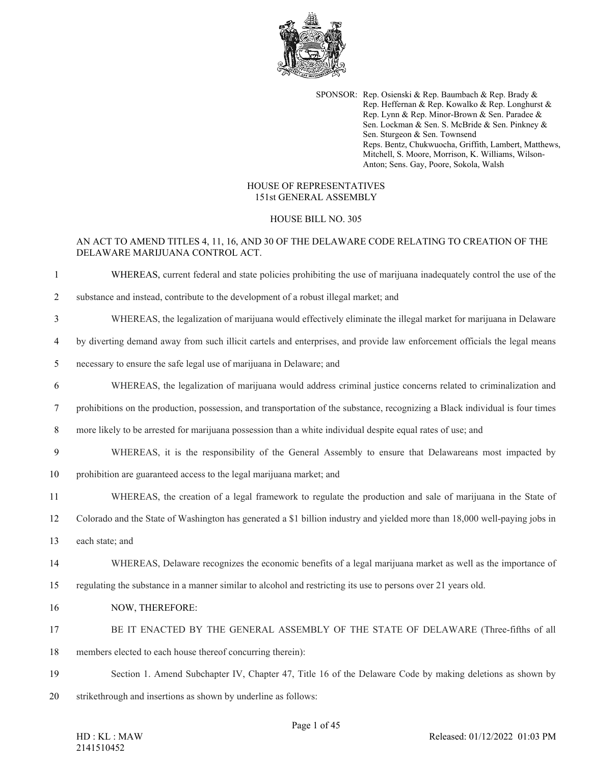SPONSOR: Rep. Osienski & Rep. Baumbach & Rep. Brady & Rep. Heffernan & Rep. Kowalko & Rep. Longhurst & Rep. Lynn & Rep. Minor-Brown & Sen. Paradee & Sen. Lockman & Sen. S. McBride & Sen. Pinkney & Sen. Sturgeon & Sen. Townsend
Reps. Bentz, Chukwuocha, Griffith, Lambert, Matthews, Mitchell, S. Moore, Morrison, K. Williams, Wilson-Anton; Sens. Gay, Poore, Sokola, Walsh

HOUSE OF REPRESENTATIVES
151st GENERAL ASSEMBLY

HOUSE BILL NO. 305

AN ACT TO AMEND TITLES 4, 11, 16, AND 30 OF THE DELAWARE CODE RELATING TO CREATION OF THE DELAWARE MARIJUANA CONTROL ACT.

1 WHEREAS, current federal and state policies prohibiting the use of marijuana inadequately control the use of the
2 substance and instead, contribute to the development of a robust illegal market; and
3 WHEREAS, the legalization of marijuana would effectively eliminate the illegal market for marijuana in Delaware
4 by diverting demand away from such illicit cartels and enterprises, and provide law enforcement officials the legal means
5 necessary to ensure the safe legal use of marijuana in Delaware; and
6 WHEREAS, the legalization of marijuana would address criminal justice concerns related to criminalization and
7 prohibitions on the production, possession, and transportation of the substance, recognizing a Black individual is four times
8 more likely to be arrested for marijuana possession than a white individual despite equal rates of use; and
9 WHEREAS, it is the responsibility of the General Assembly to ensure that Delawareans most impacted by
10 prohibition are guaranteed access to the legal marijuana market; and
11 WHEREAS, the creation of a legal framework to regulate the production and sale of marijuana in the State of
12 Colorado and the State of Washington has generated a $1 billion industry and yielded more than 18,000 well-paying jobs in
13 each state; and
14 WHEREAS, Delaware recognizes the economic benefits of a legal marijuana market as well as the importance of
15 regulating the substance in a manner similar to alcohol and restricting its use to persons over 21 years old.
16 NOW, THEREFORE:
17 BE IT ENACTED BY THE GENERAL ASSEMBLY OF THE STATE OF DELAWARE (Three-fifths of all
18 members elected to each house thereof concurring therein):
19 Section 1. Amend Subchapter IV, Chapter 47, Title 16 of the Delaware Code by making deletions as shown by
20 strikethrough and insertions as shown by underline as follows:

HD : KL : MAW
2141510452
Released: 01/12/2022 01:03 PM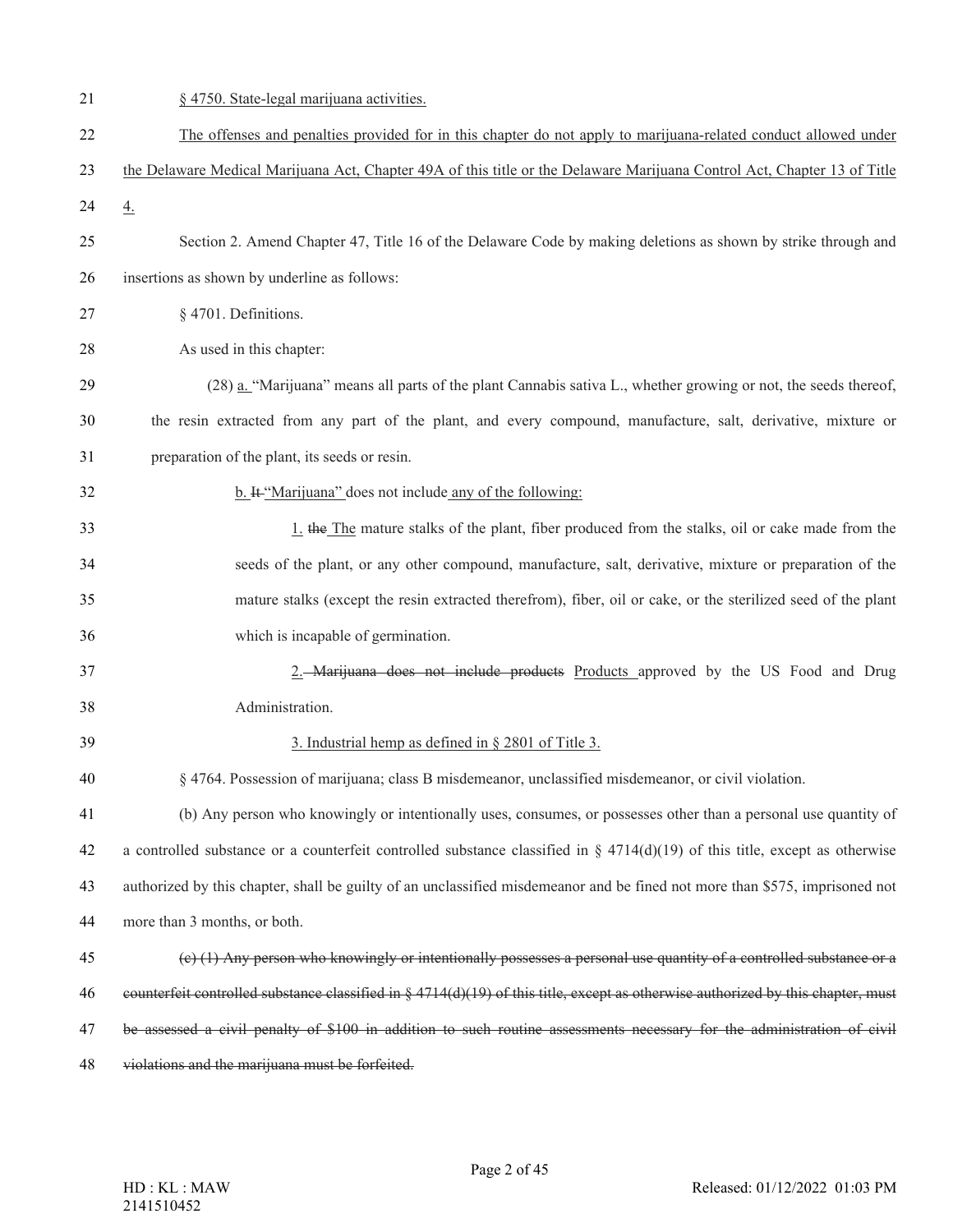21 § 4750. State-legal marijuana activities.

22 The offenses and penalties provided for in this chapter do not apply to marijuana-related conduct allowed under
23 the Delaware Medical Marijuana Act, Chapter 49A of this title or the Delaware Marijuana Control Act, Chapter 13 of Title
24 4.

25 Section 2. Amend Chapter 47, Title 16 of the Delaware Code by making deletions as shown by strike through and
26 insertions as shown by underline as follows:

27 § 4701. Definitions.

28 As used in this chapter:

29 (28) a. "Marijuana" means all parts of the plant Cannabis sativa L., whether growing or not, the seeds thereof,
30 the resin extracted from any part of the plant, and every compound, manufacture, salt, derivative, mixture or
31 preparation of the plant, its seeds or resin.

32 b. ~~It~~ "Marijuana" does not include any of the following:

33 1. ~~the~~ The mature stalks of the plant, fiber produced from the stalks, oil or cake made from the
34 seeds of the plant, or any other compound, manufacture, salt, derivative, mixture or preparation of the
35 mature stalks (except the resin extracted therefrom), fiber, oil or cake, or the sterilized seed of the plant
36 which is incapable of germination.

37 2. ~~Marijuana does not include products~~ Products approved by the US Food and Drug
38 Administration.

39 3. Industrial hemp as defined in § 2801 of Title 3.

40 § 4764. Possession of marijuana; class B misdemeanor, unclassified misdemeanor, or civil violation.

41 (b) Any person who knowingly or intentionally uses, consumes, or possesses other than a personal use quantity of
42 a controlled substance or a counterfeit controlled substance classified in § 4714(d)(19) of this title, except as otherwise
43 authorized by this chapter, shall be guilty of an unclassified misdemeanor and be fined not more than $575, imprisoned not
44 more than 3 months, or both.

45 ~~(c) (1) Any person who knowingly or intentionally possesses a personal use quantity of a controlled substance or a~~
46 ~~counterfeit controlled substance classified in § 4714(d)(19) of this title, except as otherwise authorized by this chapter, must~~
47 ~~be assessed a civil penalty of $100 in addition to such routine assessments necessary for the administration of civil~~
48 ~~violations and the marijuana must be forfeited.~~

HD : KL : MAW
2141510452

Released: 01/12/2022 01:03 PM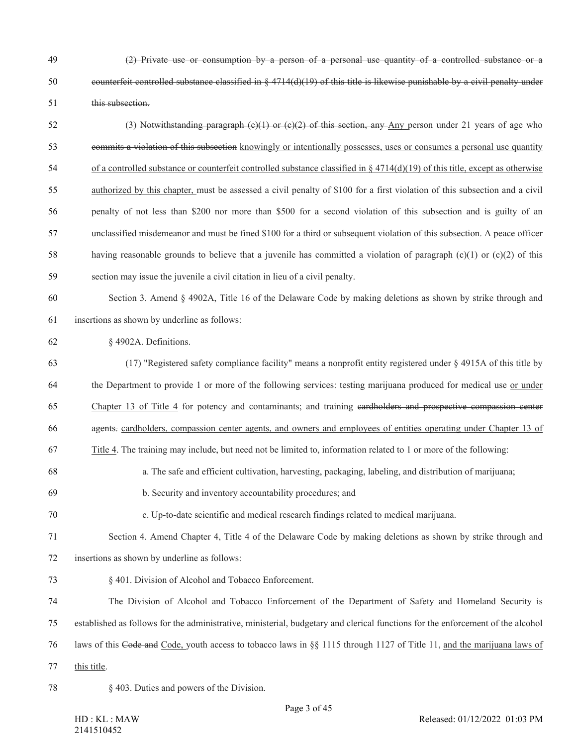~~(2) Private use or consumption by a person of a personal use quantity of a controlled substance or a counterfeit controlled substance classified in § 4714(d)(19) of this title is likewise punishable by a civil penalty under this subsection.~~

(3) ~~Notwithstanding paragraph (c)(1) or (c)(2) of this section, any~~ <u>Any</u> person under 21 years of age who ~~commits a violation of this subsection~~ <u>knowingly or intentionally possesses, uses or consumes a personal use quantity of a controlled substance or counterfeit controlled substance classified in § 4714(d)(19) of this title, except as otherwise authorized by this chapter,</u> must be assessed a civil penalty of $100 for a first violation of this subsection and a civil penalty of not less than $200 nor more than $500 for a second violation of this subsection and is guilty of an unclassified misdemeanor and must be fined $100 for a third or subsequent violation of this subsection. A peace officer having reasonable grounds to believe that a juvenile has committed a violation of paragraph (c)(1) or (c)(2) of this section may issue the juvenile a civil citation in lieu of a civil penalty.

Section 3. Amend § 4902A, Title 16 of the Delaware Code by making deletions as shown by strike through and insertions as shown by underline as follows:

§ 4902A. Definitions.

(17) "Registered safety compliance facility" means a nonprofit entity registered under § 4915A of this title by the Department to provide 1 or more of the following services: testing marijuana produced for medical use <u>or under Chapter 13 of Title 4</u> for potency and contaminants; and training ~~cardholders and prospective compassion center agents.~~ <u>cardholders, compassion center agents, and owners and employees of entities operating under Chapter 13 of Title 4</u>. The training may include, but need not be limited to, information related to 1 or more of the following:

a. The safe and efficient cultivation, harvesting, packaging, labeling, and distribution of marijuana;

b. Security and inventory accountability procedures; and

c. Up-to-date scientific and medical research findings related to medical marijuana.

Section 4. Amend Chapter 4, Title 4 of the Delaware Code by making deletions as shown by strike through and insertions as shown by underline as follows:

§ 401. Division of Alcohol and Tobacco Enforcement.

The Division of Alcohol and Tobacco Enforcement of the Department of Safety and Homeland Security is established as follows for the administrative, ministerial, budgetary and clerical functions for the enforcement of the alcohol laws of this ~~Code and~~ <u>Code,</u> youth access to tobacco laws in §§ 1115 through 1127 of Title 11, <u>and the marijuana laws of this title</u>.

§ 403. Duties and powers of the Division.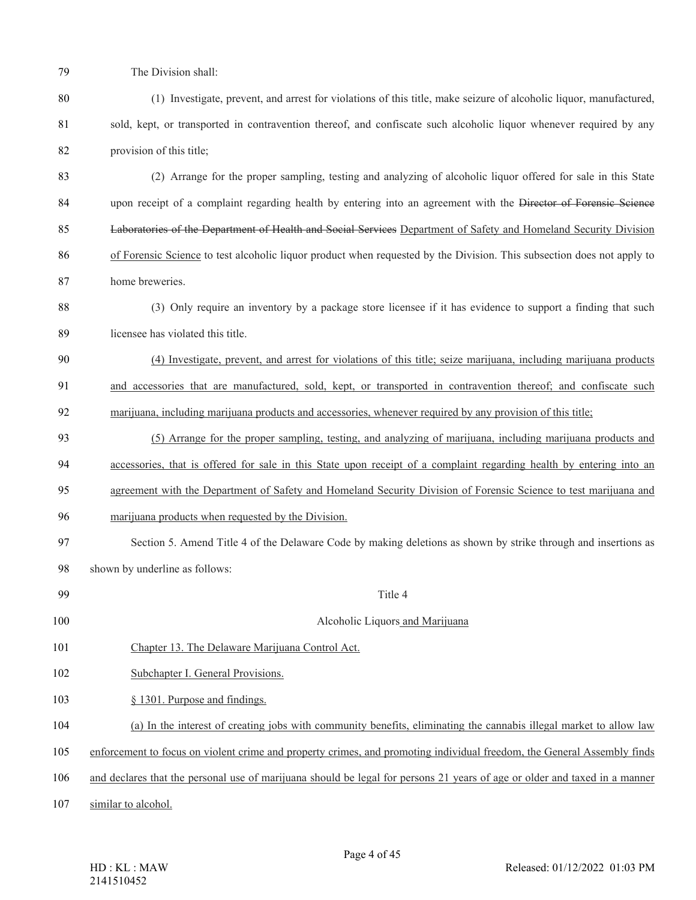The Division shall:

(1) Investigate, prevent, and arrest for violations of this title, make seizure of alcoholic liquor, manufactured, sold, kept, or transported in contravention thereof, and confiscate such alcoholic liquor whenever required by any provision of this title;

(2) Arrange for the proper sampling, testing and analyzing of alcoholic liquor offered for sale in this State upon receipt of a complaint regarding health by entering into an agreement with the ~~Director of Forensic Science Laboratories of the Department of Health and Social Services~~ <u>Department of Safety and Homeland Security Division of Forensic Science</u> to test alcoholic liquor product when requested by the Division. This subsection does not apply to home breweries.

(3) Only require an inventory by a package store licensee if it has evidence to support a finding that such licensee has violated this title.

<u>(4) Investigate, prevent, and arrest for violations of this title; seize marijuana, including marijuana products and accessories that are manufactured, sold, kept, or transported in contravention thereof; and confiscate such marijuana, including marijuana products and accessories, whenever required by any provision of this title;</u>

<u>(5) Arrange for the proper sampling, testing, and analyzing of marijuana, including marijuana products and accessories, that is offered for sale in this State upon receipt of a complaint regarding health by entering into an agreement with the Department of Safety and Homeland Security Division of Forensic Science to test marijuana and marijuana products when requested by the Division.</u>

Section 5. Amend Title 4 of the Delaware Code by making deletions as shown by strike through and insertions as shown by underline as follows:

Title 4

Alcoholic Liquors <u>and Marijuana</u>

<u>Chapter 13. The Delaware Marijuana Control Act.</u>

<u>Subchapter I. General Provisions.</u>

<u>§ 1301. Purpose and findings.</u>

<u>(a) In the interest of creating jobs with community benefits, eliminating the cannabis illegal market to allow law enforcement to focus on violent crime and property crimes, and promoting individual freedom, the General Assembly finds and declares that the personal use of marijuana should be legal for persons 21 years of age or older and taxed in a manner similar to alcohol.</u>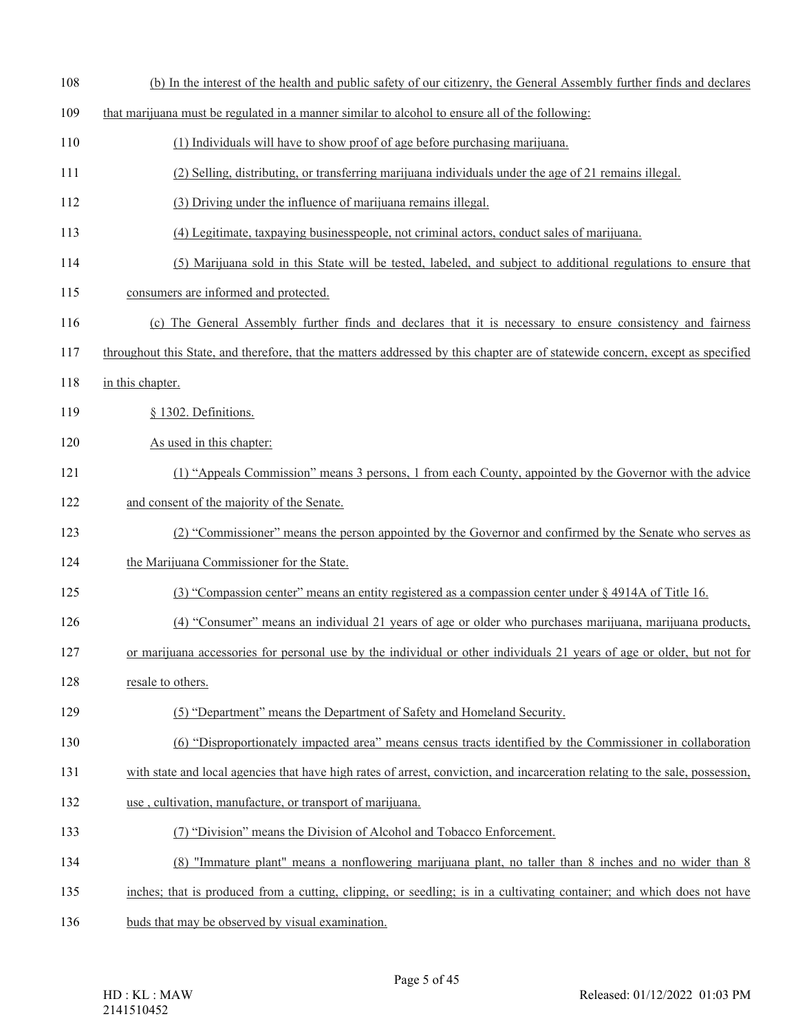(b) In the interest of the health and public safety of our citizenry, the General Assembly further finds and declares that marijuana must be regulated in a manner similar to alcohol to ensure all of the following:

(1) Individuals will have to show proof of age before purchasing marijuana.

(2) Selling, distributing, or transferring marijuana individuals under the age of 21 remains illegal.

(3) Driving under the influence of marijuana remains illegal.

(4) Legitimate, taxpaying businesspeople, not criminal actors, conduct sales of marijuana.

(5) Marijuana sold in this State will be tested, labeled, and subject to additional regulations to ensure that consumers are informed and protected.

(c) The General Assembly further finds and declares that it is necessary to ensure consistency and fairness throughout this State, and therefore, that the matters addressed by this chapter are of statewide concern, except as specified in this chapter.

§ 1302. Definitions.

As used in this chapter:

(1) "Appeals Commission" means 3 persons, 1 from each County, appointed by the Governor with the advice and consent of the majority of the Senate.

(2) "Commissioner" means the person appointed by the Governor and confirmed by the Senate who serves as the Marijuana Commissioner for the State.

(3) "Compassion center" means an entity registered as a compassion center under § 4914A of Title 16.

(4) "Consumer" means an individual 21 years of age or older who purchases marijuana, marijuana products, or marijuana accessories for personal use by the individual or other individuals 21 years of age or older, but not for resale to others.

(5) "Department" means the Department of Safety and Homeland Security.

(6) "Disproportionately impacted area" means census tracts identified by the Commissioner in collaboration with state and local agencies that have high rates of arrest, conviction, and incarceration relating to the sale, possession, use , cultivation, manufacture, or transport of marijuana.

(7) "Division" means the Division of Alcohol and Tobacco Enforcement.

(8) "Immature plant" means a nonflowering marijuana plant, no taller than 8 inches and no wider than 8 inches; that is produced from a cutting, clipping, or seedling; is in a cultivating container; and which does not have buds that may be observed by visual examination.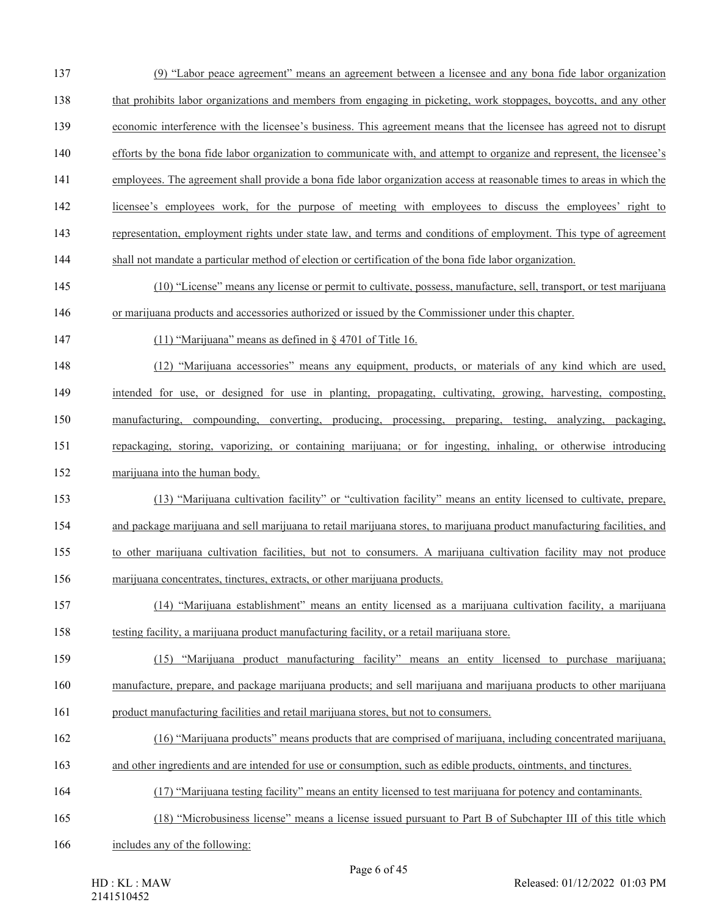(9) "Labor peace agreement" means an agreement between a licensee and any bona fide labor organization that prohibits labor organizations and members from engaging in picketing, work stoppages, boycotts, and any other economic interference with the licensee's business. This agreement means that the licensee has agreed not to disrupt efforts by the bona fide labor organization to communicate with, and attempt to organize and represent, the licensee's employees. The agreement shall provide a bona fide labor organization access at reasonable times to areas in which the licensee's employees work, for the purpose of meeting with employees to discuss the employees' right to representation, employment rights under state law, and terms and conditions of employment. This type of agreement shall not mandate a particular method of election or certification of the bona fide labor organization.

(10) "License" means any license or permit to cultivate, possess, manufacture, sell, transport, or test marijuana or marijuana products and accessories authorized or issued by the Commissioner under this chapter.

(11) "Marijuana" means as defined in § 4701 of Title 16.

(12) "Marijuana accessories" means any equipment, products, or materials of any kind which are used, intended for use, or designed for use in planting, propagating, cultivating, growing, harvesting, composting, manufacturing, compounding, converting, producing, processing, preparing, testing, analyzing, packaging, repackaging, storing, vaporizing, or containing marijuana; or for ingesting, inhaling, or otherwise introducing marijuana into the human body.

(13) "Marijuana cultivation facility" or "cultivation facility" means an entity licensed to cultivate, prepare, and package marijuana and sell marijuana to retail marijuana stores, to marijuana product manufacturing facilities, and to other marijuana cultivation facilities, but not to consumers. A marijuana cultivation facility may not produce marijuana concentrates, tinctures, extracts, or other marijuana products.

(14) "Marijuana establishment" means an entity licensed as a marijuana cultivation facility, a marijuana testing facility, a marijuana product manufacturing facility, or a retail marijuana store.

(15) "Marijuana product manufacturing facility" means an entity licensed to purchase marijuana; manufacture, prepare, and package marijuana products; and sell marijuana and marijuana products to other marijuana product manufacturing facilities and retail marijuana stores, but not to consumers.

(16) "Marijuana products" means products that are comprised of marijuana, including concentrated marijuana, and other ingredients and are intended for use or consumption, such as edible products, ointments, and tinctures.

(17) "Marijuana testing facility" means an entity licensed to test marijuana for potency and contaminants.

(18) "Microbusiness license" means a license issued pursuant to Part B of Subchapter III of this title which includes any of the following: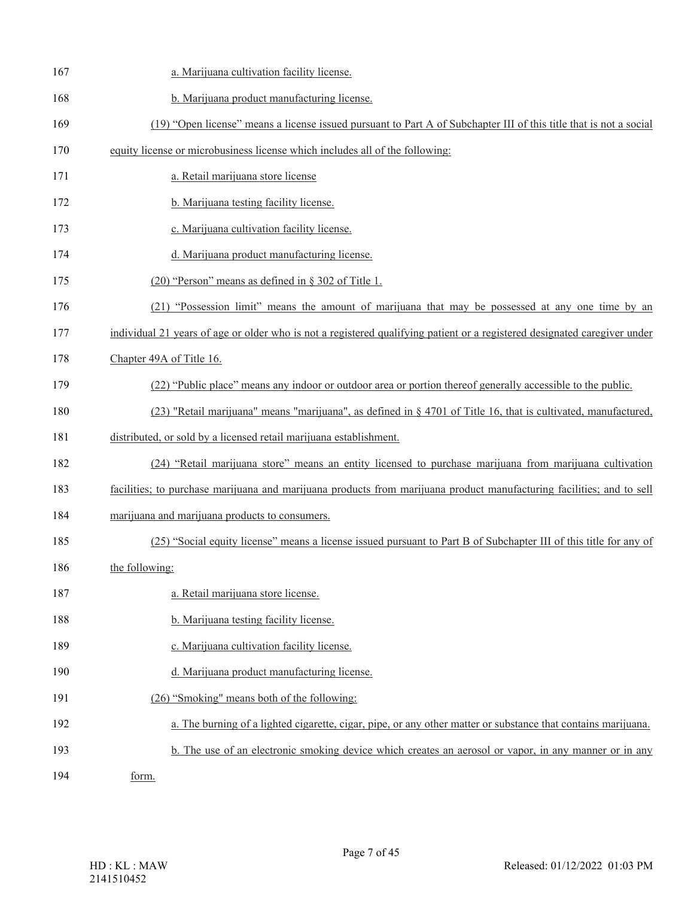a. Marijuana cultivation facility license.

b. Marijuana product manufacturing license.

(19) "Open license" means a license issued pursuant to Part A of Subchapter III of this title that is not a social equity license or microbusiness license which includes all of the following:

a. Retail marijuana store license

b. Marijuana testing facility license.

c. Marijuana cultivation facility license.

d. Marijuana product manufacturing license.

(20) "Person" means as defined in § 302 of Title 1.

(21) "Possession limit" means the amount of marijuana that may be possessed at any one time by an individual 21 years of age or older who is not a registered qualifying patient or a registered designated caregiver under Chapter 49A of Title 16.

(22) "Public place" means any indoor or outdoor area or portion thereof generally accessible to the public.

(23) "Retail marijuana" means "marijuana", as defined in § 4701 of Title 16, that is cultivated, manufactured, distributed, or sold by a licensed retail marijuana establishment.

(24) "Retail marijuana store" means an entity licensed to purchase marijuana from marijuana cultivation facilities; to purchase marijuana and marijuana products from marijuana product manufacturing facilities; and to sell marijuana and marijuana products to consumers.

(25) "Social equity license" means a license issued pursuant to Part B of Subchapter III of this title for any of the following:

a. Retail marijuana store license.

b. Marijuana testing facility license.

c. Marijuana cultivation facility license.

d. Marijuana product manufacturing license.

(26) "Smoking" means both of the following:

a. The burning of a lighted cigarette, cigar, pipe, or any other matter or substance that contains marijuana.

b. The use of an electronic smoking device which creates an aerosol or vapor, in any manner or in any form.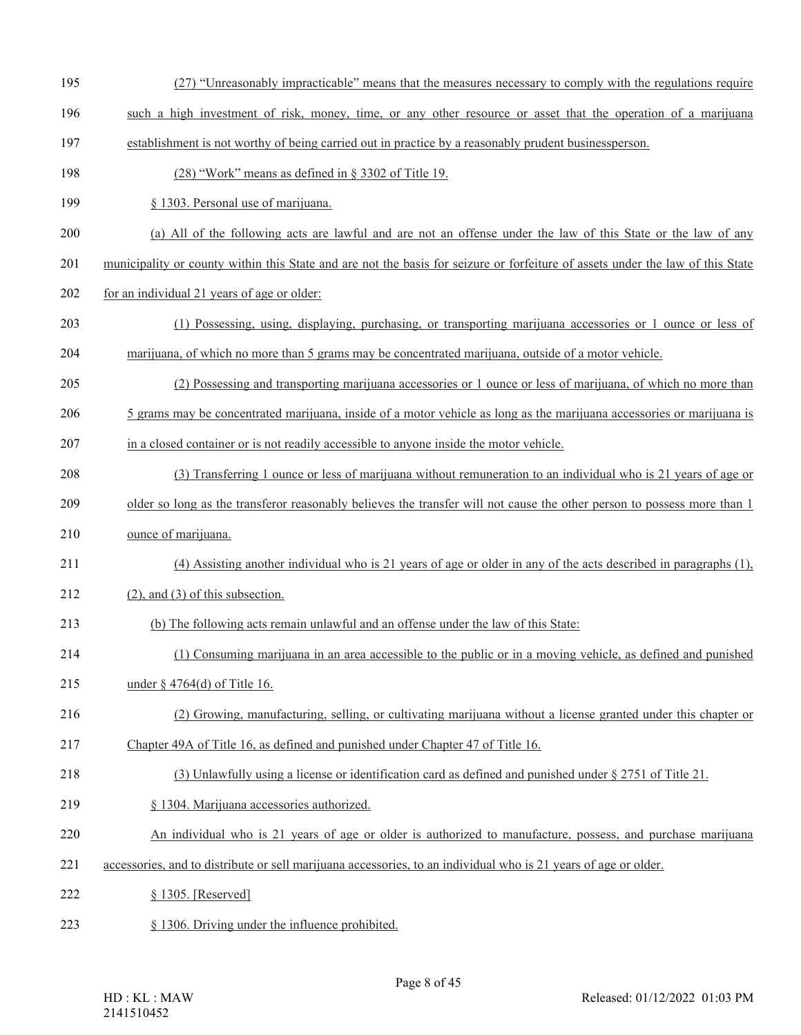(27) "Unreasonably impracticable" means that the measures necessary to comply with the regulations require such a high investment of risk, money, time, or any other resource or asset that the operation of a marijuana establishment is not worthy of being carried out in practice by a reasonably prudent businessperson.

(28) "Work" means as defined in § 3302 of Title 19.

§ 1303. Personal use of marijuana.

(a) All of the following acts are lawful and are not an offense under the law of this State or the law of any municipality or county within this State and are not the basis for seizure or forfeiture of assets under the law of this State for an individual 21 years of age or older:

(1) Possessing, using, displaying, purchasing, or transporting marijuana accessories or 1 ounce or less of marijuana, of which no more than 5 grams may be concentrated marijuana, outside of a motor vehicle.

(2) Possessing and transporting marijuana accessories or 1 ounce or less of marijuana, of which no more than 5 grams may be concentrated marijuana, inside of a motor vehicle as long as the marijuana accessories or marijuana is in a closed container or is not readily accessible to anyone inside the motor vehicle.

(3) Transferring 1 ounce or less of marijuana without remuneration to an individual who is 21 years of age or older so long as the transferor reasonably believes the transfer will not cause the other person to possess more than 1 ounce of marijuana.

(4) Assisting another individual who is 21 years of age or older in any of the acts described in paragraphs (1), (2), and (3) of this subsection.

(b) The following acts remain unlawful and an offense under the law of this State:

(1) Consuming marijuana in an area accessible to the public or in a moving vehicle, as defined and punished under § 4764(d) of Title 16.

(2) Growing, manufacturing, selling, or cultivating marijuana without a license granted under this chapter or Chapter 49A of Title 16, as defined and punished under Chapter 47 of Title 16.

(3) Unlawfully using a license or identification card as defined and punished under § 2751 of Title 21.

§ 1304. Marijuana accessories authorized.

An individual who is 21 years of age or older is authorized to manufacture, possess, and purchase marijuana accessories, and to distribute or sell marijuana accessories, to an individual who is 21 years of age or older.

§ 1305. [Reserved]

§ 1306. Driving under the influence prohibited.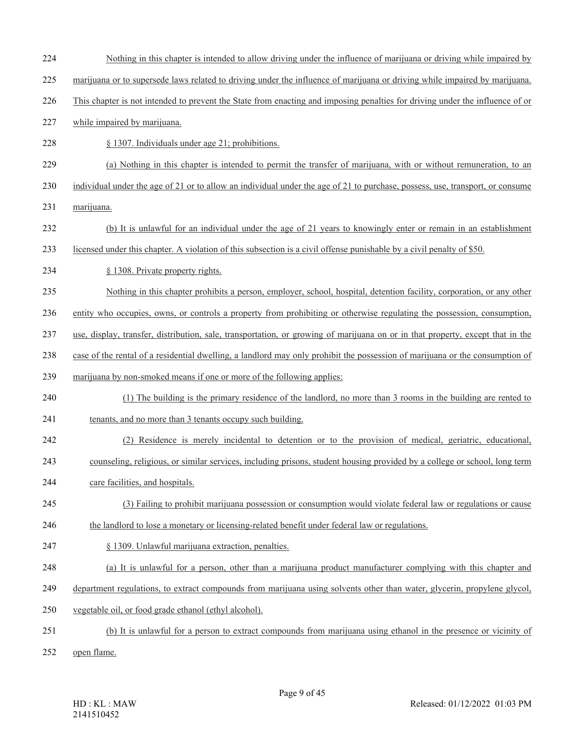Nothing in this chapter is intended to allow driving under the influence of marijuana or driving while impaired by marijuana or to supersede laws related to driving under the influence of marijuana or driving while impaired by marijuana. This chapter is not intended to prevent the State from enacting and imposing penalties for driving under the influence of or while impaired by marijuana.

§ 1307. Individuals under age 21; prohibitions.

(a) Nothing in this chapter is intended to permit the transfer of marijuana, with or without remuneration, to an individual under the age of 21 or to allow an individual under the age of 21 to purchase, possess, use, transport, or consume marijuana.

(b) It is unlawful for an individual under the age of 21 years to knowingly enter or remain in an establishment licensed under this chapter. A violation of this subsection is a civil offense punishable by a civil penalty of $50.

§ 1308. Private property rights.

Nothing in this chapter prohibits a person, employer, school, hospital, detention facility, corporation, or any other entity who occupies, owns, or controls a property from prohibiting or otherwise regulating the possession, consumption, use, display, transfer, distribution, sale, transportation, or growing of marijuana on or in that property, except that in the case of the rental of a residential dwelling, a landlord may only prohibit the possession of marijuana or the consumption of marijuana by non-smoked means if one or more of the following applies:

(1) The building is the primary residence of the landlord, no more than 3 rooms in the building are rented to tenants, and no more than 3 tenants occupy such building.

(2) Residence is merely incidental to detention or to the provision of medical, geriatric, educational, counseling, religious, or similar services, including prisons, student housing provided by a college or school, long term care facilities, and hospitals.

(3) Failing to prohibit marijuana possession or consumption would violate federal law or regulations or cause the landlord to lose a monetary or licensing-related benefit under federal law or regulations.

§ 1309. Unlawful marijuana extraction, penalties.

(a) It is unlawful for a person, other than a marijuana product manufacturer complying with this chapter and department regulations, to extract compounds from marijuana using solvents other than water, glycerin, propylene glycol, vegetable oil, or food grade ethanol (ethyl alcohol).

(b) It is unlawful for a person to extract compounds from marijuana using ethanol in the presence or vicinity of open flame.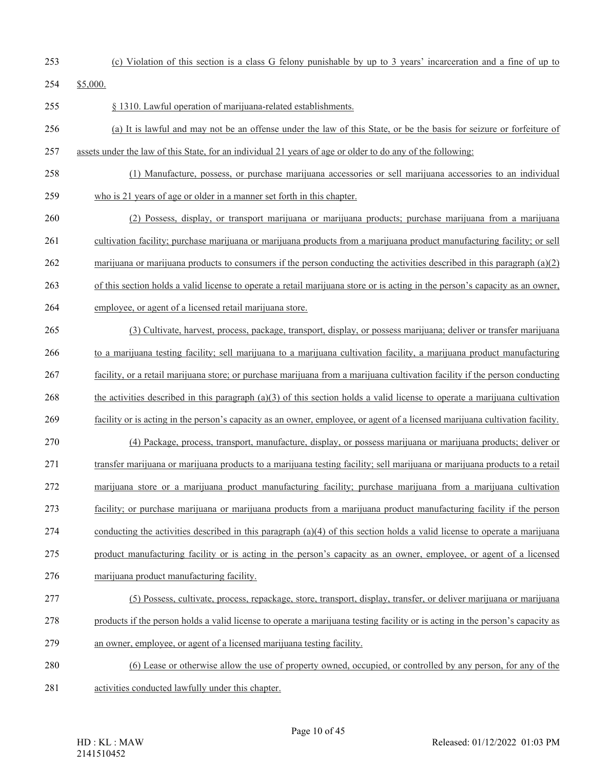(c) Violation of this section is a class G felony punishable by up to 3 years' incarceration and a fine of up to $5,000.

§ 1310. Lawful operation of marijuana-related establishments.

(a) It is lawful and may not be an offense under the law of this State, or be the basis for seizure or forfeiture of assets under the law of this State, for an individual 21 years of age or older to do any of the following:

(1) Manufacture, possess, or purchase marijuana accessories or sell marijuana accessories to an individual who is 21 years of age or older in a manner set forth in this chapter.

(2) Possess, display, or transport marijuana or marijuana products; purchase marijuana from a marijuana cultivation facility; purchase marijuana or marijuana products from a marijuana product manufacturing facility; or sell marijuana or marijuana products to consumers if the person conducting the activities described in this paragraph (a)(2) of this section holds a valid license to operate a retail marijuana store or is acting in the person's capacity as an owner, employee, or agent of a licensed retail marijuana store.

(3) Cultivate, harvest, process, package, transport, display, or possess marijuana; deliver or transfer marijuana to a marijuana testing facility; sell marijuana to a marijuana cultivation facility, a marijuana product manufacturing facility, or a retail marijuana store; or purchase marijuana from a marijuana cultivation facility if the person conducting the activities described in this paragraph (a)(3) of this section holds a valid license to operate a marijuana cultivation facility or is acting in the person's capacity as an owner, employee, or agent of a licensed marijuana cultivation facility.

(4) Package, process, transport, manufacture, display, or possess marijuana or marijuana products; deliver or transfer marijuana or marijuana products to a marijuana testing facility; sell marijuana or marijuana products to a retail marijuana store or a marijuana product manufacturing facility; purchase marijuana from a marijuana cultivation facility; or purchase marijuana or marijuana products from a marijuana product manufacturing facility if the person conducting the activities described in this paragraph (a)(4) of this section holds a valid license to operate a marijuana product manufacturing facility or is acting in the person's capacity as an owner, employee, or agent of a licensed marijuana product manufacturing facility.

(5) Possess, cultivate, process, repackage, store, transport, display, transfer, or deliver marijuana or marijuana products if the person holds a valid license to operate a marijuana testing facility or is acting in the person's capacity as an owner, employee, or agent of a licensed marijuana testing facility.

(6) Lease or otherwise allow the use of property owned, occupied, or controlled by any person, for any of the activities conducted lawfully under this chapter.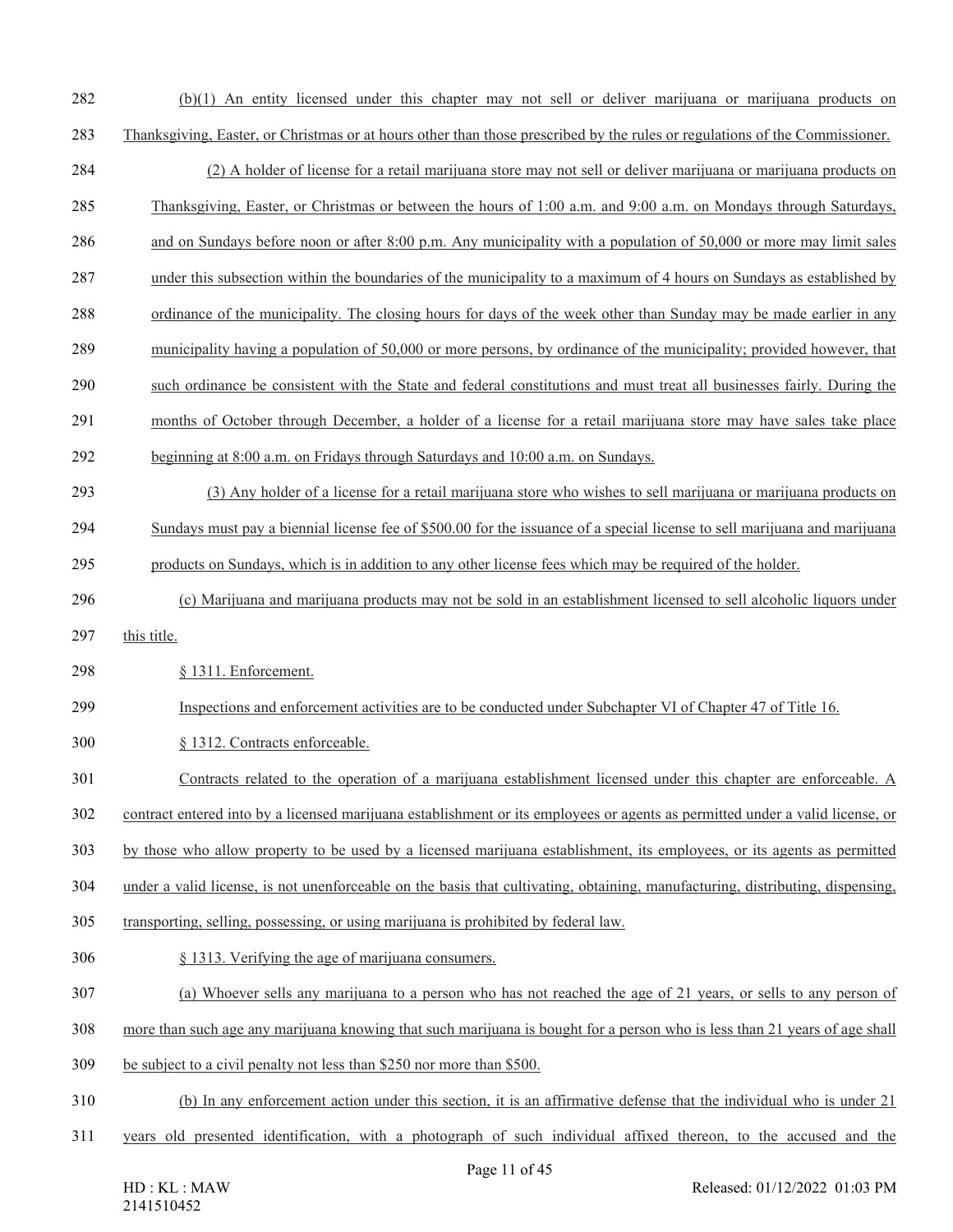(b)(1) An entity licensed under this chapter may not sell or deliver marijuana or marijuana products on Thanksgiving, Easter, or Christmas or at hours other than those prescribed by the rules or regulations of the Commissioner.

(2) A holder of license for a retail marijuana store may not sell or deliver marijuana or marijuana products on Thanksgiving, Easter, or Christmas or between the hours of 1:00 a.m. and 9:00 a.m. on Mondays through Saturdays, and on Sundays before noon or after 8:00 p.m. Any municipality with a population of 50,000 or more may limit sales under this subsection within the boundaries of the municipality to a maximum of 4 hours on Sundays as established by ordinance of the municipality. The closing hours for days of the week other than Sunday may be made earlier in any municipality having a population of 50,000 or more persons, by ordinance of the municipality; provided however, that such ordinance be consistent with the State and federal constitutions and must treat all businesses fairly. During the months of October through December, a holder of a license for a retail marijuana store may have sales take place beginning at 8:00 a.m. on Fridays through Saturdays and 10:00 a.m. on Sundays.

(3) Any holder of a license for a retail marijuana store who wishes to sell marijuana or marijuana products on Sundays must pay a biennial license fee of $500.00 for the issuance of a special license to sell marijuana and marijuana products on Sundays, which is in addition to any other license fees which may be required of the holder.

(c) Marijuana and marijuana products may not be sold in an establishment licensed to sell alcoholic liquors under this title.

§ 1311. Enforcement.

Inspections and enforcement activities are to be conducted under Subchapter VI of Chapter 47 of Title 16.

§ 1312. Contracts enforceable.

Contracts related to the operation of a marijuana establishment licensed under this chapter are enforceable. A contract entered into by a licensed marijuana establishment or its employees or agents as permitted under a valid license, or by those who allow property to be used by a licensed marijuana establishment, its employees, or its agents as permitted under a valid license, is not unenforceable on the basis that cultivating, obtaining, manufacturing, distributing, dispensing, transporting, selling, possessing, or using marijuana is prohibited by federal law.

§ 1313. Verifying the age of marijuana consumers.

(a) Whoever sells any marijuana to a person who has not reached the age of 21 years, or sells to any person of more than such age any marijuana knowing that such marijuana is bought for a person who is less than 21 years of age shall be subject to a civil penalty not less than $250 nor more than $500.

(b) In any enforcement action under this section, it is an affirmative defense that the individual who is under 21 years old presented identification, with a photograph of such individual affixed thereon, to the accused and the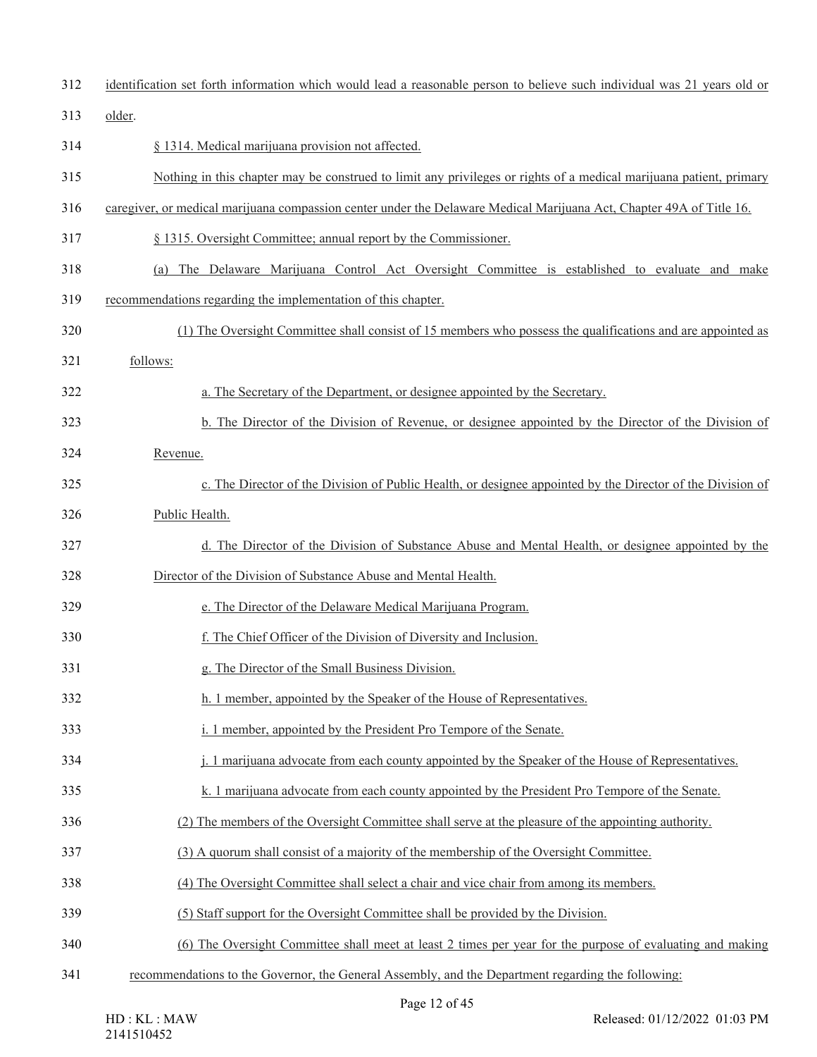identification set forth information which would lead a reasonable person to believe such individual was 21 years old or older.

§ 1314. Medical marijuana provision not affected.

Nothing in this chapter may be construed to limit any privileges or rights of a medical marijuana patient, primary caregiver, or medical marijuana compassion center under the Delaware Medical Marijuana Act, Chapter 49A of Title 16.

§ 1315. Oversight Committee; annual report by the Commissioner.

(a) The Delaware Marijuana Control Act Oversight Committee is established to evaluate and make recommendations regarding the implementation of this chapter.

(1) The Oversight Committee shall consist of 15 members who possess the qualifications and are appointed as follows:

a. The Secretary of the Department, or designee appointed by the Secretary.

b. The Director of the Division of Revenue, or designee appointed by the Director of the Division of Revenue.

c. The Director of the Division of Public Health, or designee appointed by the Director of the Division of Public Health.

d. The Director of the Division of Substance Abuse and Mental Health, or designee appointed by the Director of the Division of Substance Abuse and Mental Health.

e. The Director of the Delaware Medical Marijuana Program.

f. The Chief Officer of the Division of Diversity and Inclusion.

g. The Director of the Small Business Division.

h. 1 member, appointed by the Speaker of the House of Representatives.

i. 1 member, appointed by the President Pro Tempore of the Senate.

j. 1 marijuana advocate from each county appointed by the Speaker of the House of Representatives.

k. 1 marijuana advocate from each county appointed by the President Pro Tempore of the Senate.

(2) The members of the Oversight Committee shall serve at the pleasure of the appointing authority.

(3) A quorum shall consist of a majority of the membership of the Oversight Committee.

(4) The Oversight Committee shall select a chair and vice chair from among its members.

(5) Staff support for the Oversight Committee shall be provided by the Division.

(6) The Oversight Committee shall meet at least 2 times per year for the purpose of evaluating and making recommendations to the Governor, the General Assembly, and the Department regarding the following: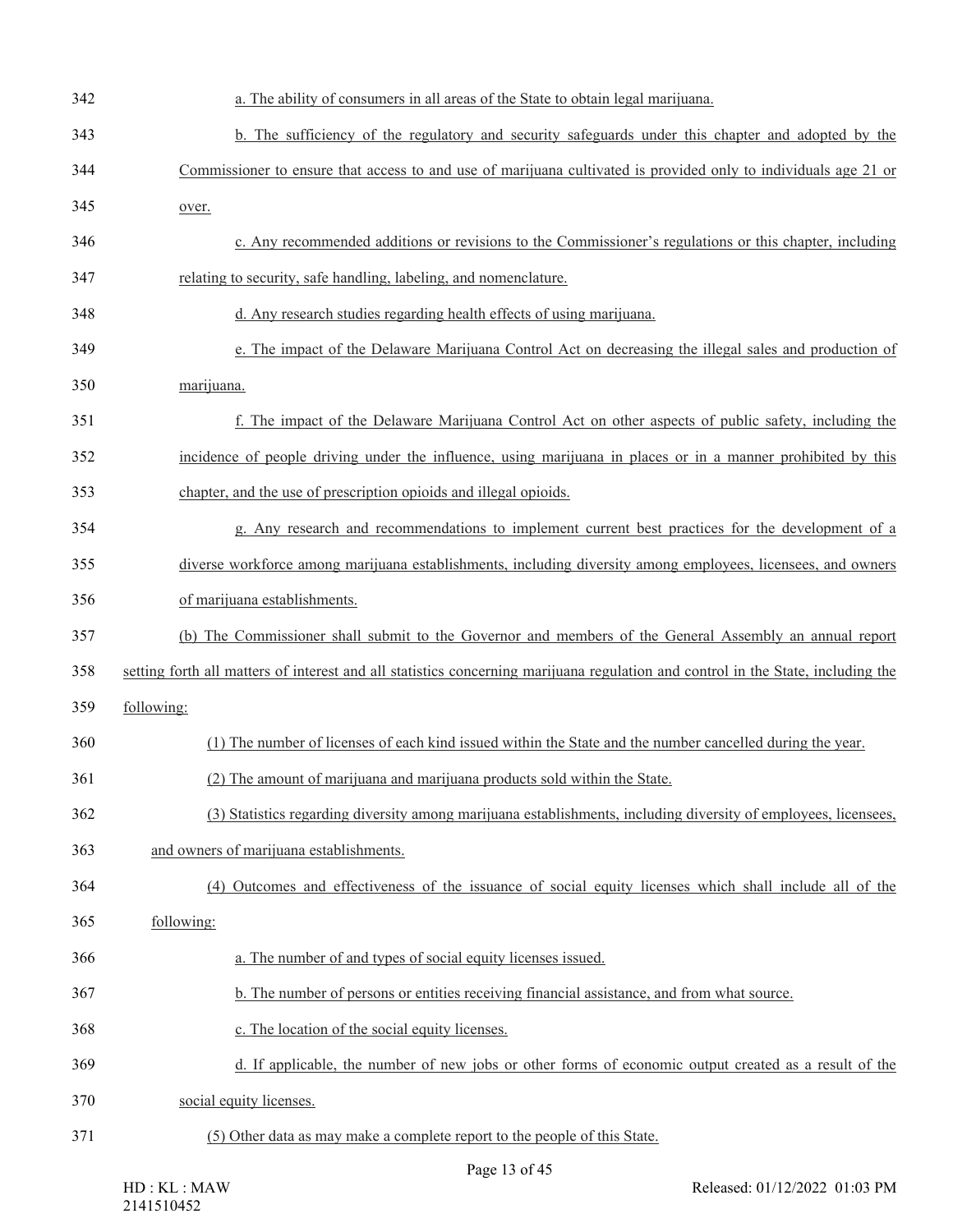a. The ability of consumers in all areas of the State to obtain legal marijuana.

b. The sufficiency of the regulatory and security safeguards under this chapter and adopted by the Commissioner to ensure that access to and use of marijuana cultivated is provided only to individuals age 21 or over.

c. Any recommended additions or revisions to the Commissioner's regulations or this chapter, including relating to security, safe handling, labeling, and nomenclature.

d. Any research studies regarding health effects of using marijuana.

e. The impact of the Delaware Marijuana Control Act on decreasing the illegal sales and production of marijuana.

f. The impact of the Delaware Marijuana Control Act on other aspects of public safety, including the incidence of people driving under the influence, using marijuana in places or in a manner prohibited by this chapter, and the use of prescription opioids and illegal opioids.

g. Any research and recommendations to implement current best practices for the development of a diverse workforce among marijuana establishments, including diversity among employees, licensees, and owners of marijuana establishments.

(b) The Commissioner shall submit to the Governor and members of the General Assembly an annual report setting forth all matters of interest and all statistics concerning marijuana regulation and control in the State, including the following:

(1) The number of licenses of each kind issued within the State and the number cancelled during the year.

(2) The amount of marijuana and marijuana products sold within the State.

(3) Statistics regarding diversity among marijuana establishments, including diversity of employees, licensees, and owners of marijuana establishments.

(4) Outcomes and effectiveness of the issuance of social equity licenses which shall include all of the following:

a. The number of and types of social equity licenses issued.

b. The number of persons or entities receiving financial assistance, and from what source.

c. The location of the social equity licenses.

d. If applicable, the number of new jobs or other forms of economic output created as a result of the social equity licenses.

(5) Other data as may make a complete report to the people of this State.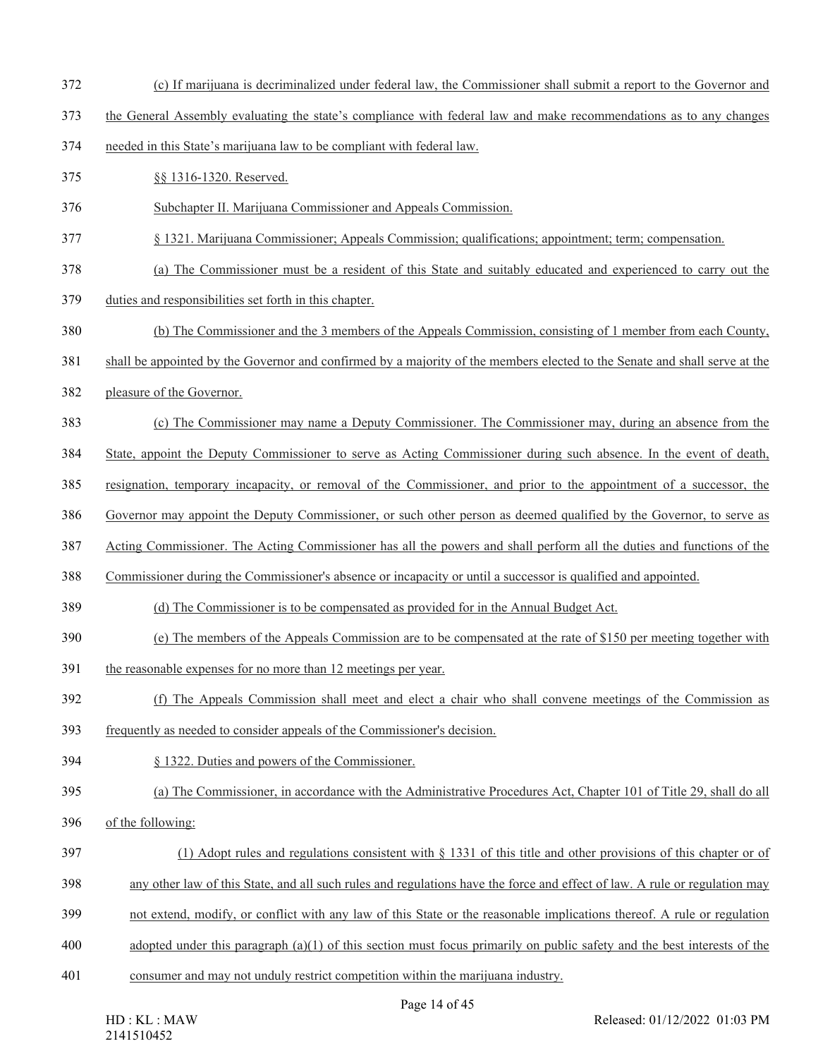(c) If marijuana is decriminalized under federal law, the Commissioner shall submit a report to the Governor and the General Assembly evaluating the state's compliance with federal law and make recommendations as to any changes needed in this State's marijuana law to be compliant with federal law.

§§ 1316-1320. Reserved.

Subchapter II. Marijuana Commissioner and Appeals Commission.

§ 1321. Marijuana Commissioner; Appeals Commission; qualifications; appointment; term; compensation.

(a) The Commissioner must be a resident of this State and suitably educated and experienced to carry out the duties and responsibilities set forth in this chapter.

(b) The Commissioner and the 3 members of the Appeals Commission, consisting of 1 member from each County, shall be appointed by the Governor and confirmed by a majority of the members elected to the Senate and shall serve at the pleasure of the Governor.

(c) The Commissioner may name a Deputy Commissioner. The Commissioner may, during an absence from the State, appoint the Deputy Commissioner to serve as Acting Commissioner during such absence. In the event of death, resignation, temporary incapacity, or removal of the Commissioner, and prior to the appointment of a successor, the Governor may appoint the Deputy Commissioner, or such other person as deemed qualified by the Governor, to serve as Acting Commissioner. The Acting Commissioner has all the powers and shall perform all the duties and functions of the Commissioner during the Commissioner's absence or incapacity or until a successor is qualified and appointed.

(d) The Commissioner is to be compensated as provided for in the Annual Budget Act.

(e) The members of the Appeals Commission are to be compensated at the rate of $150 per meeting together with the reasonable expenses for no more than 12 meetings per year.

(f) The Appeals Commission shall meet and elect a chair who shall convene meetings of the Commission as frequently as needed to consider appeals of the Commissioner's decision.

§ 1322. Duties and powers of the Commissioner.

(a) The Commissioner, in accordance with the Administrative Procedures Act, Chapter 101 of Title 29, shall do all of the following:

(1) Adopt rules and regulations consistent with § 1331 of this title and other provisions of this chapter or of any other law of this State, and all such rules and regulations have the force and effect of law. A rule or regulation may not extend, modify, or conflict with any law of this State or the reasonable implications thereof. A rule or regulation adopted under this paragraph (a)(1) of this section must focus primarily on public safety and the best interests of the consumer and may not unduly restrict competition within the marijuana industry.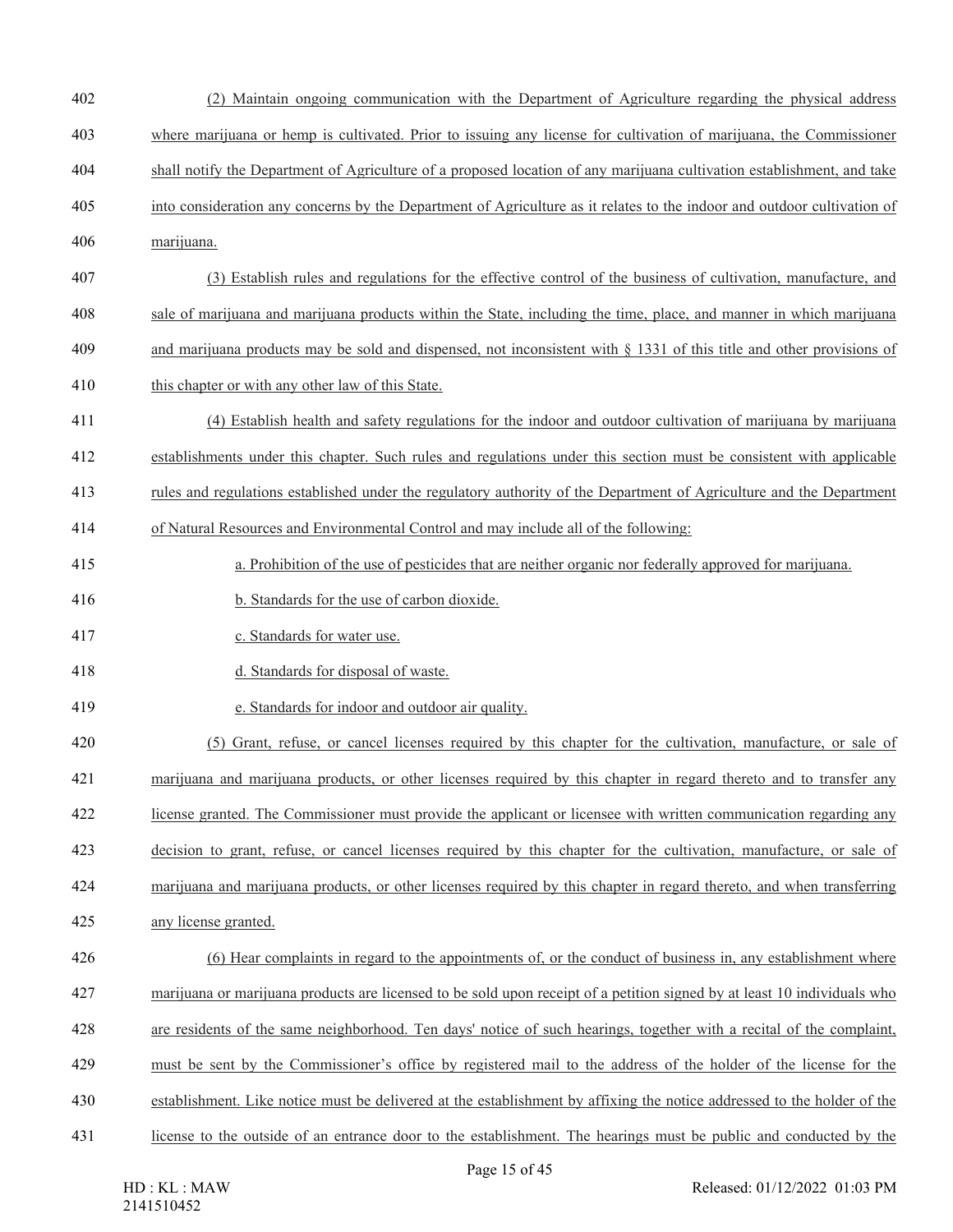(2) Maintain ongoing communication with the Department of Agriculture regarding the physical address where marijuana or hemp is cultivated. Prior to issuing any license for cultivation of marijuana, the Commissioner shall notify the Department of Agriculture of a proposed location of any marijuana cultivation establishment, and take into consideration any concerns by the Department of Agriculture as it relates to the indoor and outdoor cultivation of marijuana.

(3) Establish rules and regulations for the effective control of the business of cultivation, manufacture, and sale of marijuana and marijuana products within the State, including the time, place, and manner in which marijuana and marijuana products may be sold and dispensed, not inconsistent with § 1331 of this title and other provisions of this chapter or with any other law of this State.

(4) Establish health and safety regulations for the indoor and outdoor cultivation of marijuana by marijuana establishments under this chapter. Such rules and regulations under this section must be consistent with applicable rules and regulations established under the regulatory authority of the Department of Agriculture and the Department of Natural Resources and Environmental Control and may include all of the following:

a. Prohibition of the use of pesticides that are neither organic nor federally approved for marijuana.

b. Standards for the use of carbon dioxide.

c. Standards for water use.

d. Standards for disposal of waste.

e. Standards for indoor and outdoor air quality.

(5) Grant, refuse, or cancel licenses required by this chapter for the cultivation, manufacture, or sale of marijuana and marijuana products, or other licenses required by this chapter in regard thereto and to transfer any license granted. The Commissioner must provide the applicant or licensee with written communication regarding any decision to grant, refuse, or cancel licenses required by this chapter for the cultivation, manufacture, or sale of marijuana and marijuana products, or other licenses required by this chapter in regard thereto, and when transferring any license granted.

(6) Hear complaints in regard to the appointments of, or the conduct of business in, any establishment where marijuana or marijuana products are licensed to be sold upon receipt of a petition signed by at least 10 individuals who are residents of the same neighborhood. Ten days' notice of such hearings, together with a recital of the complaint, must be sent by the Commissioner's office by registered mail to the address of the holder of the license for the establishment. Like notice must be delivered at the establishment by affixing the notice addressed to the holder of the license to the outside of an entrance door to the establishment. The hearings must be public and conducted by the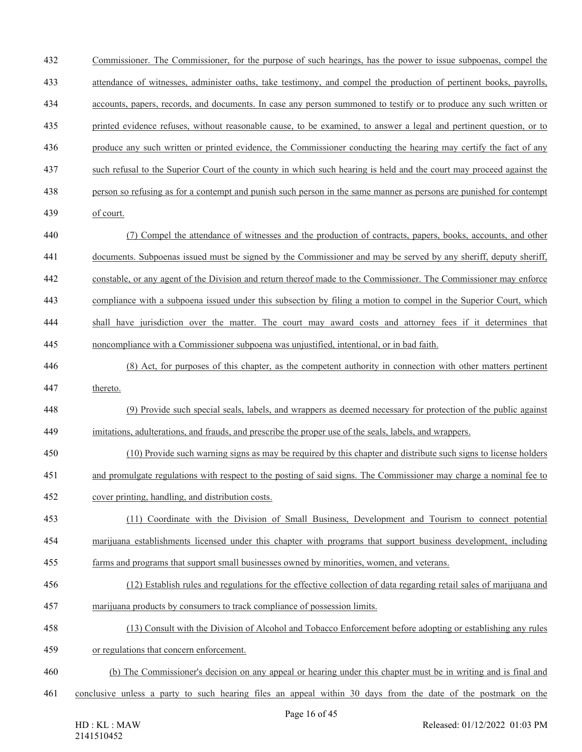Commissioner. The Commissioner, for the purpose of such hearings, has the power to issue subpoenas, compel the attendance of witnesses, administer oaths, take testimony, and compel the production of pertinent books, payrolls, accounts, papers, records, and documents. In case any person summoned to testify or to produce any such written or printed evidence refuses, without reasonable cause, to be examined, to answer a legal and pertinent question, or to produce any such written or printed evidence, the Commissioner conducting the hearing may certify the fact of any such refusal to the Superior Court of the county in which such hearing is held and the court may proceed against the person so refusing as for a contempt and punish such person in the same manner as persons are punished for contempt of court.

(7) Compel the attendance of witnesses and the production of contracts, papers, books, accounts, and other documents. Subpoenas issued must be signed by the Commissioner and may be served by any sheriff, deputy sheriff, constable, or any agent of the Division and return thereof made to the Commissioner. The Commissioner may enforce compliance with a subpoena issued under this subsection by filing a motion to compel in the Superior Court, which shall have jurisdiction over the matter. The court may award costs and attorney fees if it determines that noncompliance with a Commissioner subpoena was unjustified, intentional, or in bad faith.

(8) Act, for purposes of this chapter, as the competent authority in connection with other matters pertinent thereto.

(9) Provide such special seals, labels, and wrappers as deemed necessary for protection of the public against imitations, adulterations, and frauds, and prescribe the proper use of the seals, labels, and wrappers.

(10) Provide such warning signs as may be required by this chapter and distribute such signs to license holders and promulgate regulations with respect to the posting of said signs. The Commissioner may charge a nominal fee to cover printing, handling, and distribution costs.

(11) Coordinate with the Division of Small Business, Development and Tourism to connect potential marijuana establishments licensed under this chapter with programs that support business development, including farms and programs that support small businesses owned by minorities, women, and veterans.

(12) Establish rules and regulations for the effective collection of data regarding retail sales of marijuana and marijuana products by consumers to track compliance of possession limits.

(13) Consult with the Division of Alcohol and Tobacco Enforcement before adopting or establishing any rules or regulations that concern enforcement.

(b) The Commissioner's decision on any appeal or hearing under this chapter must be in writing and is final and conclusive unless a party to such hearing files an appeal within 30 days from the date of the postmark on the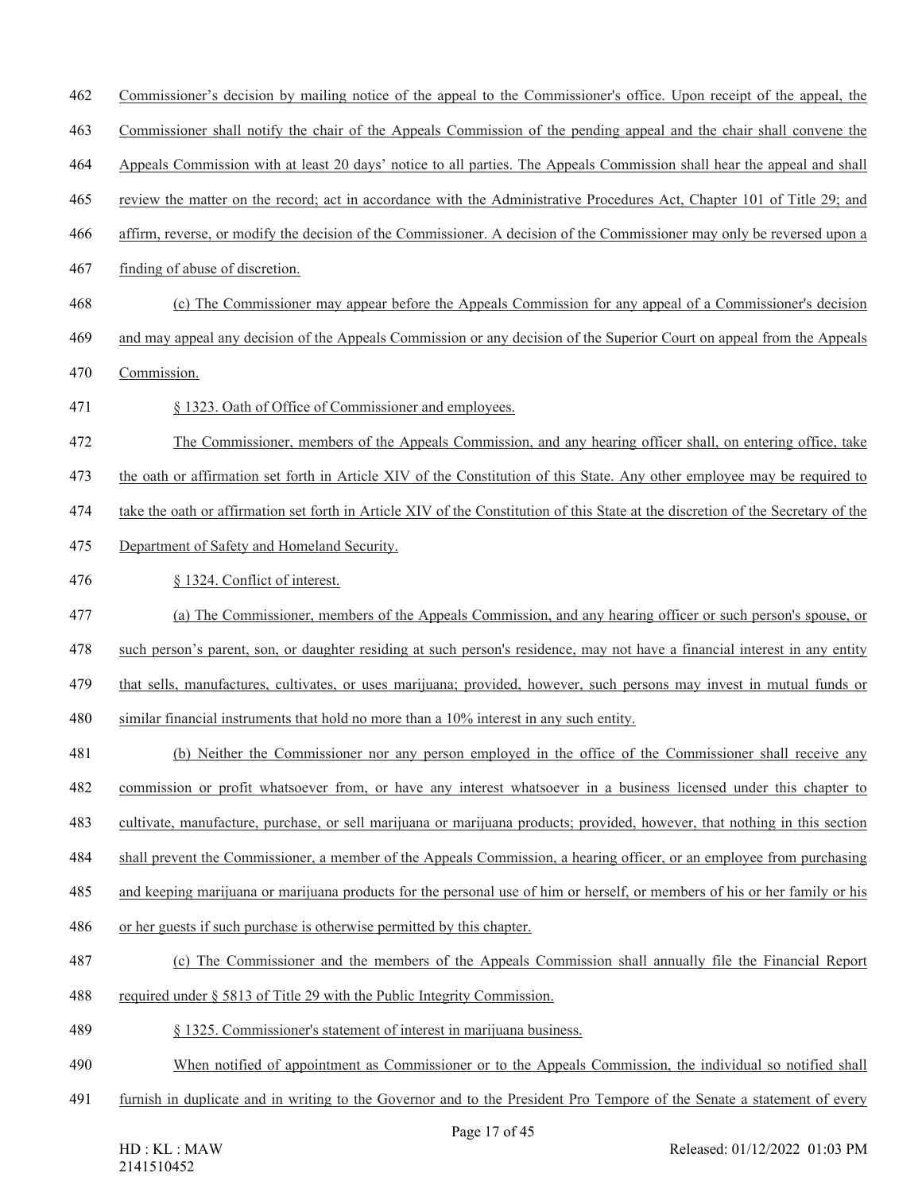Commissioner's decision by mailing notice of the appeal to the Commissioner's office. Upon receipt of the appeal, the Commissioner shall notify the chair of the Appeals Commission of the pending appeal and the chair shall convene the Appeals Commission with at least 20 days' notice to all parties. The Appeals Commission shall hear the appeal and shall review the matter on the record; act in accordance with the Administrative Procedures Act, Chapter 101 of Title 29; and affirm, reverse, or modify the decision of the Commissioner. A decision of the Commissioner may only be reversed upon a finding of abuse of discretion.

(c) The Commissioner may appear before the Appeals Commission for any appeal of a Commissioner's decision and may appeal any decision of the Appeals Commission or any decision of the Superior Court on appeal from the Appeals Commission.

§ 1323. Oath of Office of Commissioner and employees.

The Commissioner, members of the Appeals Commission, and any hearing officer shall, on entering office, take the oath or affirmation set forth in Article XIV of the Constitution of this State. Any other employee may be required to take the oath or affirmation set forth in Article XIV of the Constitution of this State at the discretion of the Secretary of the Department of Safety and Homeland Security.

§ 1324. Conflict of interest.

(a) The Commissioner, members of the Appeals Commission, and any hearing officer or such person's spouse, or such person's parent, son, or daughter residing at such person's residence, may not have a financial interest in any entity that sells, manufactures, cultivates, or uses marijuana; provided, however, such persons may invest in mutual funds or similar financial instruments that hold no more than a 10% interest in any such entity.

(b) Neither the Commissioner nor any person employed in the office of the Commissioner shall receive any commission or profit whatsoever from, or have any interest whatsoever in a business licensed under this chapter to cultivate, manufacture, purchase, or sell marijuana or marijuana products; provided, however, that nothing in this section shall prevent the Commissioner, a member of the Appeals Commission, a hearing officer, or an employee from purchasing and keeping marijuana or marijuana products for the personal use of him or herself, or members of his or her family or his or her guests if such purchase is otherwise permitted by this chapter.

(c) The Commissioner and the members of the Appeals Commission shall annually file the Financial Report required under § 5813 of Title 29 with the Public Integrity Commission.

§ 1325. Commissioner's statement of interest in marijuana business.

When notified of appointment as Commissioner or to the Appeals Commission, the individual so notified shall furnish in duplicate and in writing to the Governor and to the President Pro Tempore of the Senate a statement of every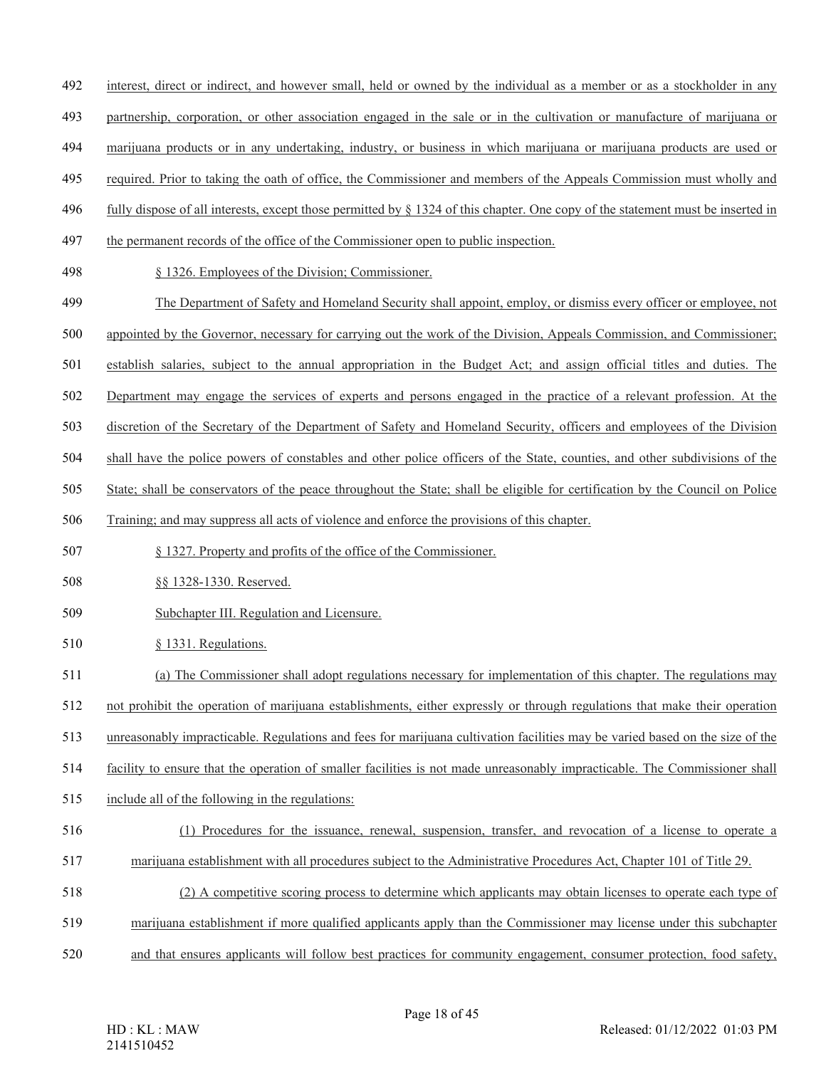interest, direct or indirect, and however small, held or owned by the individual as a member or as a stockholder in any partnership, corporation, or other association engaged in the sale or in the cultivation or manufacture of marijuana or marijuana products or in any undertaking, industry, or business in which marijuana or marijuana products are used or required. Prior to taking the oath of office, the Commissioner and members of the Appeals Commission must wholly and fully dispose of all interests, except those permitted by § 1324 of this chapter. One copy of the statement must be inserted in the permanent records of the office of the Commissioner open to public inspection.

§ 1326. Employees of the Division; Commissioner.

The Department of Safety and Homeland Security shall appoint, employ, or dismiss every officer or employee, not appointed by the Governor, necessary for carrying out the work of the Division, Appeals Commission, and Commissioner; establish salaries, subject to the annual appropriation in the Budget Act; and assign official titles and duties. The Department may engage the services of experts and persons engaged in the practice of a relevant profession. At the discretion of the Secretary of the Department of Safety and Homeland Security, officers and employees of the Division shall have the police powers of constables and other police officers of the State, counties, and other subdivisions of the State; shall be conservators of the peace throughout the State; shall be eligible for certification by the Council on Police Training; and may suppress all acts of violence and enforce the provisions of this chapter.

§ 1327. Property and profits of the office of the Commissioner.

§§ 1328-1330. Reserved.

Subchapter III. Regulation and Licensure.

§ 1331. Regulations.

(a) The Commissioner shall adopt regulations necessary for implementation of this chapter. The regulations may not prohibit the operation of marijuana establishments, either expressly or through regulations that make their operation unreasonably impracticable. Regulations and fees for marijuana cultivation facilities may be varied based on the size of the facility to ensure that the operation of smaller facilities is not made unreasonably impracticable. The Commissioner shall include all of the following in the regulations:

(1) Procedures for the issuance, renewal, suspension, transfer, and revocation of a license to operate a marijuana establishment with all procedures subject to the Administrative Procedures Act, Chapter 101 of Title 29.

(2) A competitive scoring process to determine which applicants may obtain licenses to operate each type of marijuana establishment if more qualified applicants apply than the Commissioner may license under this subchapter and that ensures applicants will follow best practices for community engagement, consumer protection, food safety,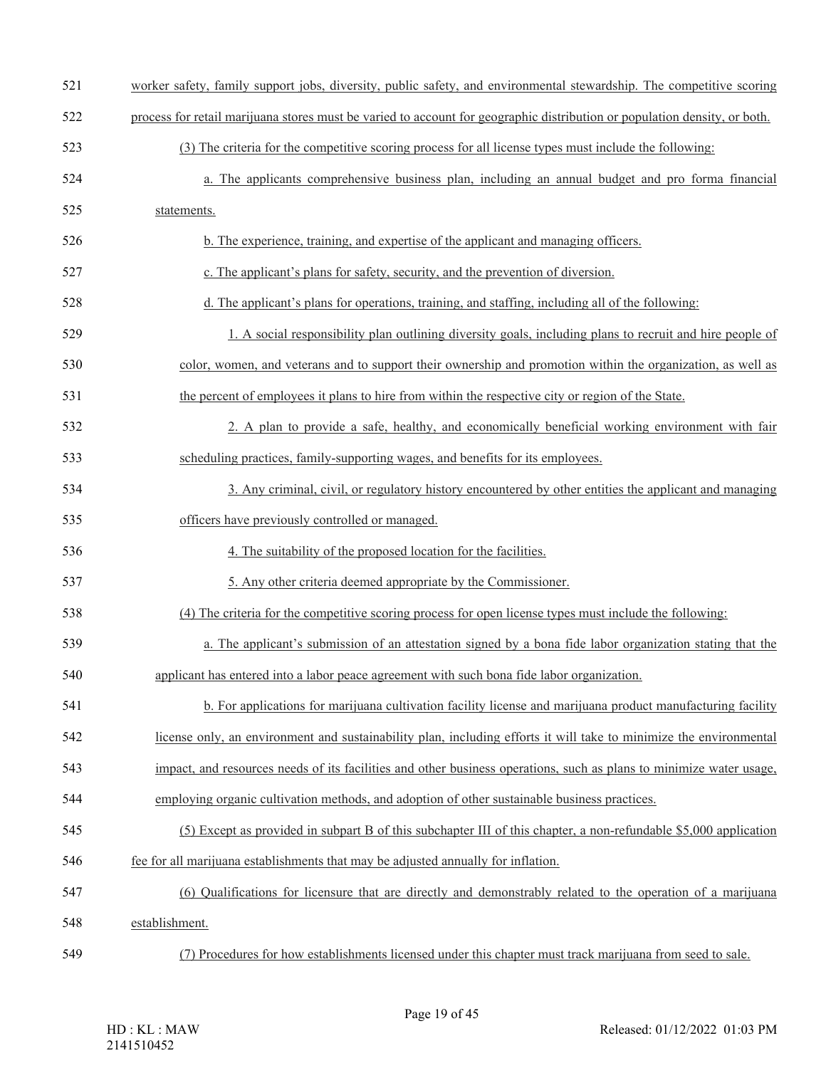worker safety, family support jobs, diversity, public safety, and environmental stewardship. The competitive scoring process for retail marijuana stores must be varied to account for geographic distribution or population density, or both.

(3) The criteria for the competitive scoring process for all license types must include the following:

a. The applicants comprehensive business plan, including an annual budget and pro forma financial statements.

b. The experience, training, and expertise of the applicant and managing officers.

c. The applicant's plans for safety, security, and the prevention of diversion.

d. The applicant's plans for operations, training, and staffing, including all of the following:

1. A social responsibility plan outlining diversity goals, including plans to recruit and hire people of color, women, and veterans and to support their ownership and promotion within the organization, as well as the percent of employees it plans to hire from within the respective city or region of the State.

2. A plan to provide a safe, healthy, and economically beneficial working environment with fair scheduling practices, family-supporting wages, and benefits for its employees.

3. Any criminal, civil, or regulatory history encountered by other entities the applicant and managing officers have previously controlled or managed.

4. The suitability of the proposed location for the facilities.

5. Any other criteria deemed appropriate by the Commissioner.

(4) The criteria for the competitive scoring process for open license types must include the following:

a. The applicant's submission of an attestation signed by a bona fide labor organization stating that the applicant has entered into a labor peace agreement with such bona fide labor organization.

b. For applications for marijuana cultivation facility license and marijuana product manufacturing facility license only, an environment and sustainability plan, including efforts it will take to minimize the environmental impact, and resources needs of its facilities and other business operations, such as plans to minimize water usage, employing organic cultivation methods, and adoption of other sustainable business practices.

(5) Except as provided in subpart B of this subchapter III of this chapter, a non-refundable $5,000 application fee for all marijuana establishments that may be adjusted annually for inflation.

(6) Qualifications for licensure that are directly and demonstrably related to the operation of a marijuana establishment.

(7) Procedures for how establishments licensed under this chapter must track marijuana from seed to sale.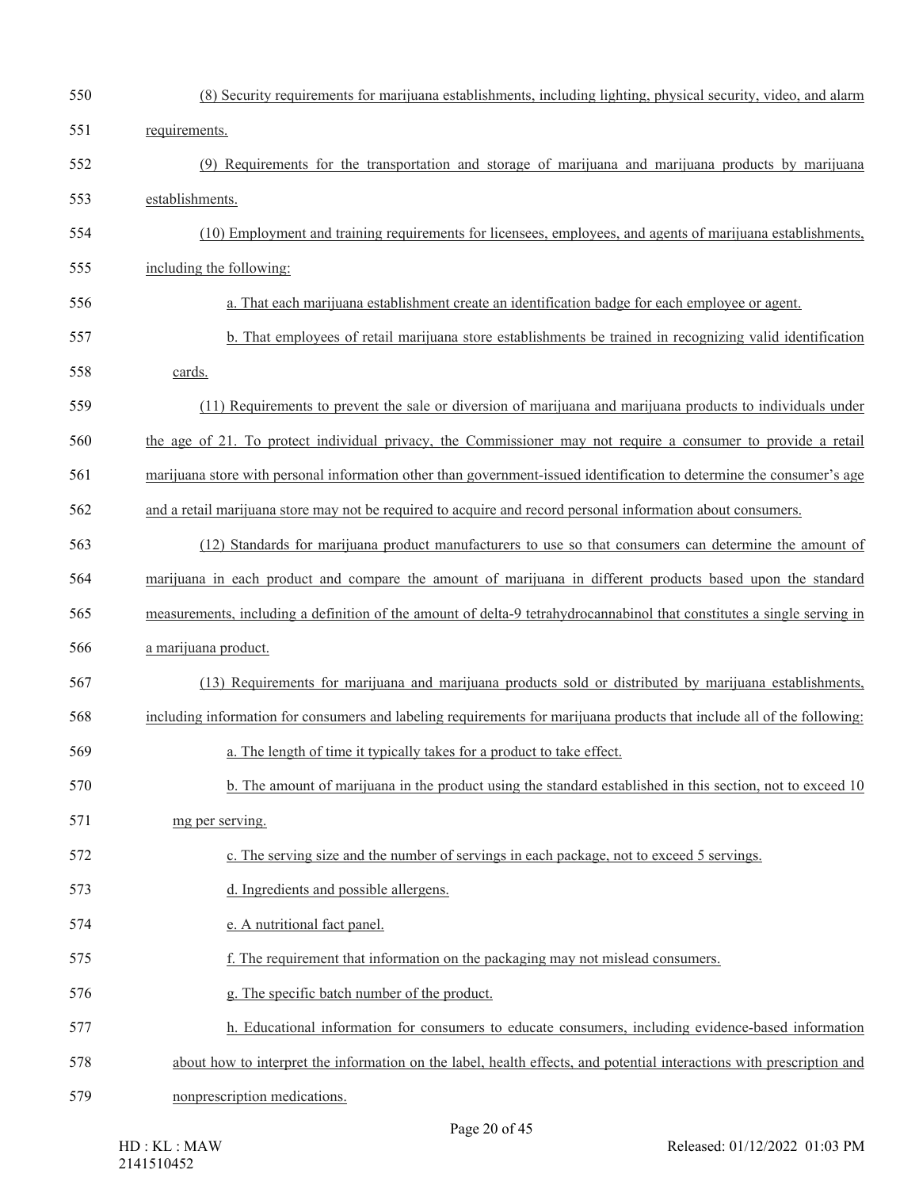(8) Security requirements for marijuana establishments, including lighting, physical security, video, and alarm requirements.

(9) Requirements for the transportation and storage of marijuana and marijuana products by marijuana establishments.

(10) Employment and training requirements for licensees, employees, and agents of marijuana establishments, including the following:

a. That each marijuana establishment create an identification badge for each employee or agent.

b. That employees of retail marijuana store establishments be trained in recognizing valid identification cards.

(11) Requirements to prevent the sale or diversion of marijuana and marijuana products to individuals under the age of 21. To protect individual privacy, the Commissioner may not require a consumer to provide a retail marijuana store with personal information other than government-issued identification to determine the consumer's age and a retail marijuana store may not be required to acquire and record personal information about consumers.

(12) Standards for marijuana product manufacturers to use so that consumers can determine the amount of marijuana in each product and compare the amount of marijuana in different products based upon the standard measurements, including a definition of the amount of delta-9 tetrahydrocannabinol that constitutes a single serving in a marijuana product.

(13) Requirements for marijuana and marijuana products sold or distributed by marijuana establishments, including information for consumers and labeling requirements for marijuana products that include all of the following:

a. The length of time it typically takes for a product to take effect.

b. The amount of marijuana in the product using the standard established in this section, not to exceed 10 mg per serving.

c. The serving size and the number of servings in each package, not to exceed 5 servings.

d. Ingredients and possible allergens.

e. A nutritional fact panel.

f. The requirement that information on the packaging may not mislead consumers.

g. The specific batch number of the product.

h. Educational information for consumers to educate consumers, including evidence-based information about how to interpret the information on the label, health effects, and potential interactions with prescription and nonprescription medications.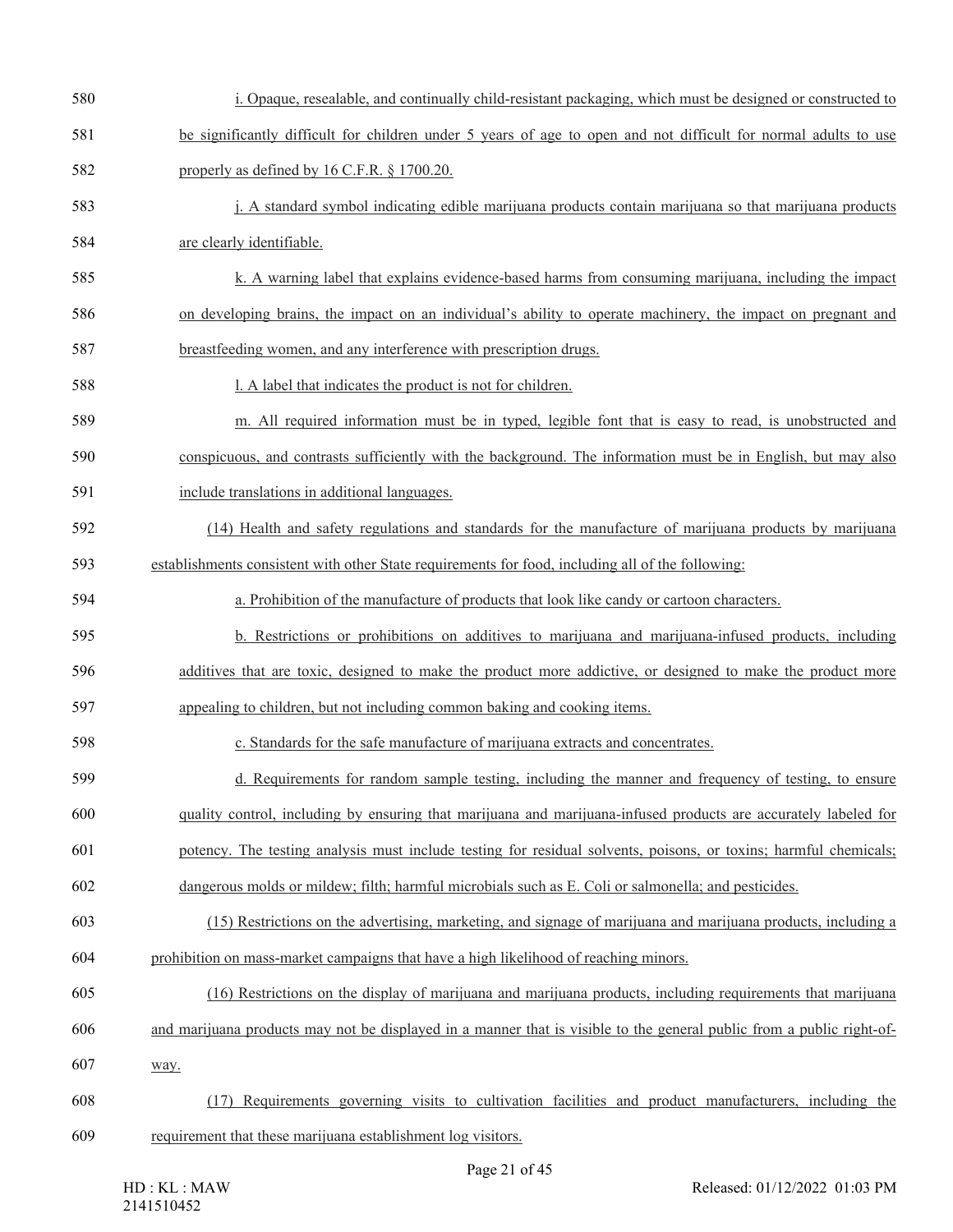i. Opaque, resealable, and continually child-resistant packaging, which must be designed or constructed to be significantly difficult for children under 5 years of age to open and not difficult for normal adults to use properly as defined by 16 C.F.R. § 1700.20.

j. A standard symbol indicating edible marijuana products contain marijuana so that marijuana products are clearly identifiable.

k. A warning label that explains evidence-based harms from consuming marijuana, including the impact on developing brains, the impact on an individual's ability to operate machinery, the impact on pregnant and breastfeeding women, and any interference with prescription drugs.

l. A label that indicates the product is not for children.

m. All required information must be in typed, legible font that is easy to read, is unobstructed and conspicuous, and contrasts sufficiently with the background. The information must be in English, but may also include translations in additional languages.

(14) Health and safety regulations and standards for the manufacture of marijuana products by marijuana establishments consistent with other State requirements for food, including all of the following:

a. Prohibition of the manufacture of products that look like candy or cartoon characters.

b. Restrictions or prohibitions on additives to marijuana and marijuana-infused products, including additives that are toxic, designed to make the product more addictive, or designed to make the product more appealing to children, but not including common baking and cooking items.

c. Standards for the safe manufacture of marijuana extracts and concentrates.

d. Requirements for random sample testing, including the manner and frequency of testing, to ensure quality control, including by ensuring that marijuana and marijuana-infused products are accurately labeled for potency. The testing analysis must include testing for residual solvents, poisons, or toxins; harmful chemicals; dangerous molds or mildew; filth; harmful microbials such as E. Coli or salmonella; and pesticides.

(15) Restrictions on the advertising, marketing, and signage of marijuana and marijuana products, including a prohibition on mass-market campaigns that have a high likelihood of reaching minors.

(16) Restrictions on the display of marijuana and marijuana products, including requirements that marijuana and marijuana products may not be displayed in a manner that is visible to the general public from a public right-of-way.

(17) Requirements governing visits to cultivation facilities and product manufacturers, including the requirement that these marijuana establishment log visitors.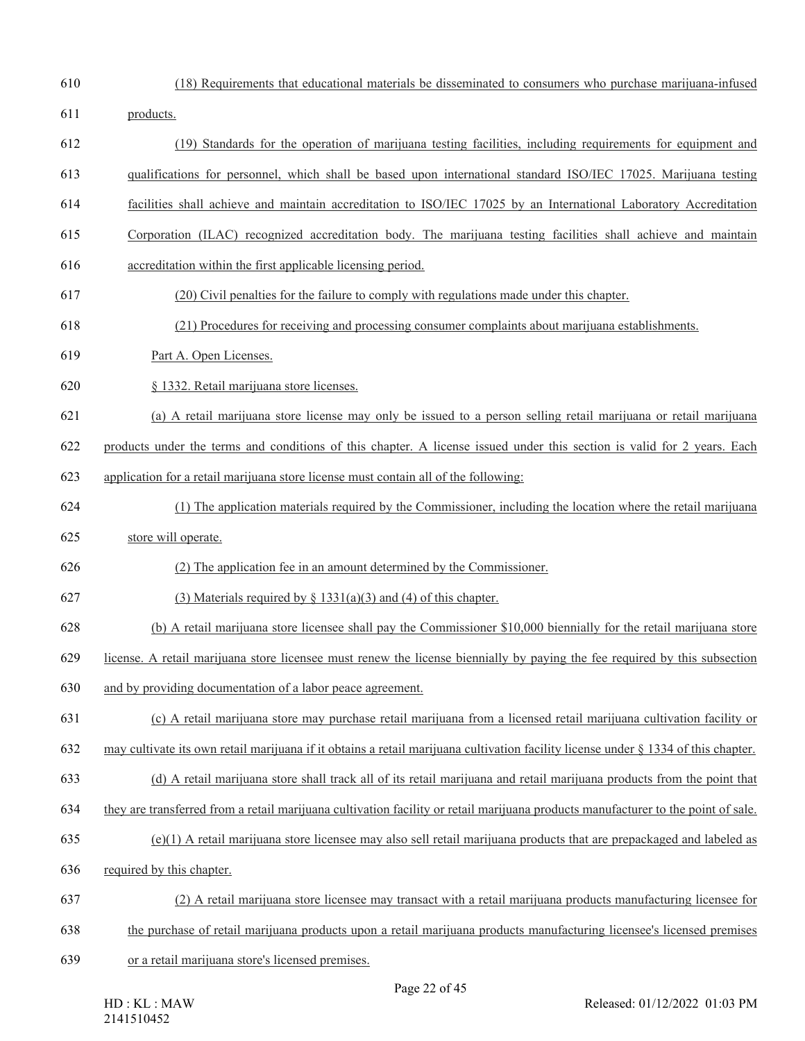(18) Requirements that educational materials be disseminated to consumers who purchase marijuana-infused products.

(19) Standards for the operation of marijuana testing facilities, including requirements for equipment and qualifications for personnel, which shall be based upon international standard ISO/IEC 17025. Marijuana testing facilities shall achieve and maintain accreditation to ISO/IEC 17025 by an International Laboratory Accreditation Corporation (ILAC) recognized accreditation body. The marijuana testing facilities shall achieve and maintain accreditation within the first applicable licensing period.

(20) Civil penalties for the failure to comply with regulations made under this chapter.

(21) Procedures for receiving and processing consumer complaints about marijuana establishments.

Part A. Open Licenses.

§ 1332. Retail marijuana store licenses.

(a) A retail marijuana store license may only be issued to a person selling retail marijuana or retail marijuana products under the terms and conditions of this chapter. A license issued under this section is valid for 2 years. Each application for a retail marijuana store license must contain all of the following:

(1) The application materials required by the Commissioner, including the location where the retail marijuana store will operate.

(2) The application fee in an amount determined by the Commissioner.

(3) Materials required by § 1331(a)(3) and (4) of this chapter.

(b) A retail marijuana store licensee shall pay the Commissioner $10,000 biennially for the retail marijuana store license. A retail marijuana store licensee must renew the license biennially by paying the fee required by this subsection and by providing documentation of a labor peace agreement.

(c) A retail marijuana store may purchase retail marijuana from a licensed retail marijuana cultivation facility or may cultivate its own retail marijuana if it obtains a retail marijuana cultivation facility license under § 1334 of this chapter.

(d) A retail marijuana store shall track all of its retail marijuana and retail marijuana products from the point that they are transferred from a retail marijuana cultivation facility or retail marijuana products manufacturer to the point of sale.

(e)(1) A retail marijuana store licensee may also sell retail marijuana products that are prepackaged and labeled as required by this chapter.

(2) A retail marijuana store licensee may transact with a retail marijuana products manufacturing licensee for the purchase of retail marijuana products upon a retail marijuana products manufacturing licensee's licensed premises or a retail marijuana store's licensed premises.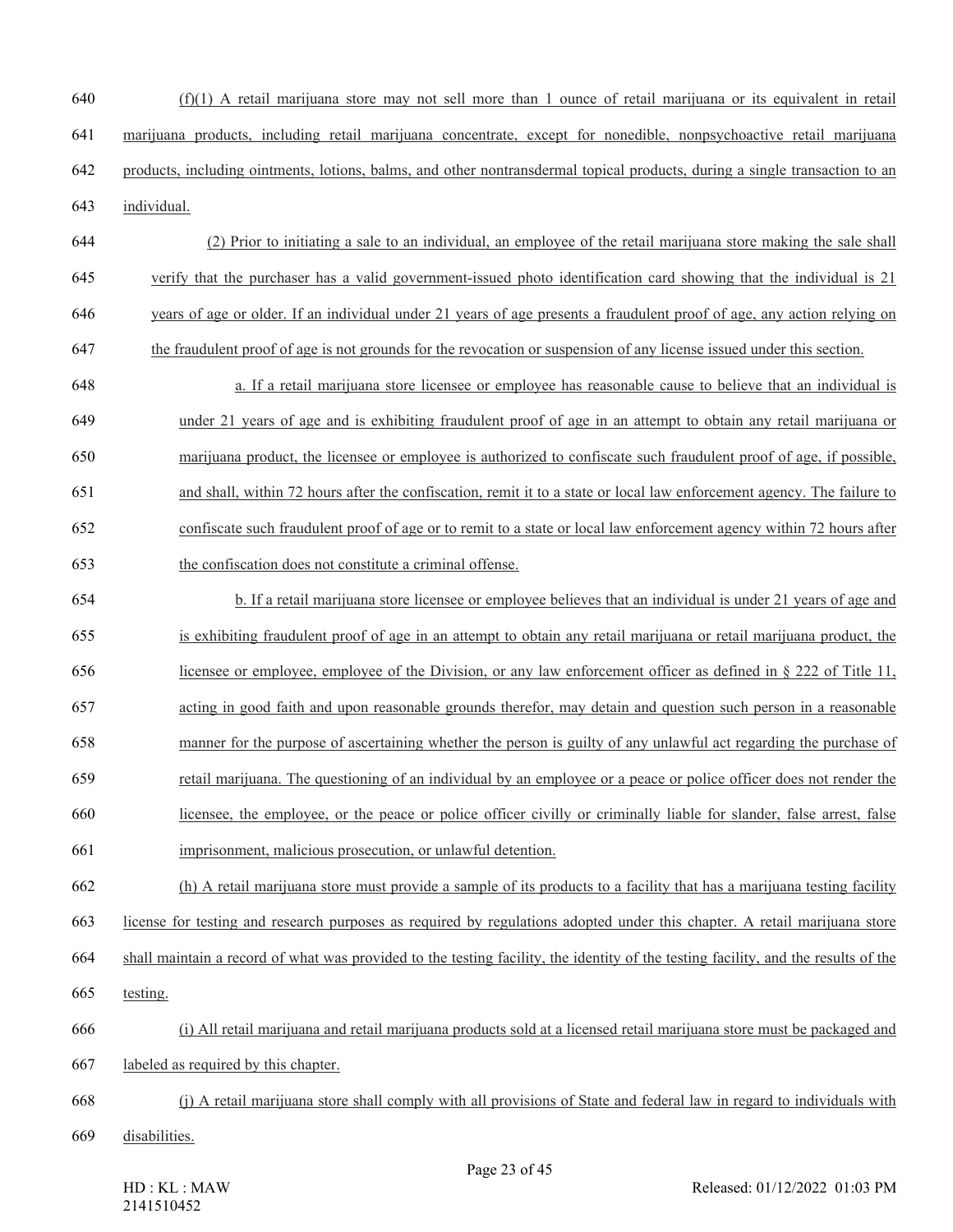(f)(1) A retail marijuana store may not sell more than 1 ounce of retail marijuana or its equivalent in retail marijuana products, including retail marijuana concentrate, except for nonedible, nonpsychoactive retail marijuana products, including ointments, lotions, balms, and other nontransdermal topical products, during a single transaction to an individual.

(2) Prior to initiating a sale to an individual, an employee of the retail marijuana store making the sale shall verify that the purchaser has a valid government-issued photo identification card showing that the individual is 21 years of age or older. If an individual under 21 years of age presents a fraudulent proof of age, any action relying on the fraudulent proof of age is not grounds for the revocation or suspension of any license issued under this section.

a. If a retail marijuana store licensee or employee has reasonable cause to believe that an individual is under 21 years of age and is exhibiting fraudulent proof of age in an attempt to obtain any retail marijuana or marijuana product, the licensee or employee is authorized to confiscate such fraudulent proof of age, if possible, and shall, within 72 hours after the confiscation, remit it to a state or local law enforcement agency. The failure to confiscate such fraudulent proof of age or to remit to a state or local law enforcement agency within 72 hours after the confiscation does not constitute a criminal offense.

b. If a retail marijuana store licensee or employee believes that an individual is under 21 years of age and is exhibiting fraudulent proof of age in an attempt to obtain any retail marijuana or retail marijuana product, the licensee or employee, employee of the Division, or any law enforcement officer as defined in § 222 of Title 11, acting in good faith and upon reasonable grounds therefor, may detain and question such person in a reasonable manner for the purpose of ascertaining whether the person is guilty of any unlawful act regarding the purchase of retail marijuana. The questioning of an individual by an employee or a peace or police officer does not render the licensee, the employee, or the peace or police officer civilly or criminally liable for slander, false arrest, false imprisonment, malicious prosecution, or unlawful detention.

(h) A retail marijuana store must provide a sample of its products to a facility that has a marijuana testing facility license for testing and research purposes as required by regulations adopted under this chapter. A retail marijuana store shall maintain a record of what was provided to the testing facility, the identity of the testing facility, and the results of the testing.

(i) All retail marijuana and retail marijuana products sold at a licensed retail marijuana store must be packaged and labeled as required by this chapter.

(j) A retail marijuana store shall comply with all provisions of State and federal law in regard to individuals with disabilities.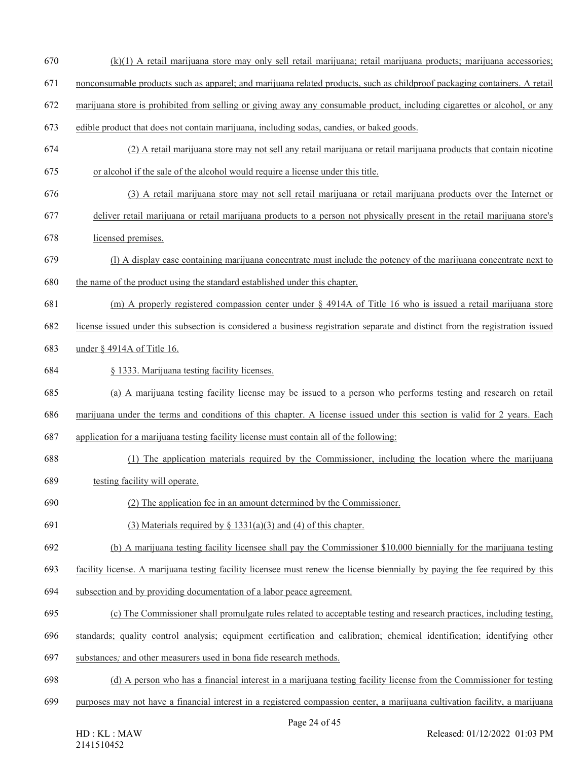(k)(1) A retail marijuana store may only sell retail marijuana; retail marijuana products; marijuana accessories; nonconsumable products such as apparel; and marijuana related products, such as childproof packaging containers. A retail marijuana store is prohibited from selling or giving away any consumable product, including cigarettes or alcohol, or any edible product that does not contain marijuana, including sodas, candies, or baked goods.

(2) A retail marijuana store may not sell any retail marijuana or retail marijuana products that contain nicotine or alcohol if the sale of the alcohol would require a license under this title.

(3) A retail marijuana store may not sell retail marijuana or retail marijuana products over the Internet or deliver retail marijuana or retail marijuana products to a person not physically present in the retail marijuana store's licensed premises.

(l) A display case containing marijuana concentrate must include the potency of the marijuana concentrate next to the name of the product using the standard established under this chapter.

(m) A properly registered compassion center under § 4914A of Title 16 who is issued a retail marijuana store license issued under this subsection is considered a business registration separate and distinct from the registration issued under § 4914A of Title 16.

§ 1333. Marijuana testing facility licenses.

(a) A marijuana testing facility license may be issued to a person who performs testing and research on retail marijuana under the terms and conditions of this chapter. A license issued under this section is valid for 2 years. Each application for a marijuana testing facility license must contain all of the following:

(1) The application materials required by the Commissioner, including the location where the marijuana testing facility will operate.

(2) The application fee in an amount determined by the Commissioner.

(3) Materials required by § 1331(a)(3) and (4) of this chapter.

(b) A marijuana testing facility licensee shall pay the Commissioner $10,000 biennially for the marijuana testing facility license. A marijuana testing facility licensee must renew the license biennially by paying the fee required by this subsection and by providing documentation of a labor peace agreement.

(c) The Commissioner shall promulgate rules related to acceptable testing and research practices, including testing, standards; quality control analysis; equipment certification and calibration; chemical identification; identifying other substances*;* and other measurers used in bona fide research methods.

(d) A person who has a financial interest in a marijuana testing facility license from the Commissioner for testing purposes may not have a financial interest in a registered compassion center, a marijuana cultivation facility, a marijuana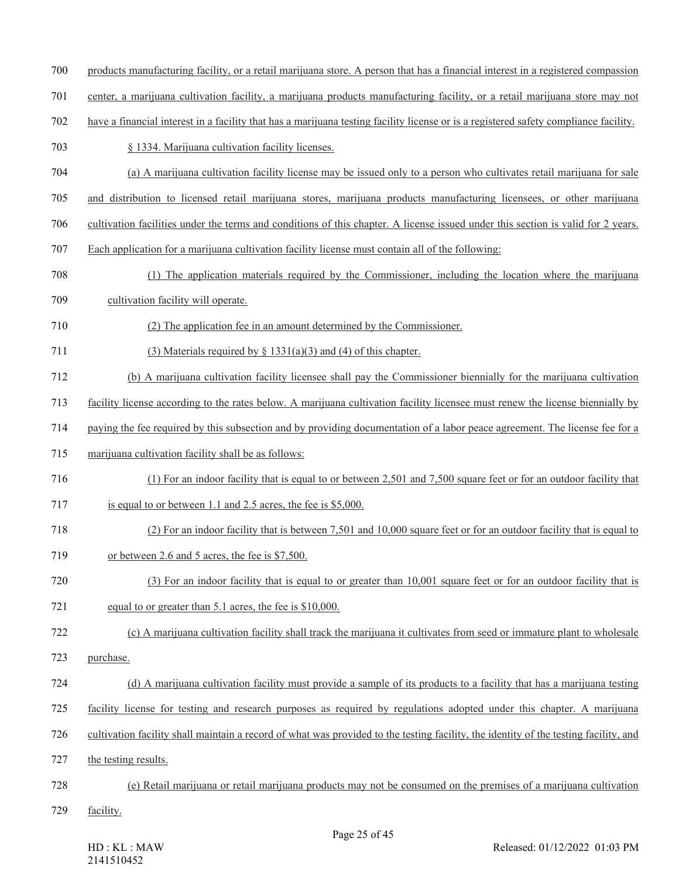products manufacturing facility, or a retail marijuana store. A person that has a financial interest in a registered compassion center, a marijuana cultivation facility, a marijuana products manufacturing facility, or a retail marijuana store may not have a financial interest in a facility that has a marijuana testing facility license or is a registered safety compliance facility.

§ 1334. Marijuana cultivation facility licenses.

(a) A marijuana cultivation facility license may be issued only to a person who cultivates retail marijuana for sale and distribution to licensed retail marijuana stores, marijuana products manufacturing licensees, or other marijuana cultivation facilities under the terms and conditions of this chapter. A license issued under this section is valid for 2 years. Each application for a marijuana cultivation facility license must contain all of the following:

(1) The application materials required by the Commissioner, including the location where the marijuana cultivation facility will operate.

(2) The application fee in an amount determined by the Commissioner.

(3) Materials required by § 1331(a)(3) and (4) of this chapter.

(b) A marijuana cultivation facility licensee shall pay the Commissioner biennially for the marijuana cultivation facility license according to the rates below. A marijuana cultivation facility licensee must renew the license biennially by paying the fee required by this subsection and by providing documentation of a labor peace agreement. The license fee for a marijuana cultivation facility shall be as follows:

(1) For an indoor facility that is equal to or between 2,501 and 7,500 square feet or for an outdoor facility that is equal to or between 1.1 and 2.5 acres, the fee is $5,000.

(2) For an indoor facility that is between 7,501 and 10,000 square feet or for an outdoor facility that is equal to or between 2.6 and 5 acres, the fee is $7,500.

(3) For an indoor facility that is equal to or greater than 10,001 square feet or for an outdoor facility that is equal to or greater than 5.1 acres, the fee is $10,000.

(c) A marijuana cultivation facility shall track the marijuana it cultivates from seed or immature plant to wholesale purchase.

(d) A marijuana cultivation facility must provide a sample of its products to a facility that has a marijuana testing facility license for testing and research purposes as required by regulations adopted under this chapter. A marijuana cultivation facility shall maintain a record of what was provided to the testing facility, the identity of the testing facility, and the testing results.

(e) Retail marijuana or retail marijuana products may not be consumed on the premises of a marijuana cultivation facility.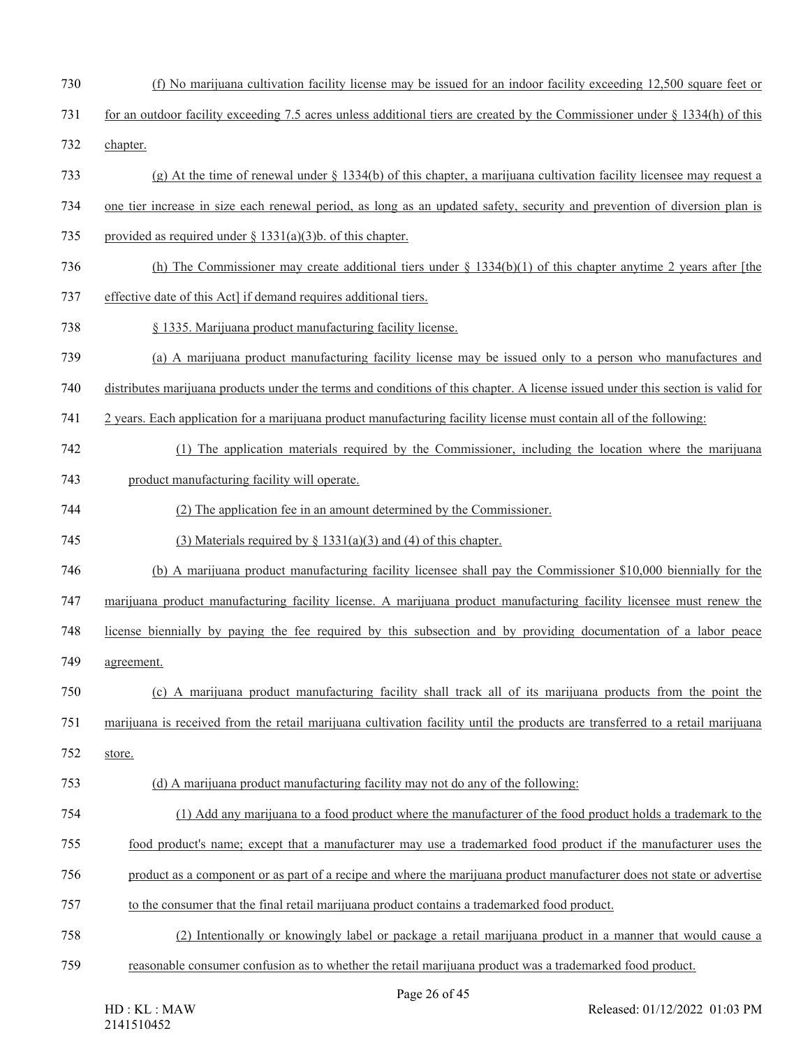(f) No marijuana cultivation facility license may be issued for an indoor facility exceeding 12,500 square feet or for an outdoor facility exceeding 7.5 acres unless additional tiers are created by the Commissioner under § 1334(h) of this chapter.

(g) At the time of renewal under § 1334(b) of this chapter, a marijuana cultivation facility licensee may request a one tier increase in size each renewal period, as long as an updated safety, security and prevention of diversion plan is provided as required under § 1331(a)(3)b. of this chapter.

(h) The Commissioner may create additional tiers under § 1334(b)(1) of this chapter anytime 2 years after [the effective date of this Act] if demand requires additional tiers.

§ 1335. Marijuana product manufacturing facility license.

(a) A marijuana product manufacturing facility license may be issued only to a person who manufactures and distributes marijuana products under the terms and conditions of this chapter. A license issued under this section is valid for 2 years. Each application for a marijuana product manufacturing facility license must contain all of the following:

(1) The application materials required by the Commissioner, including the location where the marijuana product manufacturing facility will operate.

(2) The application fee in an amount determined by the Commissioner.

(3) Materials required by § 1331(a)(3) and (4) of this chapter.

(b) A marijuana product manufacturing facility licensee shall pay the Commissioner $10,000 biennially for the marijuana product manufacturing facility license. A marijuana product manufacturing facility licensee must renew the license biennially by paying the fee required by this subsection and by providing documentation of a labor peace agreement.

(c) A marijuana product manufacturing facility shall track all of its marijuana products from the point the marijuana is received from the retail marijuana cultivation facility until the products are transferred to a retail marijuana store.

(d) A marijuana product manufacturing facility may not do any of the following:

(1) Add any marijuana to a food product where the manufacturer of the food product holds a trademark to the food product's name; except that a manufacturer may use a trademarked food product if the manufacturer uses the product as a component or as part of a recipe and where the marijuana product manufacturer does not state or advertise to the consumer that the final retail marijuana product contains a trademarked food product.

(2) Intentionally or knowingly label or package a retail marijuana product in a manner that would cause a reasonable consumer confusion as to whether the retail marijuana product was a trademarked food product.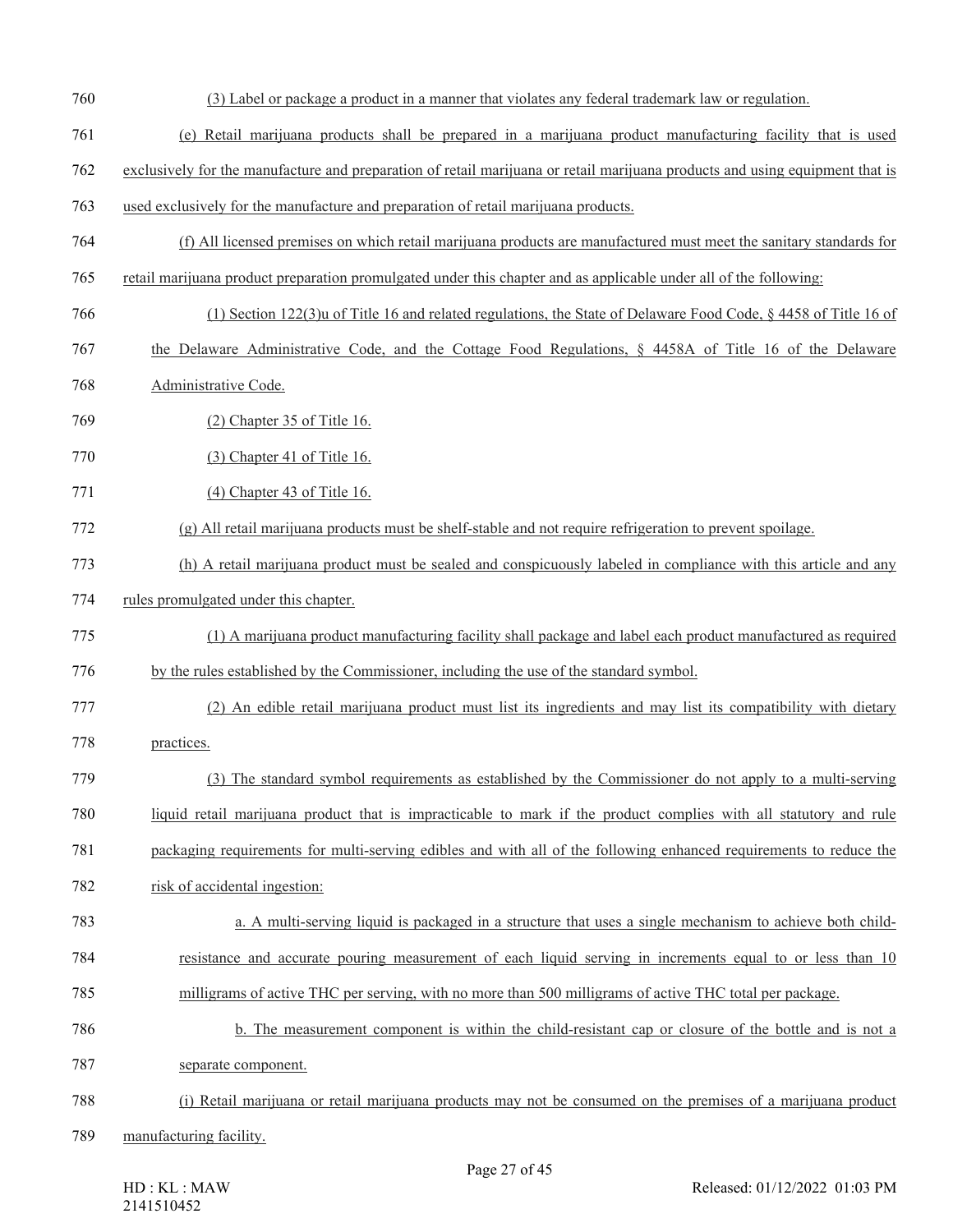(3) Label or package a product in a manner that violates any federal trademark law or regulation.

(e) Retail marijuana products shall be prepared in a marijuana product manufacturing facility that is used exclusively for the manufacture and preparation of retail marijuana or retail marijuana products and using equipment that is used exclusively for the manufacture and preparation of retail marijuana products.

(f) All licensed premises on which retail marijuana products are manufactured must meet the sanitary standards for retail marijuana product preparation promulgated under this chapter and as applicable under all of the following:

(1) Section 122(3)u of Title 16 and related regulations, the State of Delaware Food Code, § 4458 of Title 16 of the Delaware Administrative Code, and the Cottage Food Regulations, § 4458A of Title 16 of the Delaware Administrative Code.

(2) Chapter 35 of Title 16.

(3) Chapter 41 of Title 16.

(4) Chapter 43 of Title 16.

(g) All retail marijuana products must be shelf-stable and not require refrigeration to prevent spoilage.

(h) A retail marijuana product must be sealed and conspicuously labeled in compliance with this article and any rules promulgated under this chapter.

(1) A marijuana product manufacturing facility shall package and label each product manufactured as required by the rules established by the Commissioner, including the use of the standard symbol.

(2) An edible retail marijuana product must list its ingredients and may list its compatibility with dietary practices.

(3) The standard symbol requirements as established by the Commissioner do not apply to a multi-serving liquid retail marijuana product that is impracticable to mark if the product complies with all statutory and rule packaging requirements for multi-serving edibles and with all of the following enhanced requirements to reduce the risk of accidental ingestion:

a. A multi-serving liquid is packaged in a structure that uses a single mechanism to achieve both child-resistance and accurate pouring measurement of each liquid serving in increments equal to or less than 10 milligrams of active THC per serving, with no more than 500 milligrams of active THC total per package.

b. The measurement component is within the child-resistant cap or closure of the bottle and is not a separate component.

(i) Retail marijuana or retail marijuana products may not be consumed on the premises of a marijuana product manufacturing facility.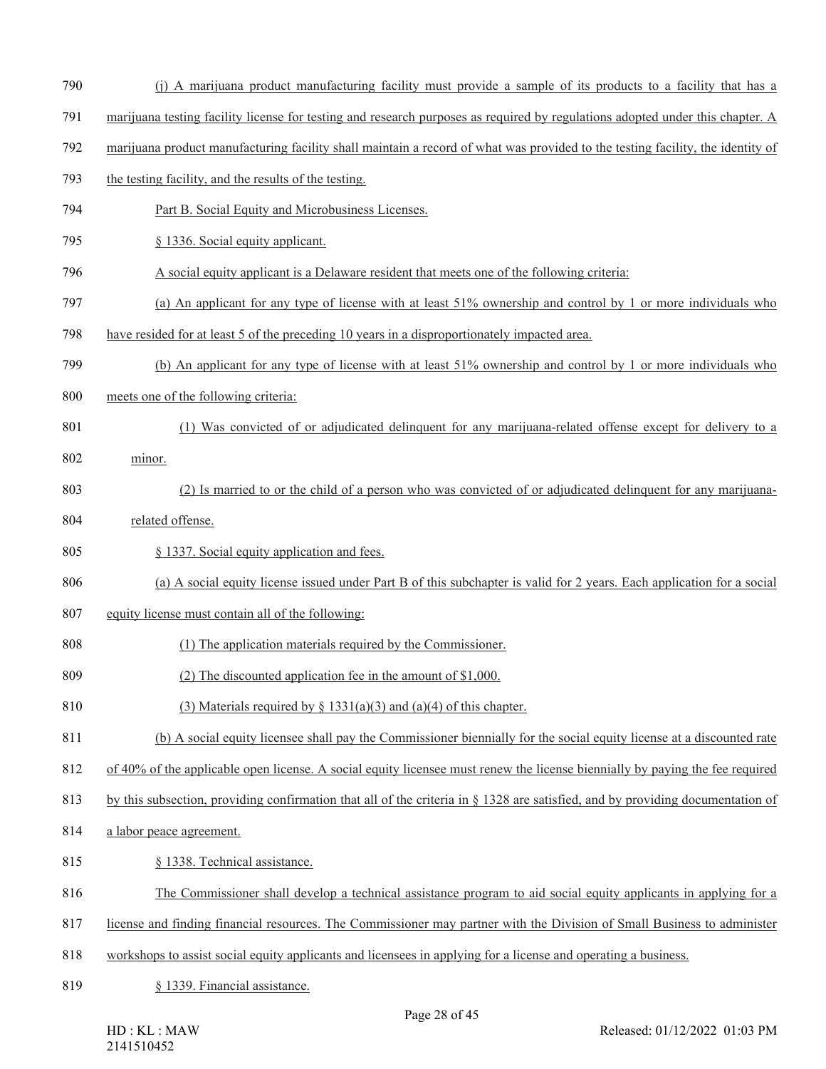(j) A marijuana product manufacturing facility must provide a sample of its products to a facility that has a marijuana testing facility license for testing and research purposes as required by regulations adopted under this chapter. A marijuana product manufacturing facility shall maintain a record of what was provided to the testing facility, the identity of the testing facility, and the results of the testing.

Part B. Social Equity and Microbusiness Licenses.

§ 1336. Social equity applicant.

A social equity applicant is a Delaware resident that meets one of the following criteria:

(a) An applicant for any type of license with at least 51% ownership and control by 1 or more individuals who have resided for at least 5 of the preceding 10 years in a disproportionately impacted area.

(b) An applicant for any type of license with at least 51% ownership and control by 1 or more individuals who meets one of the following criteria:

(1) Was convicted of or adjudicated delinquent for any marijuana-related offense except for delivery to a minor.

(2) Is married to or the child of a person who was convicted of or adjudicated delinquent for any marijuana-related offense.

§ 1337. Social equity application and fees.

(a) A social equity license issued under Part B of this subchapter is valid for 2 years. Each application for a social equity license must contain all of the following:

(1) The application materials required by the Commissioner.

(2) The discounted application fee in the amount of $1,000.

(3) Materials required by § 1331(a)(3) and (a)(4) of this chapter.

(b) A social equity licensee shall pay the Commissioner biennially for the social equity license at a discounted rate of 40% of the applicable open license. A social equity licensee must renew the license biennially by paying the fee required by this subsection, providing confirmation that all of the criteria in § 1328 are satisfied, and by providing documentation of a labor peace agreement.

§ 1338. Technical assistance.

The Commissioner shall develop a technical assistance program to aid social equity applicants in applying for a license and finding financial resources. The Commissioner may partner with the Division of Small Business to administer workshops to assist social equity applicants and licensees in applying for a license and operating a business.

§ 1339. Financial assistance.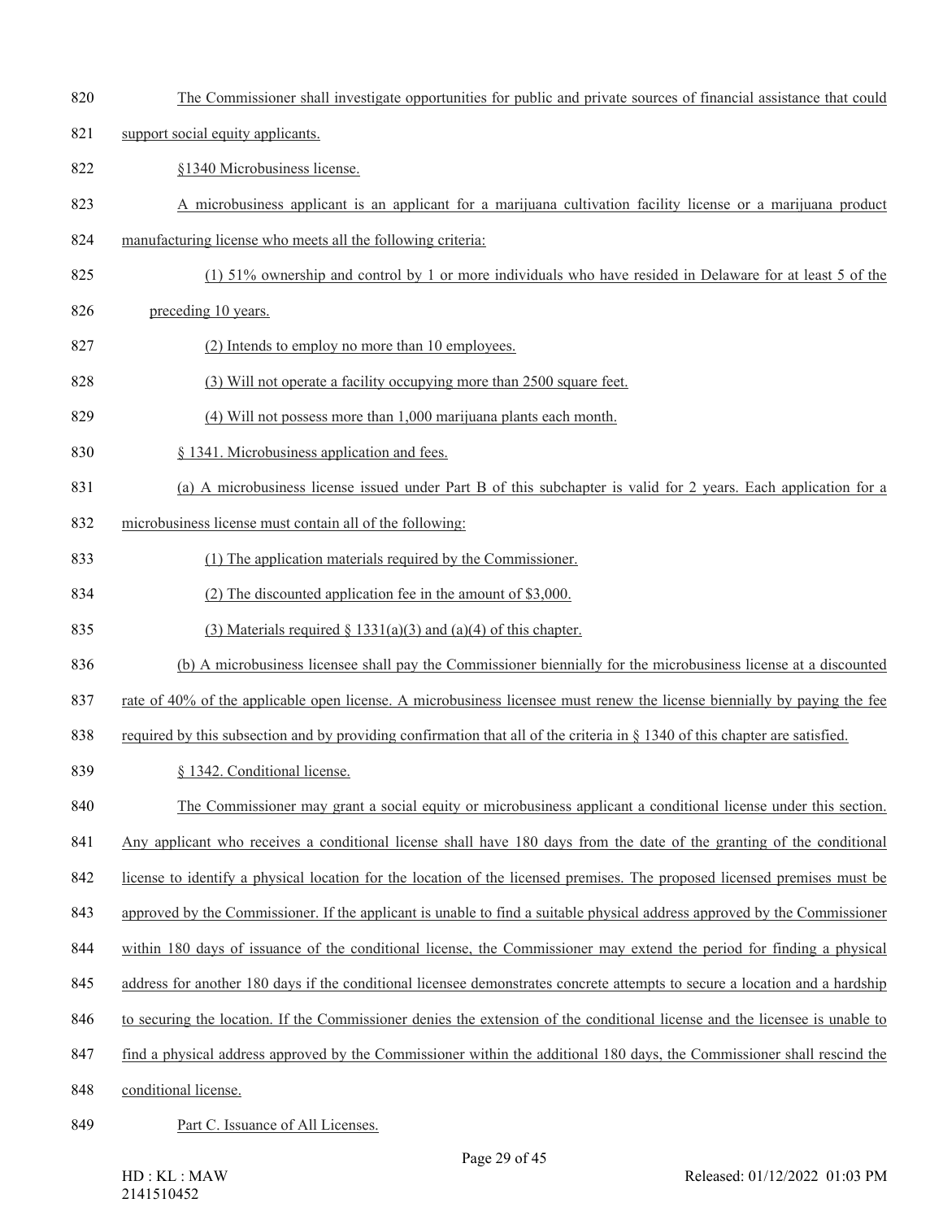The Commissioner shall investigate opportunities for public and private sources of financial assistance that could support social equity applicants.

§1340 Microbusiness license.

A microbusiness applicant is an applicant for a marijuana cultivation facility license or a marijuana product manufacturing license who meets all the following criteria:

(1) 51% ownership and control by 1 or more individuals who have resided in Delaware for at least 5 of the preceding 10 years.

(2) Intends to employ no more than 10 employees.

(3) Will not operate a facility occupying more than 2500 square feet.

(4) Will not possess more than 1,000 marijuana plants each month.

§ 1341. Microbusiness application and fees.

(a) A microbusiness license issued under Part B of this subchapter is valid for 2 years. Each application for a microbusiness license must contain all of the following:

(1) The application materials required by the Commissioner.

(2) The discounted application fee in the amount of $3,000.

(3) Materials required § 1331(a)(3) and (a)(4) of this chapter.

(b) A microbusiness licensee shall pay the Commissioner biennially for the microbusiness license at a discounted rate of 40% of the applicable open license. A microbusiness licensee must renew the license biennially by paying the fee required by this subsection and by providing confirmation that all of the criteria in § 1340 of this chapter are satisfied.

§ 1342. Conditional license.

The Commissioner may grant a social equity or microbusiness applicant a conditional license under this section. Any applicant who receives a conditional license shall have 180 days from the date of the granting of the conditional license to identify a physical location for the location of the licensed premises. The proposed licensed premises must be approved by the Commissioner. If the applicant is unable to find a suitable physical address approved by the Commissioner within 180 days of issuance of the conditional license, the Commissioner may extend the period for finding a physical address for another 180 days if the conditional licensee demonstrates concrete attempts to secure a location and a hardship to securing the location. If the Commissioner denies the extension of the conditional license and the licensee is unable to find a physical address approved by the Commissioner within the additional 180 days, the Commissioner shall rescind the conditional license.

Part C. Issuance of All Licenses.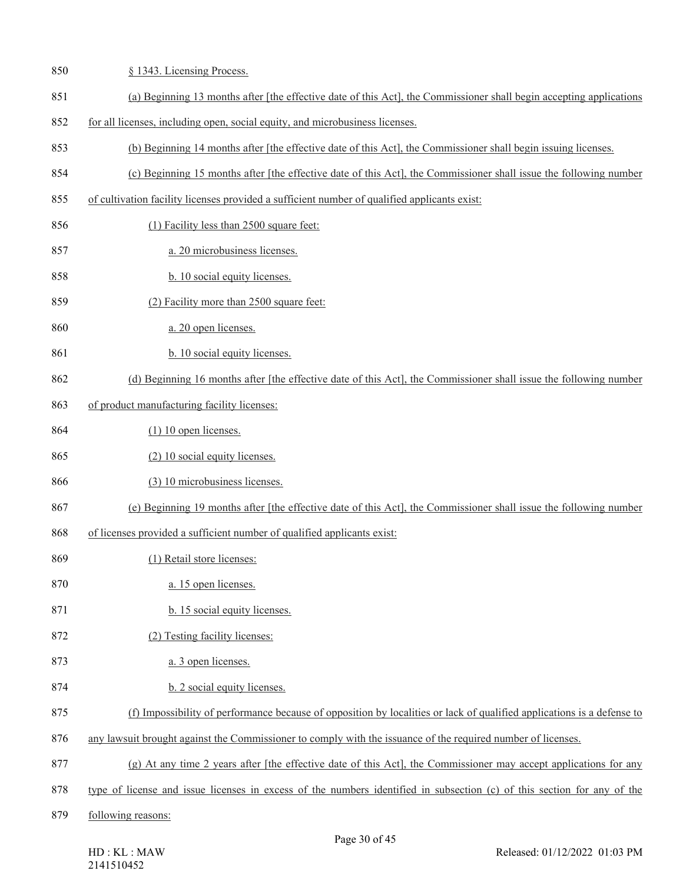§ 1343. Licensing Process.

(a) Beginning 13 months after [the effective date of this Act], the Commissioner shall begin accepting applications for all licenses, including open, social equity, and microbusiness licenses.

(b) Beginning 14 months after [the effective date of this Act], the Commissioner shall begin issuing licenses.

(c) Beginning 15 months after [the effective date of this Act], the Commissioner shall issue the following number of cultivation facility licenses provided a sufficient number of qualified applicants exist:

(1) Facility less than 2500 square feet:

a. 20 microbusiness licenses.

b. 10 social equity licenses.

(2) Facility more than 2500 square feet:

a. 20 open licenses.

b. 10 social equity licenses.

(d) Beginning 16 months after [the effective date of this Act], the Commissioner shall issue the following number of product manufacturing facility licenses:

(1) 10 open licenses.

(2) 10 social equity licenses.

(3) 10 microbusiness licenses.

(e) Beginning 19 months after [the effective date of this Act], the Commissioner shall issue the following number of licenses provided a sufficient number of qualified applicants exist:

(1) Retail store licenses:

a. 15 open licenses.

b. 15 social equity licenses.

(2) Testing facility licenses:

a. 3 open licenses.

b. 2 social equity licenses.

(f) Impossibility of performance because of opposition by localities or lack of qualified applications is a defense to any lawsuit brought against the Commissioner to comply with the issuance of the required number of licenses.

(g) At any time 2 years after [the effective date of this Act], the Commissioner may accept applications for any type of license and issue licenses in excess of the numbers identified in subsection (c) of this section for any of the following reasons: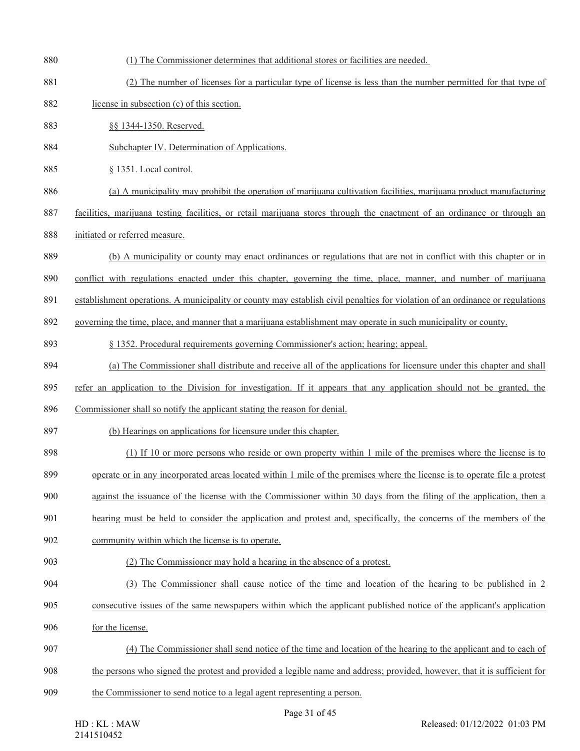(1) The Commissioner determines that additional stores or facilities are needed.

(2) The number of licenses for a particular type of license is less than the number permitted for that type of license in subsection (c) of this section.

§§ 1344-1350. Reserved.

Subchapter IV. Determination of Applications.

§ 1351. Local control.

(a) A municipality may prohibit the operation of marijuana cultivation facilities, marijuana product manufacturing facilities, marijuana testing facilities, or retail marijuana stores through the enactment of an ordinance or through an initiated or referred measure.

(b) A municipality or county may enact ordinances or regulations that are not in conflict with this chapter or in conflict with regulations enacted under this chapter, governing the time, place, manner, and number of marijuana establishment operations. A municipality or county may establish civil penalties for violation of an ordinance or regulations governing the time, place, and manner that a marijuana establishment may operate in such municipality or county.

§ 1352. Procedural requirements governing Commissioner's action; hearing; appeal.

(a) The Commissioner shall distribute and receive all of the applications for licensure under this chapter and shall refer an application to the Division for investigation. If it appears that any application should not be granted, the Commissioner shall so notify the applicant stating the reason for denial.

(b) Hearings on applications for licensure under this chapter.

(1) If 10 or more persons who reside or own property within 1 mile of the premises where the license is to operate or in any incorporated areas located within 1 mile of the premises where the license is to operate file a protest against the issuance of the license with the Commissioner within 30 days from the filing of the application, then a hearing must be held to consider the application and protest and, specifically, the concerns of the members of the community within which the license is to operate.

(2) The Commissioner may hold a hearing in the absence of a protest.

(3) The Commissioner shall cause notice of the time and location of the hearing to be published in 2 consecutive issues of the same newspapers within which the applicant published notice of the applicant's application for the license.

(4) The Commissioner shall send notice of the time and location of the hearing to the applicant and to each of the persons who signed the protest and provided a legible name and address; provided, however, that it is sufficient for the Commissioner to send notice to a legal agent representing a person.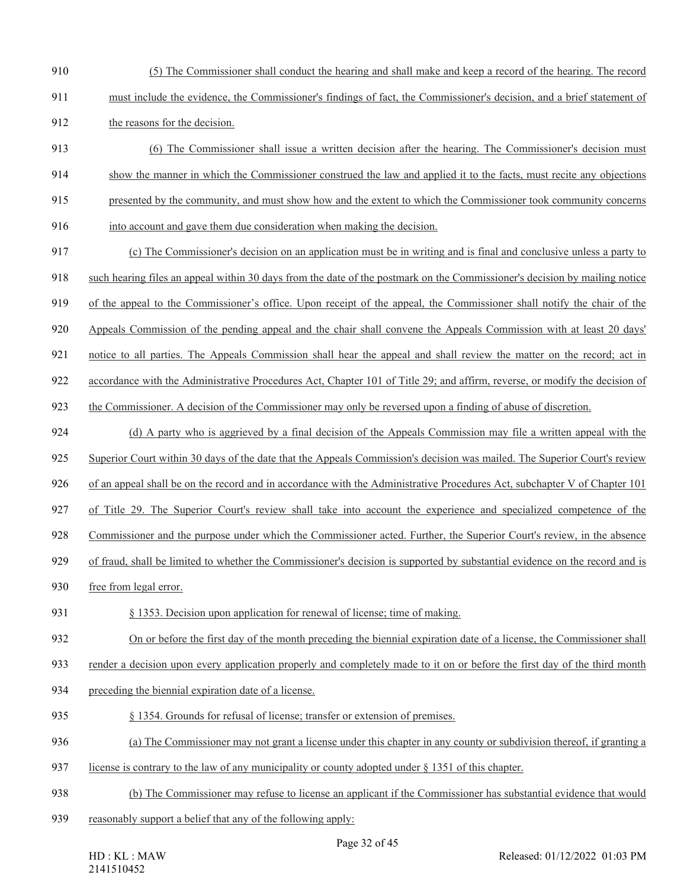(5) The Commissioner shall conduct the hearing and shall make and keep a record of the hearing. The record must include the evidence, the Commissioner's findings of fact, the Commissioner's decision, and a brief statement of the reasons for the decision.

(6) The Commissioner shall issue a written decision after the hearing. The Commissioner's decision must show the manner in which the Commissioner construed the law and applied it to the facts, must recite any objections presented by the community, and must show how and the extent to which the Commissioner took community concerns into account and gave them due consideration when making the decision.

(c) The Commissioner's decision on an application must be in writing and is final and conclusive unless a party to such hearing files an appeal within 30 days from the date of the postmark on the Commissioner's decision by mailing notice of the appeal to the Commissioner's office. Upon receipt of the appeal, the Commissioner shall notify the chair of the Appeals Commission of the pending appeal and the chair shall convene the Appeals Commission with at least 20 days' notice to all parties. The Appeals Commission shall hear the appeal and shall review the matter on the record; act in accordance with the Administrative Procedures Act, Chapter 101 of Title 29; and affirm, reverse, or modify the decision of the Commissioner. A decision of the Commissioner may only be reversed upon a finding of abuse of discretion.

(d) A party who is aggrieved by a final decision of the Appeals Commission may file a written appeal with the Superior Court within 30 days of the date that the Appeals Commission's decision was mailed. The Superior Court's review of an appeal shall be on the record and in accordance with the Administrative Procedures Act, subchapter V of Chapter 101 of Title 29. The Superior Court's review shall take into account the experience and specialized competence of the Commissioner and the purpose under which the Commissioner acted. Further, the Superior Court's review, in the absence of fraud, shall be limited to whether the Commissioner's decision is supported by substantial evidence on the record and is free from legal error.

§ 1353. Decision upon application for renewal of license; time of making.

On or before the first day of the month preceding the biennial expiration date of a license, the Commissioner shall render a decision upon every application properly and completely made to it on or before the first day of the third month preceding the biennial expiration date of a license.

§ 1354. Grounds for refusal of license; transfer or extension of premises.

(a) The Commissioner may not grant a license under this chapter in any county or subdivision thereof, if granting a license is contrary to the law of any municipality or county adopted under § 1351 of this chapter.

(b) The Commissioner may refuse to license an applicant if the Commissioner has substantial evidence that would reasonably support a belief that any of the following apply: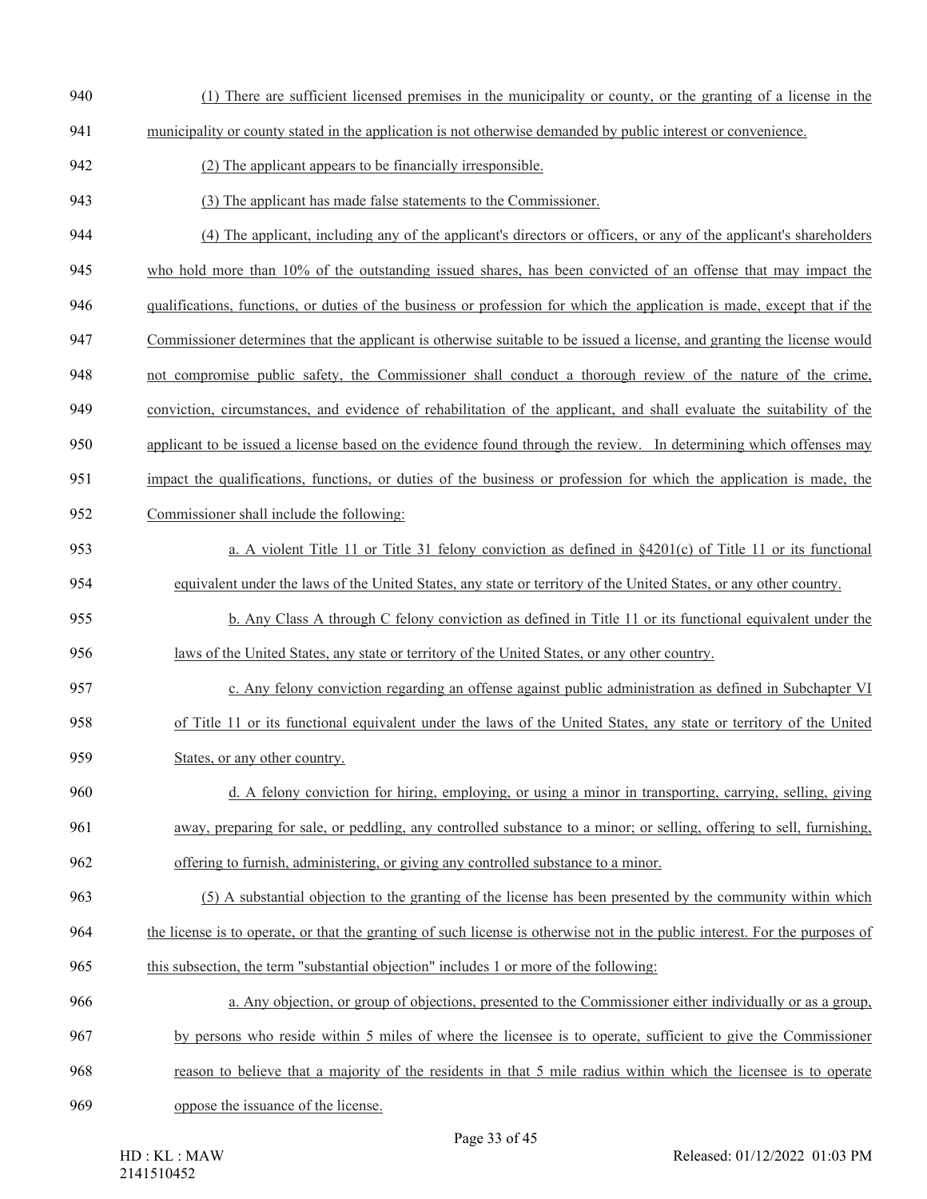(1) There are sufficient licensed premises in the municipality or county, or the granting of a license in the municipality or county stated in the application is not otherwise demanded by public interest or convenience.

(2) The applicant appears to be financially irresponsible.

(3) The applicant has made false statements to the Commissioner.

(4) The applicant, including any of the applicant's directors or officers, or any of the applicant's shareholders who hold more than 10% of the outstanding issued shares, has been convicted of an offense that may impact the qualifications, functions, or duties of the business or profession for which the application is made, except that if the Commissioner determines that the applicant is otherwise suitable to be issued a license, and granting the license would not compromise public safety, the Commissioner shall conduct a thorough review of the nature of the crime, conviction, circumstances, and evidence of rehabilitation of the applicant, and shall evaluate the suitability of the applicant to be issued a license based on the evidence found through the review. In determining which offenses may impact the qualifications, functions, or duties of the business or profession for which the application is made, the Commissioner shall include the following:

a. A violent Title 11 or Title 31 felony conviction as defined in §4201(c) of Title 11 or its functional equivalent under the laws of the United States, any state or territory of the United States, or any other country.

b. Any Class A through C felony conviction as defined in Title 11 or its functional equivalent under the laws of the United States, any state or territory of the United States, or any other country.

c. Any felony conviction regarding an offense against public administration as defined in Subchapter VI of Title 11 or its functional equivalent under the laws of the United States, any state or territory of the United States, or any other country.

d. A felony conviction for hiring, employing, or using a minor in transporting, carrying, selling, giving away, preparing for sale, or peddling, any controlled substance to a minor; or selling, offering to sell, furnishing, offering to furnish, administering, or giving any controlled substance to a minor.

(5) A substantial objection to the granting of the license has been presented by the community within which the license is to operate, or that the granting of such license is otherwise not in the public interest. For the purposes of this subsection, the term "substantial objection" includes 1 or more of the following:

a. Any objection, or group of objections, presented to the Commissioner either individually or as a group, by persons who reside within 5 miles of where the licensee is to operate, sufficient to give the Commissioner reason to believe that a majority of the residents in that 5 mile radius within which the licensee is to operate oppose the issuance of the license.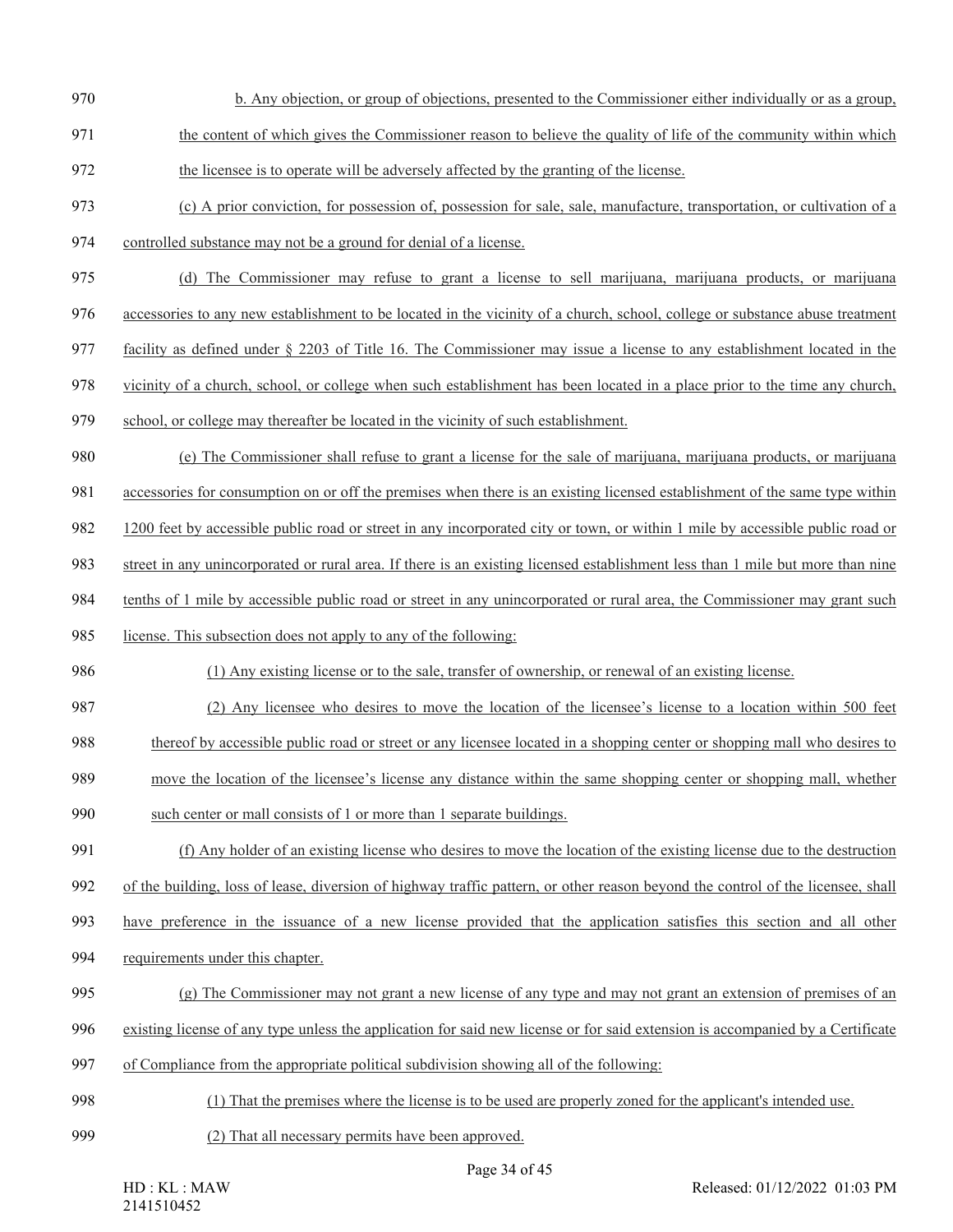b. Any objection, or group of objections, presented to the Commissioner either individually or as a group, the content of which gives the Commissioner reason to believe the quality of life of the community within which the licensee is to operate will be adversely affected by the granting of the license.

(c) A prior conviction, for possession of, possession for sale, sale, manufacture, transportation, or cultivation of a controlled substance may not be a ground for denial of a license.

(d) The Commissioner may refuse to grant a license to sell marijuana, marijuana products, or marijuana accessories to any new establishment to be located in the vicinity of a church, school, college or substance abuse treatment facility as defined under § 2203 of Title 16. The Commissioner may issue a license to any establishment located in the vicinity of a church, school, or college when such establishment has been located in a place prior to the time any church, school, or college may thereafter be located in the vicinity of such establishment.

(e) The Commissioner shall refuse to grant a license for the sale of marijuana, marijuana products, or marijuana accessories for consumption on or off the premises when there is an existing licensed establishment of the same type within 1200 feet by accessible public road or street in any incorporated city or town, or within 1 mile by accessible public road or street in any unincorporated or rural area. If there is an existing licensed establishment less than 1 mile but more than nine tenths of 1 mile by accessible public road or street in any unincorporated or rural area, the Commissioner may grant such license. This subsection does not apply to any of the following:

(1) Any existing license or to the sale, transfer of ownership, or renewal of an existing license.

(2) Any licensee who desires to move the location of the licensee's license to a location within 500 feet thereof by accessible public road or street or any licensee located in a shopping center or shopping mall who desires to move the location of the licensee's license any distance within the same shopping center or shopping mall, whether such center or mall consists of 1 or more than 1 separate buildings.

(f) Any holder of an existing license who desires to move the location of the existing license due to the destruction of the building, loss of lease, diversion of highway traffic pattern, or other reason beyond the control of the licensee, shall have preference in the issuance of a new license provided that the application satisfies this section and all other requirements under this chapter.

(g) The Commissioner may not grant a new license of any type and may not grant an extension of premises of an existing license of any type unless the application for said new license or for said extension is accompanied by a Certificate of Compliance from the appropriate political subdivision showing all of the following:

(1) That the premises where the license is to be used are properly zoned for the applicant's intended use.

(2) That all necessary permits have been approved.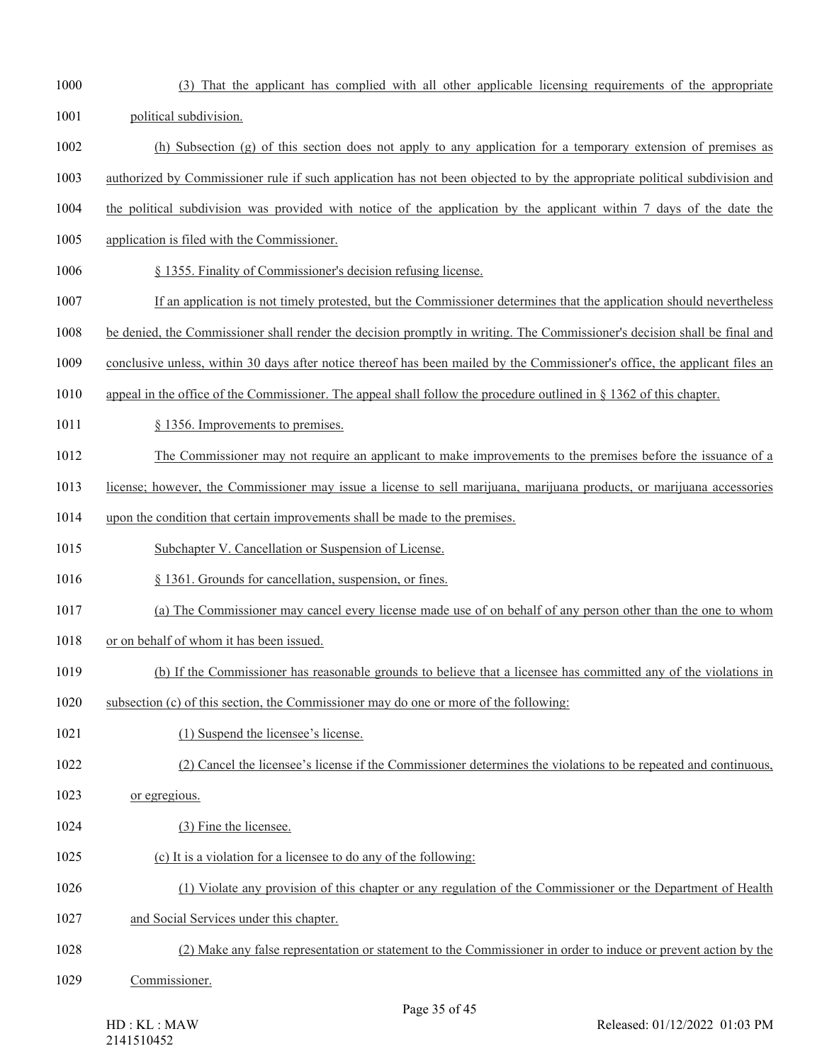(3) That the applicant has complied with all other applicable licensing requirements of the appropriate political subdivision.

(h) Subsection (g) of this section does not apply to any application for a temporary extension of premises as authorized by Commissioner rule if such application has not been objected to by the appropriate political subdivision and the political subdivision was provided with notice of the application by the applicant within 7 days of the date the application is filed with the Commissioner.

§ 1355. Finality of Commissioner's decision refusing license.

If an application is not timely protested, but the Commissioner determines that the application should nevertheless be denied, the Commissioner shall render the decision promptly in writing. The Commissioner's decision shall be final and conclusive unless, within 30 days after notice thereof has been mailed by the Commissioner's office, the applicant files an appeal in the office of the Commissioner. The appeal shall follow the procedure outlined in § 1362 of this chapter.

§ 1356. Improvements to premises.

The Commissioner may not require an applicant to make improvements to the premises before the issuance of a license; however, the Commissioner may issue a license to sell marijuana, marijuana products, or marijuana accessories upon the condition that certain improvements shall be made to the premises.

Subchapter V. Cancellation or Suspension of License.

§ 1361. Grounds for cancellation, suspension, or fines.

(a) The Commissioner may cancel every license made use of on behalf of any person other than the one to whom or on behalf of whom it has been issued.

(b) If the Commissioner has reasonable grounds to believe that a licensee has committed any of the violations in subsection (c) of this section, the Commissioner may do one or more of the following:

(1) Suspend the licensee's license.

(2) Cancel the licensee's license if the Commissioner determines the violations to be repeated and continuous, or egregious.

(3) Fine the licensee.

(c) It is a violation for a licensee to do any of the following:

(1) Violate any provision of this chapter or any regulation of the Commissioner or the Department of Health and Social Services under this chapter.

(2) Make any false representation or statement to the Commissioner in order to induce or prevent action by the Commissioner.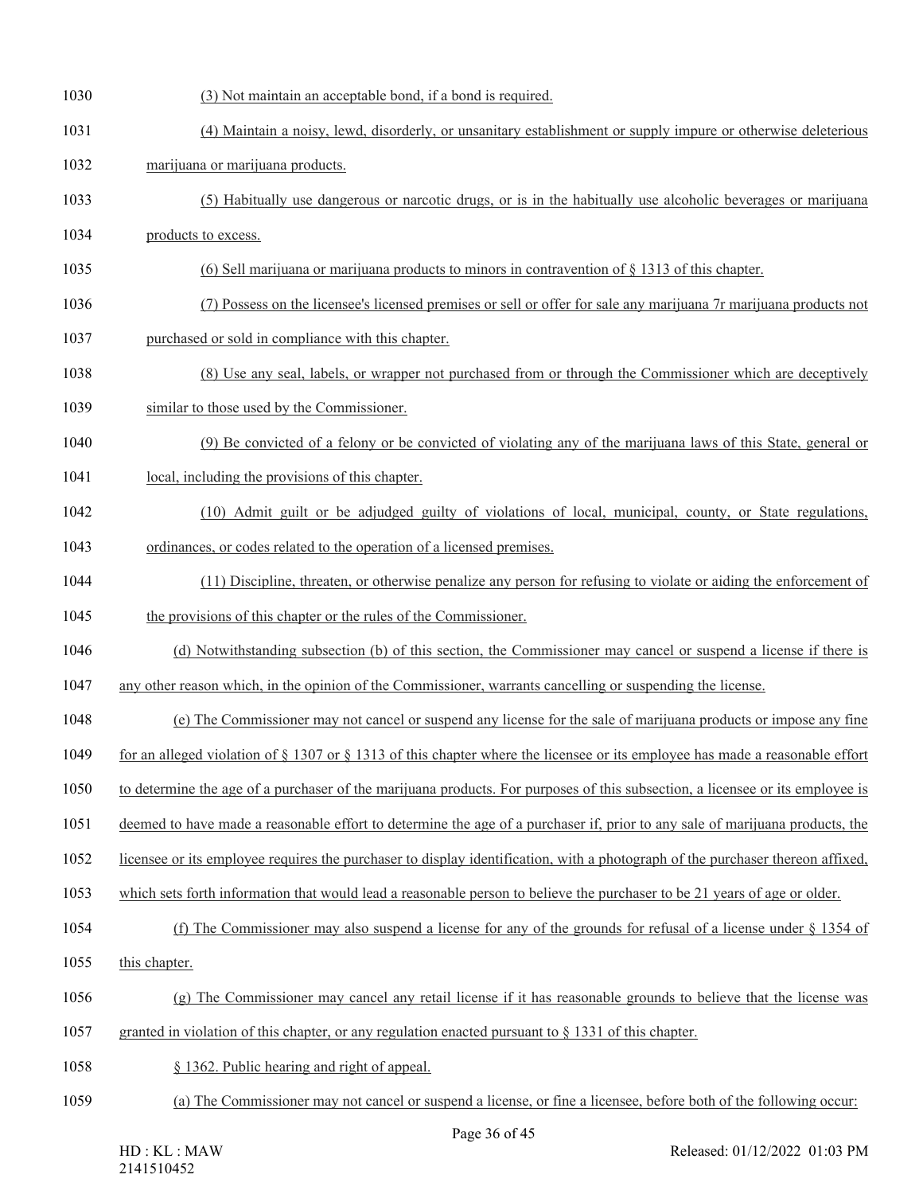(3) Not maintain an acceptable bond, if a bond is required.

(4) Maintain a noisy, lewd, disorderly, or unsanitary establishment or supply impure or otherwise deleterious marijuana or marijuana products.

(5) Habitually use dangerous or narcotic drugs, or is in the habitually use alcoholic beverages or marijuana products to excess.

(6) Sell marijuana or marijuana products to minors in contravention of § 1313 of this chapter.

(7) Possess on the licensee's licensed premises or sell or offer for sale any marijuana 7r marijuana products not purchased or sold in compliance with this chapter.

(8) Use any seal, labels, or wrapper not purchased from or through the Commissioner which are deceptively similar to those used by the Commissioner.

(9) Be convicted of a felony or be convicted of violating any of the marijuana laws of this State, general or local, including the provisions of this chapter.

(10) Admit guilt or be adjudged guilty of violations of local, municipal, county, or State regulations, ordinances, or codes related to the operation of a licensed premises.

(11) Discipline, threaten, or otherwise penalize any person for refusing to violate or aiding the enforcement of the provisions of this chapter or the rules of the Commissioner.

(d) Notwithstanding subsection (b) of this section, the Commissioner may cancel or suspend a license if there is any other reason which, in the opinion of the Commissioner, warrants cancelling or suspending the license.

(e) The Commissioner may not cancel or suspend any license for the sale of marijuana products or impose any fine for an alleged violation of § 1307 or § 1313 of this chapter where the licensee or its employee has made a reasonable effort to determine the age of a purchaser of the marijuana products. For purposes of this subsection, a licensee or its employee is deemed to have made a reasonable effort to determine the age of a purchaser if, prior to any sale of marijuana products, the licensee or its employee requires the purchaser to display identification, with a photograph of the purchaser thereon affixed, which sets forth information that would lead a reasonable person to believe the purchaser to be 21 years of age or older.

(f) The Commissioner may also suspend a license for any of the grounds for refusal of a license under § 1354 of this chapter.

(g) The Commissioner may cancel any retail license if it has reasonable grounds to believe that the license was granted in violation of this chapter, or any regulation enacted pursuant to § 1331 of this chapter.

§ 1362. Public hearing and right of appeal.

(a) The Commissioner may not cancel or suspend a license, or fine a licensee, before both of the following occur: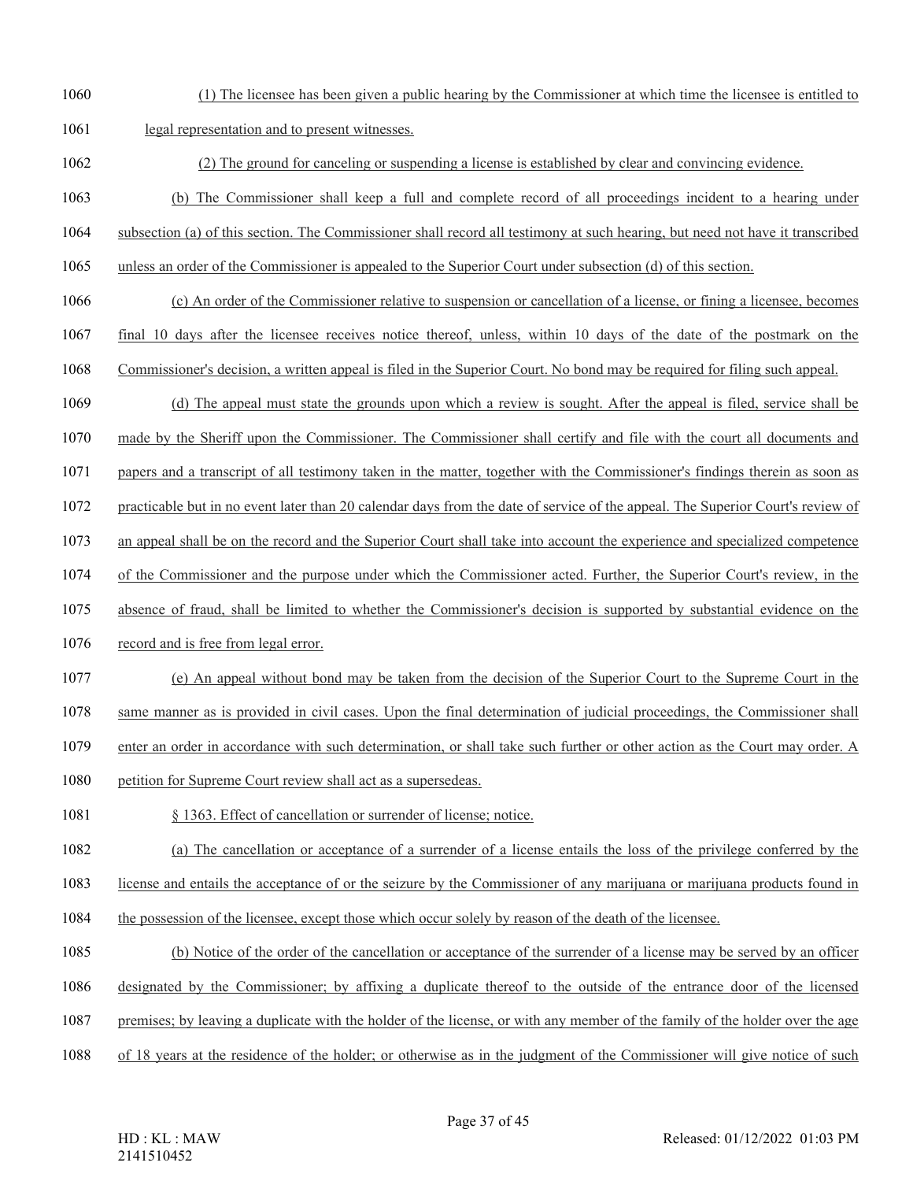(1) The licensee has been given a public hearing by the Commissioner at which time the licensee is entitled to legal representation and to present witnesses.

(2) The ground for canceling or suspending a license is established by clear and convincing evidence.

(b) The Commissioner shall keep a full and complete record of all proceedings incident to a hearing under subsection (a) of this section. The Commissioner shall record all testimony at such hearing, but need not have it transcribed unless an order of the Commissioner is appealed to the Superior Court under subsection (d) of this section.

(c) An order of the Commissioner relative to suspension or cancellation of a license, or fining a licensee, becomes final 10 days after the licensee receives notice thereof, unless, within 10 days of the date of the postmark on the Commissioner's decision, a written appeal is filed in the Superior Court. No bond may be required for filing such appeal.

(d) The appeal must state the grounds upon which a review is sought. After the appeal is filed, service shall be made by the Sheriff upon the Commissioner. The Commissioner shall certify and file with the court all documents and papers and a transcript of all testimony taken in the matter, together with the Commissioner's findings therein as soon as practicable but in no event later than 20 calendar days from the date of service of the appeal. The Superior Court's review of an appeal shall be on the record and the Superior Court shall take into account the experience and specialized competence of the Commissioner and the purpose under which the Commissioner acted. Further, the Superior Court's review, in the absence of fraud, shall be limited to whether the Commissioner's decision is supported by substantial evidence on the record and is free from legal error.

(e) An appeal without bond may be taken from the decision of the Superior Court to the Supreme Court in the same manner as is provided in civil cases. Upon the final determination of judicial proceedings, the Commissioner shall enter an order in accordance with such determination, or shall take such further or other action as the Court may order. A petition for Supreme Court review shall act as a supersedeas.

§ 1363. Effect of cancellation or surrender of license; notice.

(a) The cancellation or acceptance of a surrender of a license entails the loss of the privilege conferred by the license and entails the acceptance of or the seizure by the Commissioner of any marijuana or marijuana products found in the possession of the licensee, except those which occur solely by reason of the death of the licensee.

(b) Notice of the order of the cancellation or acceptance of the surrender of a license may be served by an officer designated by the Commissioner; by affixing a duplicate thereof to the outside of the entrance door of the licensed premises; by leaving a duplicate with the holder of the license, or with any member of the family of the holder over the age of 18 years at the residence of the holder; or otherwise as in the judgment of the Commissioner will give notice of such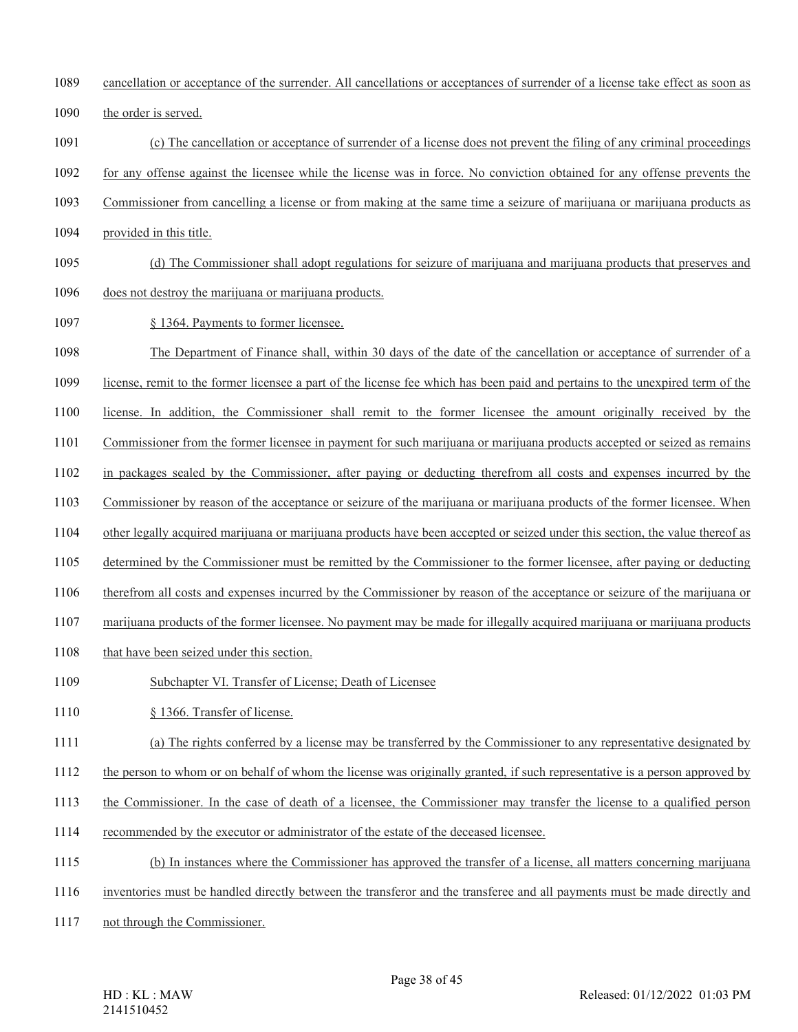cancellation or acceptance of the surrender. All cancellations or acceptances of surrender of a license take effect as soon as the order is served.

(c) The cancellation or acceptance of surrender of a license does not prevent the filing of any criminal proceedings for any offense against the licensee while the license was in force. No conviction obtained for any offense prevents the Commissioner from cancelling a license or from making at the same time a seizure of marijuana or marijuana products as provided in this title.

(d) The Commissioner shall adopt regulations for seizure of marijuana and marijuana products that preserves and does not destroy the marijuana or marijuana products.

§ 1364. Payments to former licensee.

The Department of Finance shall, within 30 days of the date of the cancellation or acceptance of surrender of a license, remit to the former licensee a part of the license fee which has been paid and pertains to the unexpired term of the license. In addition, the Commissioner shall remit to the former licensee the amount originally received by the Commissioner from the former licensee in payment for such marijuana or marijuana products accepted or seized as remains in packages sealed by the Commissioner, after paying or deducting therefrom all costs and expenses incurred by the Commissioner by reason of the acceptance or seizure of the marijuana or marijuana products of the former licensee. When other legally acquired marijuana or marijuana products have been accepted or seized under this section, the value thereof as determined by the Commissioner must be remitted by the Commissioner to the former licensee, after paying or deducting therefrom all costs and expenses incurred by the Commissioner by reason of the acceptance or seizure of the marijuana or marijuana products of the former licensee. No payment may be made for illegally acquired marijuana or marijuana products that have been seized under this section.

Subchapter VI. Transfer of License; Death of Licensee

§ 1366. Transfer of license.

(a) The rights conferred by a license may be transferred by the Commissioner to any representative designated by the person to whom or on behalf of whom the license was originally granted, if such representative is a person approved by the Commissioner. In the case of death of a licensee, the Commissioner may transfer the license to a qualified person recommended by the executor or administrator of the estate of the deceased licensee.

(b) In instances where the Commissioner has approved the transfer of a license, all matters concerning marijuana inventories must be handled directly between the transferor and the transferee and all payments must be made directly and not through the Commissioner.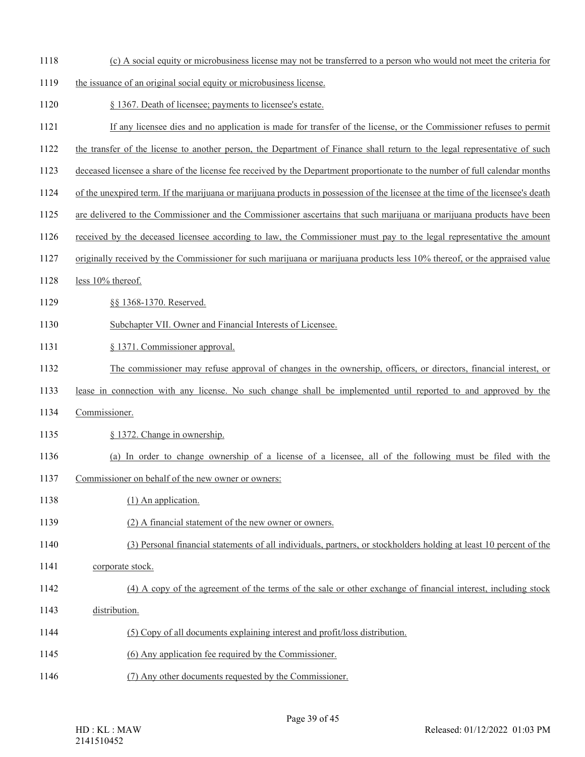(c) A social equity or microbusiness license may not be transferred to a person who would not meet the criteria for the issuance of an original social equity or microbusiness license.

§ 1367. Death of licensee; payments to licensee's estate.

If any licensee dies and no application is made for transfer of the license, or the Commissioner refuses to permit the transfer of the license to another person, the Department of Finance shall return to the legal representative of such deceased licensee a share of the license fee received by the Department proportionate to the number of full calendar months of the unexpired term. If the marijuana or marijuana products in possession of the licensee at the time of the licensee's death are delivered to the Commissioner and the Commissioner ascertains that such marijuana or marijuana products have been received by the deceased licensee according to law, the Commissioner must pay to the legal representative the amount originally received by the Commissioner for such marijuana or marijuana products less 10% thereof, or the appraised value less 10% thereof.

§§ 1368-1370. Reserved.

Subchapter VII. Owner and Financial Interests of Licensee.

§ 1371. Commissioner approval.

The commissioner may refuse approval of changes in the ownership, officers, or directors, financial interest, or lease in connection with any license. No such change shall be implemented until reported to and approved by the Commissioner.

§ 1372. Change in ownership.

(a) In order to change ownership of a license of a licensee, all of the following must be filed with the Commissioner on behalf of the new owner or owners:

(1) An application.

(2) A financial statement of the new owner or owners.

(3) Personal financial statements of all individuals, partners, or stockholders holding at least 10 percent of the corporate stock.

(4) A copy of the agreement of the terms of the sale or other exchange of financial interest, including stock distribution.

(5) Copy of all documents explaining interest and profit/loss distribution.

(6) Any application fee required by the Commissioner.

(7) Any other documents requested by the Commissioner.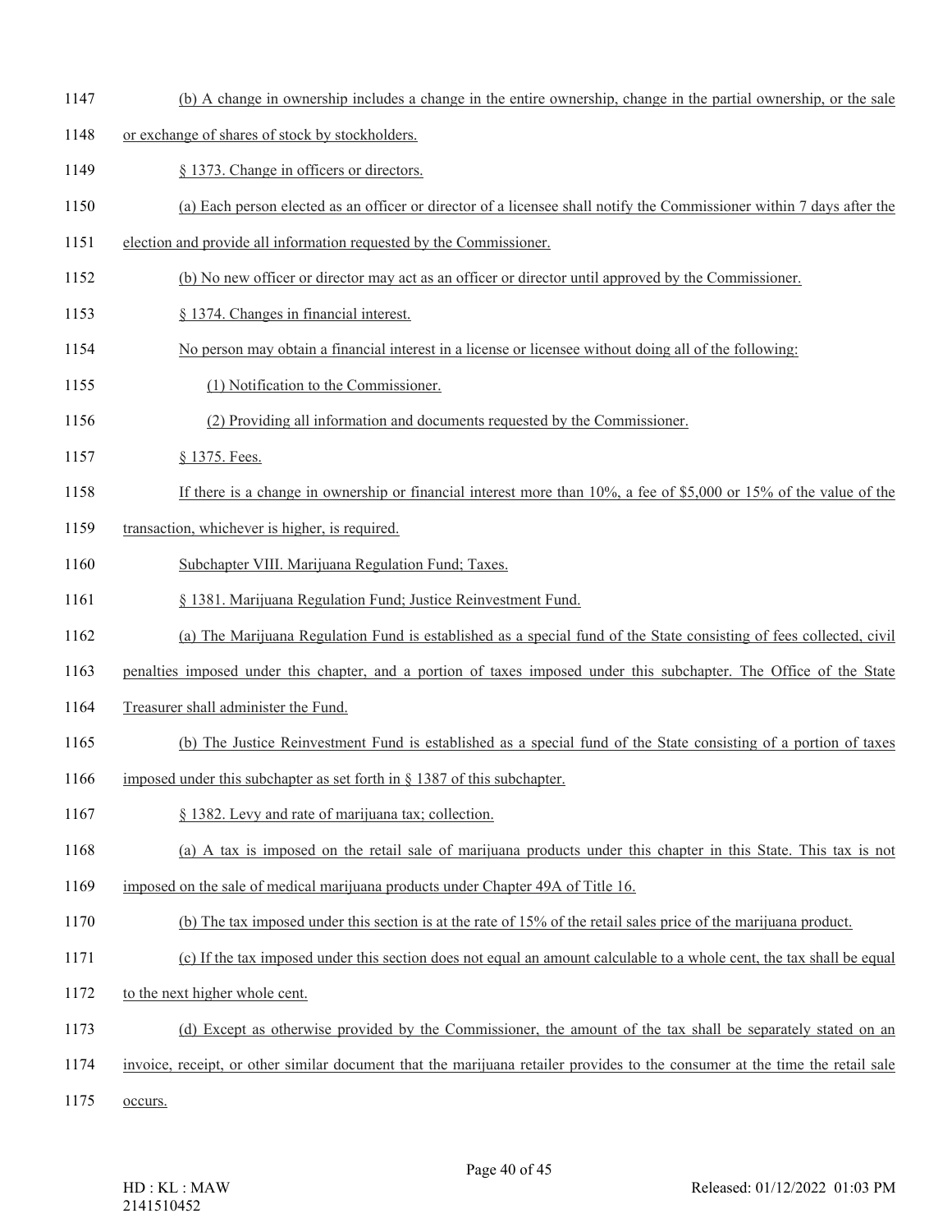(b) A change in ownership includes a change in the entire ownership, change in the partial ownership, or the sale or exchange of shares of stock by stockholders.

§ 1373. Change in officers or directors.

(a) Each person elected as an officer or director of a licensee shall notify the Commissioner within 7 days after the election and provide all information requested by the Commissioner.

(b) No new officer or director may act as an officer or director until approved by the Commissioner.

§ 1374. Changes in financial interest.

No person may obtain a financial interest in a license or licensee without doing all of the following:

(1) Notification to the Commissioner.

(2) Providing all information and documents requested by the Commissioner.

§ 1375. Fees.

If there is a change in ownership or financial interest more than 10%, a fee of $5,000 or 15% of the value of the transaction, whichever is higher, is required.

Subchapter VIII. Marijuana Regulation Fund; Taxes.

§ 1381. Marijuana Regulation Fund; Justice Reinvestment Fund.

(a) The Marijuana Regulation Fund is established as a special fund of the State consisting of fees collected, civil penalties imposed under this chapter, and a portion of taxes imposed under this subchapter. The Office of the State Treasurer shall administer the Fund.

(b) The Justice Reinvestment Fund is established as a special fund of the State consisting of a portion of taxes imposed under this subchapter as set forth in § 1387 of this subchapter.

§ 1382. Levy and rate of marijuana tax; collection.

(a) A tax is imposed on the retail sale of marijuana products under this chapter in this State. This tax is not imposed on the sale of medical marijuana products under Chapter 49A of Title 16.

(b) The tax imposed under this section is at the rate of 15% of the retail sales price of the marijuana product.

(c) If the tax imposed under this section does not equal an amount calculable to a whole cent, the tax shall be equal to the next higher whole cent.

(d) Except as otherwise provided by the Commissioner, the amount of the tax shall be separately stated on an invoice, receipt, or other similar document that the marijuana retailer provides to the consumer at the time the retail sale occurs.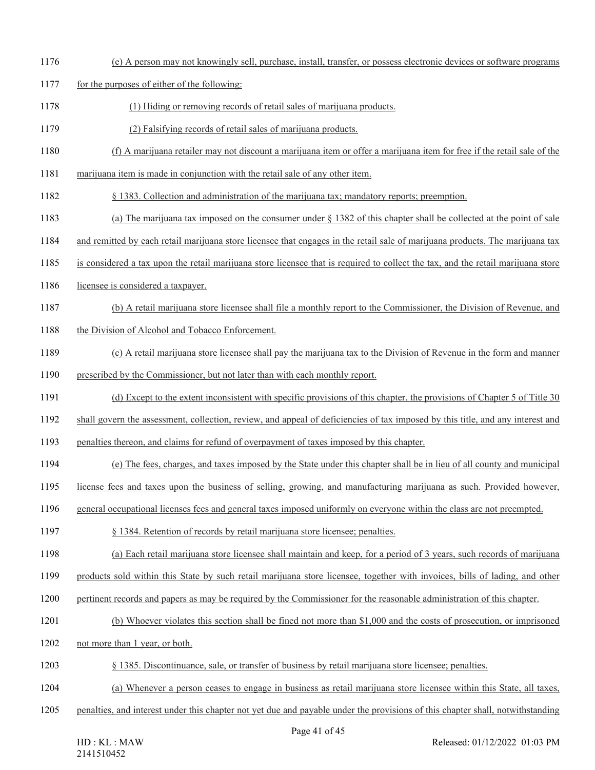(e) A person may not knowingly sell, purchase, install, transfer, or possess electronic devices or software programs for the purposes of either of the following:

(1) Hiding or removing records of retail sales of marijuana products.

(2) Falsifying records of retail sales of marijuana products.

(f) A marijuana retailer may not discount a marijuana item or offer a marijuana item for free if the retail sale of the marijuana item is made in conjunction with the retail sale of any other item.

§ 1383. Collection and administration of the marijuana tax; mandatory reports; preemption.

(a) The marijuana tax imposed on the consumer under § 1382 of this chapter shall be collected at the point of sale and remitted by each retail marijuana store licensee that engages in the retail sale of marijuana products. The marijuana tax is considered a tax upon the retail marijuana store licensee that is required to collect the tax, and the retail marijuana store licensee is considered a taxpayer.

(b) A retail marijuana store licensee shall file a monthly report to the Commissioner, the Division of Revenue, and the Division of Alcohol and Tobacco Enforcement.

(c) A retail marijuana store licensee shall pay the marijuana tax to the Division of Revenue in the form and manner prescribed by the Commissioner, but not later than with each monthly report.

(d) Except to the extent inconsistent with specific provisions of this chapter, the provisions of Chapter 5 of Title 30 shall govern the assessment, collection, review, and appeal of deficiencies of tax imposed by this title, and any interest and penalties thereon, and claims for refund of overpayment of taxes imposed by this chapter.

(e) The fees, charges, and taxes imposed by the State under this chapter shall be in lieu of all county and municipal license fees and taxes upon the business of selling, growing, and manufacturing marijuana as such. Provided however, general occupational licenses fees and general taxes imposed uniformly on everyone within the class are not preempted.

§ 1384. Retention of records by retail marijuana store licensee; penalties.

(a) Each retail marijuana store licensee shall maintain and keep, for a period of 3 years, such records of marijuana products sold within this State by such retail marijuana store licensee, together with invoices, bills of lading, and other pertinent records and papers as may be required by the Commissioner for the reasonable administration of this chapter.

(b) Whoever violates this section shall be fined not more than $1,000 and the costs of prosecution, or imprisoned not more than 1 year, or both.

§ 1385. Discontinuance, sale, or transfer of business by retail marijuana store licensee; penalties.

(a) Whenever a person ceases to engage in business as retail marijuana store licensee within this State, all taxes, penalties, and interest under this chapter not yet due and payable under the provisions of this chapter shall, notwithstanding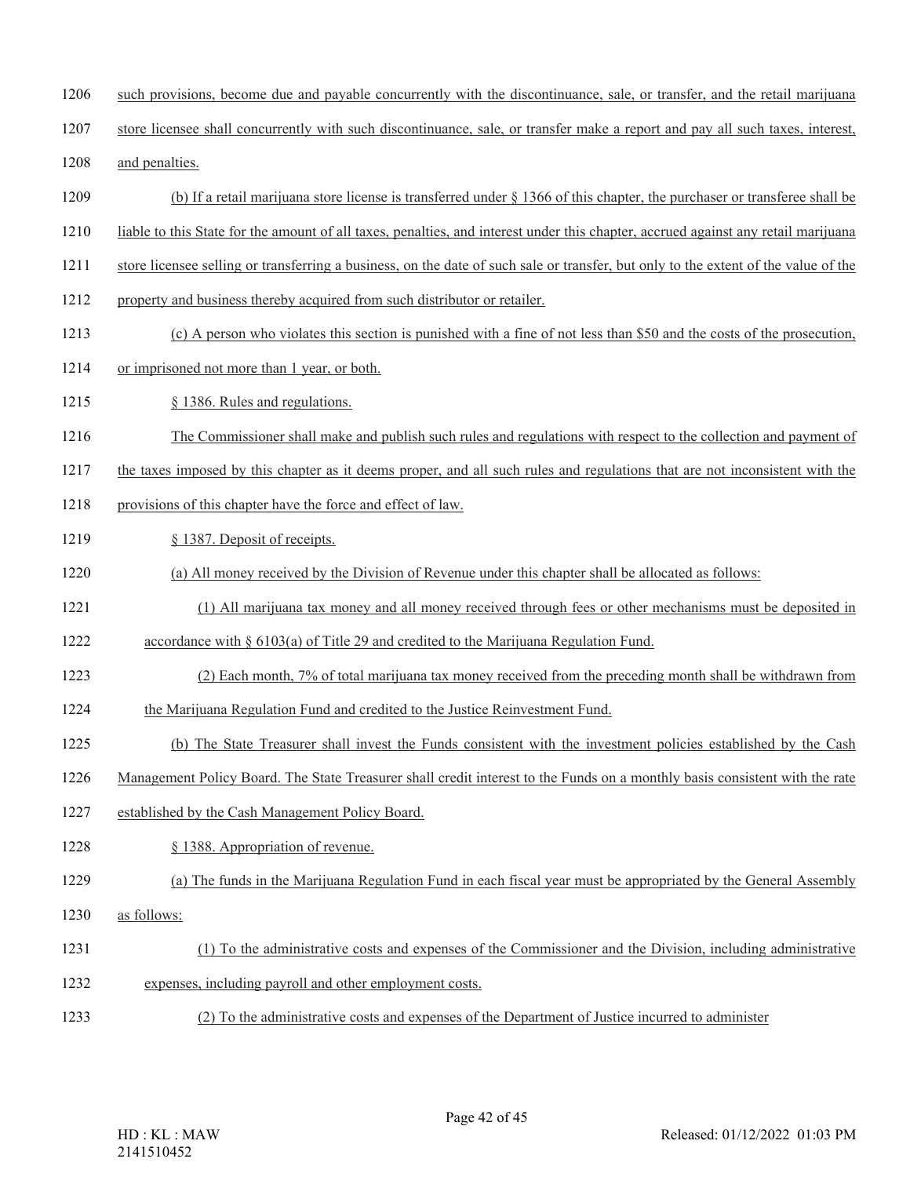such provisions, become due and payable concurrently with the discontinuance, sale, or transfer, and the retail marijuana store licensee shall concurrently with such discontinuance, sale, or transfer make a report and pay all such taxes, interest, and penalties.

(b) If a retail marijuana store license is transferred under § 1366 of this chapter, the purchaser or transferee shall be liable to this State for the amount of all taxes, penalties, and interest under this chapter, accrued against any retail marijuana store licensee selling or transferring a business, on the date of such sale or transfer, but only to the extent of the value of the property and business thereby acquired from such distributor or retailer.

(c) A person who violates this section is punished with a fine of not less than $50 and the costs of the prosecution, or imprisoned not more than 1 year, or both.

§ 1386. Rules and regulations.

The Commissioner shall make and publish such rules and regulations with respect to the collection and payment of the taxes imposed by this chapter as it deems proper, and all such rules and regulations that are not inconsistent with the provisions of this chapter have the force and effect of law.

§ 1387. Deposit of receipts.

(a) All money received by the Division of Revenue under this chapter shall be allocated as follows:

(1) All marijuana tax money and all money received through fees or other mechanisms must be deposited in accordance with § 6103(a) of Title 29 and credited to the Marijuana Regulation Fund.

(2) Each month, 7% of total marijuana tax money received from the preceding month shall be withdrawn from the Marijuana Regulation Fund and credited to the Justice Reinvestment Fund.

(b) The State Treasurer shall invest the Funds consistent with the investment policies established by the Cash Management Policy Board. The State Treasurer shall credit interest to the Funds on a monthly basis consistent with the rate established by the Cash Management Policy Board.

§ 1388. Appropriation of revenue.

(a) The funds in the Marijuana Regulation Fund in each fiscal year must be appropriated by the General Assembly as follows:

(1) To the administrative costs and expenses of the Commissioner and the Division, including administrative expenses, including payroll and other employment costs.

(2) To the administrative costs and expenses of the Department of Justice incurred to administer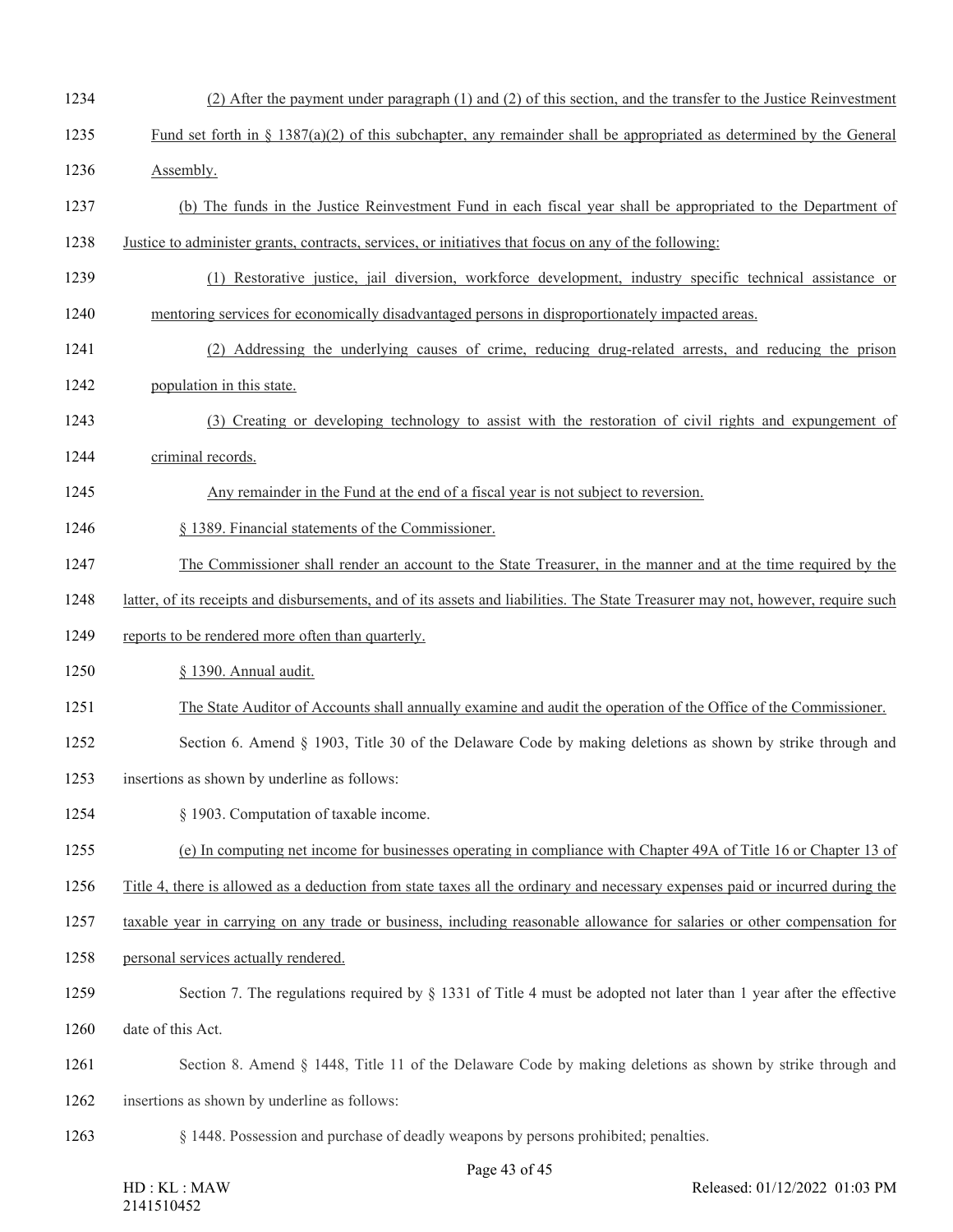(2) After the payment under paragraph (1) and (2) of this section, and the transfer to the Justice Reinvestment Fund set forth in § 1387(a)(2) of this subchapter, any remainder shall be appropriated as determined by the General Assembly.

(b) The funds in the Justice Reinvestment Fund in each fiscal year shall be appropriated to the Department of Justice to administer grants, contracts, services, or initiatives that focus on any of the following:

(1) Restorative justice, jail diversion, workforce development, industry specific technical assistance or mentoring services for economically disadvantaged persons in disproportionately impacted areas.

(2) Addressing the underlying causes of crime, reducing drug-related arrests, and reducing the prison population in this state.

(3) Creating or developing technology to assist with the restoration of civil rights and expungement of criminal records.

Any remainder in the Fund at the end of a fiscal year is not subject to reversion.

§ 1389. Financial statements of the Commissioner.

The Commissioner shall render an account to the State Treasurer, in the manner and at the time required by the latter, of its receipts and disbursements, and of its assets and liabilities. The State Treasurer may not, however, require such reports to be rendered more often than quarterly.

§ 1390. Annual audit.

The State Auditor of Accounts shall annually examine and audit the operation of the Office of the Commissioner.

Section 6. Amend § 1903, Title 30 of the Delaware Code by making deletions as shown by strike through and insertions as shown by underline as follows:

§ 1903. Computation of taxable income.

(e) In computing net income for businesses operating in compliance with Chapter 49A of Title 16 or Chapter 13 of Title 4, there is allowed as a deduction from state taxes all the ordinary and necessary expenses paid or incurred during the taxable year in carrying on any trade or business, including reasonable allowance for salaries or other compensation for personal services actually rendered.

Section 7. The regulations required by § 1331 of Title 4 must be adopted not later than 1 year after the effective date of this Act.

Section 8. Amend § 1448, Title 11 of the Delaware Code by making deletions as shown by strike through and insertions as shown by underline as follows:

§ 1448. Possession and purchase of deadly weapons by persons prohibited; penalties.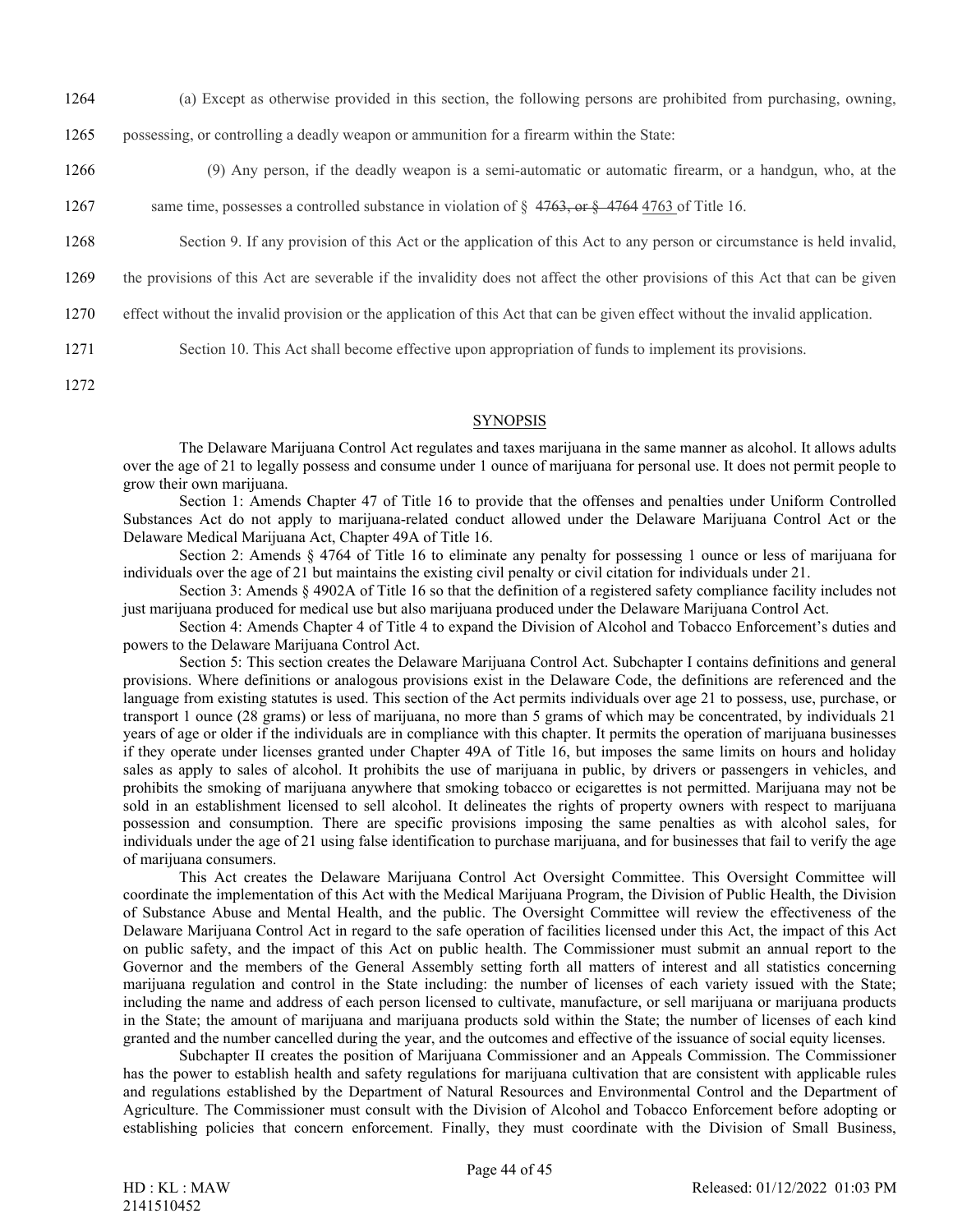1264 (a) Except as otherwise provided in this section, the following persons are prohibited from purchasing, owning,

1265 possessing, or controlling a deadly weapon or ammunition for a firearm within the State:

1266 (9) Any person, if the deadly weapon is a semi-automatic or automatic firearm, or a handgun, who, at the

1267 same time, possesses a controlled substance in violation of § ~~4763, or § 4764~~ 4763 of Title 16.

1268 Section 9. If any provision of this Act or the application of this Act to any person or circumstance is held invalid,

1269 the provisions of this Act are severable if the invalidity does not affect the other provisions of this Act that can be given

1270 effect without the invalid provision or the application of this Act that can be given effect without the invalid application.

1271 Section 10. This Act shall become effective upon appropriation of funds to implement its provisions.

1272

## SYNOPSIS

The Delaware Marijuana Control Act regulates and taxes marijuana in the same manner as alcohol. It allows adults over the age of 21 to legally possess and consume under 1 ounce of marijuana for personal use. It does not permit people to grow their own marijuana.

Section 1: Amends Chapter 47 of Title 16 to provide that the offenses and penalties under Uniform Controlled Substances Act do not apply to marijuana-related conduct allowed under the Delaware Marijuana Control Act or the Delaware Medical Marijuana Act, Chapter 49A of Title 16.

Section 2: Amends § 4764 of Title 16 to eliminate any penalty for possessing 1 ounce or less of marijuana for individuals over the age of 21 but maintains the existing civil penalty or civil citation for individuals under 21.

Section 3: Amends § 4902A of Title 16 so that the definition of a registered safety compliance facility includes not just marijuana produced for medical use but also marijuana produced under the Delaware Marijuana Control Act.

Section 4: Amends Chapter 4 of Title 4 to expand the Division of Alcohol and Tobacco Enforcement's duties and powers to the Delaware Marijuana Control Act.

Section 5: This section creates the Delaware Marijuana Control Act. Subchapter I contains definitions and general provisions. Where definitions or analogous provisions exist in the Delaware Code, the definitions are referenced and the language from existing statutes is used. This section of the Act permits individuals over age 21 to possess, use, purchase, or transport 1 ounce (28 grams) or less of marijuana, no more than 5 grams of which may be concentrated, by individuals 21 years of age or older if the individuals are in compliance with this chapter. It permits the operation of marijuana businesses if they operate under licenses granted under Chapter 49A of Title 16, but imposes the same limits on hours and holiday sales as apply to sales of alcohol. It prohibits the use of marijuana in public, by drivers or passengers in vehicles, and prohibits the smoking of marijuana anywhere that smoking tobacco or ecigarettes is not permitted. Marijuana may not be sold in an establishment licensed to sell alcohol. It delineates the rights of property owners with respect to marijuana possession and consumption. There are specific provisions imposing the same penalties as with alcohol sales, for individuals under the age of 21 using false identification to purchase marijuana, and for businesses that fail to verify the age of marijuana consumers.

This Act creates the Delaware Marijuana Control Act Oversight Committee. This Oversight Committee will coordinate the implementation of this Act with the Medical Marijuana Program, the Division of Public Health, the Division of Substance Abuse and Mental Health, and the public. The Oversight Committee will review the effectiveness of the Delaware Marijuana Control Act in regard to the safe operation of facilities licensed under this Act, the impact of this Act on public safety, and the impact of this Act on public health. The Commissioner must submit an annual report to the Governor and the members of the General Assembly setting forth all matters of interest and all statistics concerning marijuana regulation and control in the State including: the number of licenses of each variety issued with the State; including the name and address of each person licensed to cultivate, manufacture, or sell marijuana or marijuana products in the State; the amount of marijuana and marijuana products sold within the State; the number of licenses of each kind granted and the number cancelled during the year, and the outcomes and effective of the issuance of social equity licenses.

Subchapter II creates the position of Marijuana Commissioner and an Appeals Commission. The Commissioner has the power to establish health and safety regulations for marijuana cultivation that are consistent with applicable rules and regulations established by the Department of Natural Resources and Environmental Control and the Department of Agriculture. The Commissioner must consult with the Division of Alcohol and Tobacco Enforcement before adopting or establishing policies that concern enforcement. Finally, they must coordinate with the Division of Small Business,

HD : KL : MAW
2141510452

Released: 01/12/2022 01:03 PM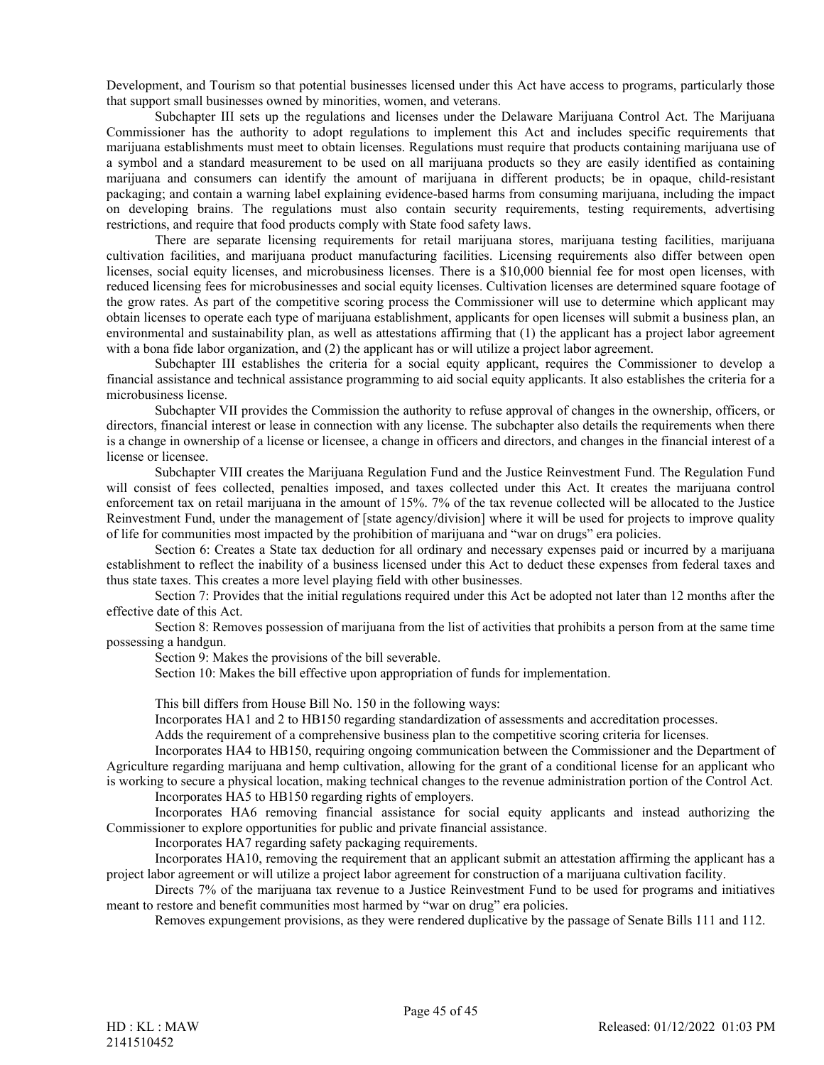Development, and Tourism so that potential businesses licensed under this Act have access to programs, particularly those that support small businesses owned by minorities, women, and veterans.

Subchapter III sets up the regulations and licenses under the Delaware Marijuana Control Act. The Marijuana Commissioner has the authority to adopt regulations to implement this Act and includes specific requirements that marijuana establishments must meet to obtain licenses. Regulations must require that products containing marijuana use of a symbol and a standard measurement to be used on all marijuana products so they are easily identified as containing marijuana and consumers can identify the amount of marijuana in different products; be in opaque, child-resistant packaging; and contain a warning label explaining evidence-based harms from consuming marijuana, including the impact on developing brains. The regulations must also contain security requirements, testing requirements, advertising restrictions, and require that food products comply with State food safety laws.

There are separate licensing requirements for retail marijuana stores, marijuana testing facilities, marijuana cultivation facilities, and marijuana product manufacturing facilities. Licensing requirements also differ between open licenses, social equity licenses, and microbusiness licenses. There is a $10,000 biennial fee for most open licenses, with reduced licensing fees for microbusinesses and social equity licenses. Cultivation licenses are determined square footage of the grow rates. As part of the competitive scoring process the Commissioner will use to determine which applicant may obtain licenses to operate each type of marijuana establishment, applicants for open licenses will submit a business plan, an environmental and sustainability plan, as well as attestations affirming that (1) the applicant has a project labor agreement with a bona fide labor organization, and (2) the applicant has or will utilize a project labor agreement.

Subchapter III establishes the criteria for a social equity applicant, requires the Commissioner to develop a financial assistance and technical assistance programming to aid social equity applicants. It also establishes the criteria for a microbusiness license.

Subchapter VII provides the Commission the authority to refuse approval of changes in the ownership, officers, or directors, financial interest or lease in connection with any license. The subchapter also details the requirements when there is a change in ownership of a license or licensee, a change in officers and directors, and changes in the financial interest of a license or licensee.

Subchapter VIII creates the Marijuana Regulation Fund and the Justice Reinvestment Fund. The Regulation Fund will consist of fees collected, penalties imposed, and taxes collected under this Act. It creates the marijuana control enforcement tax on retail marijuana in the amount of 15%. 7% of the tax revenue collected will be allocated to the Justice Reinvestment Fund, under the management of [state agency/division] where it will be used for projects to improve quality of life for communities most impacted by the prohibition of marijuana and "war on drugs" era policies.

Section 6: Creates a State tax deduction for all ordinary and necessary expenses paid or incurred by a marijuana establishment to reflect the inability of a business licensed under this Act to deduct these expenses from federal taxes and thus state taxes. This creates a more level playing field with other businesses.

Section 7: Provides that the initial regulations required under this Act be adopted not later than 12 months after the effective date of this Act.

Section 8: Removes possession of marijuana from the list of activities that prohibits a person from at the same time possessing a handgun.

Section 9: Makes the provisions of the bill severable.

Section 10: Makes the bill effective upon appropriation of funds for implementation.

This bill differs from House Bill No. 150 in the following ways:

Incorporates HA1 and 2 to HB150 regarding standardization of assessments and accreditation processes.

Adds the requirement of a comprehensive business plan to the competitive scoring criteria for licenses.

Incorporates HA4 to HB150, requiring ongoing communication between the Commissioner and the Department of Agriculture regarding marijuana and hemp cultivation, allowing for the grant of a conditional license for an applicant who is working to secure a physical location, making technical changes to the revenue administration portion of the Control Act.

Incorporates HA5 to HB150 regarding rights of employers.

Incorporates HA6 removing financial assistance for social equity applicants and instead authorizing the Commissioner to explore opportunities for public and private financial assistance.

Incorporates HA7 regarding safety packaging requirements.

Incorporates HA10, removing the requirement that an applicant submit an attestation affirming the applicant has a project labor agreement or will utilize a project labor agreement for construction of a marijuana cultivation facility.

Directs 7% of the marijuana tax revenue to a Justice Reinvestment Fund to be used for programs and initiatives meant to restore and benefit communities most harmed by "war on drug" era policies.

Removes expungement provisions, as they were rendered duplicative by the passage of Senate Bills 111 and 112.

HD : KL : MAW
2141510452

Released: 01/12/2022 01:03 PM